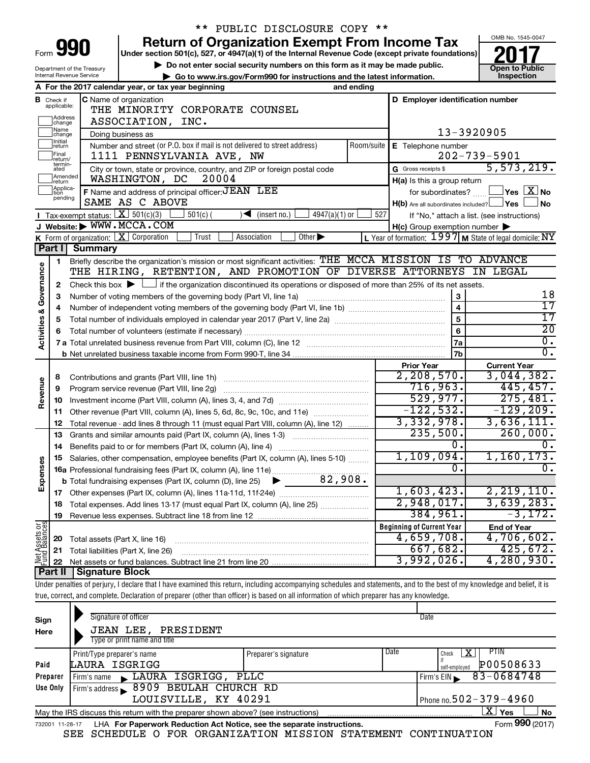** PUBLIC DISCLOSURE COPY **

# Form 990 — Return of Organization Exempt From Income Tax

Under section 501(c), 527, or 4947(a)(1) of the Internal Revenue Code (except private foundations)

▶ Do not enter social security numbers on this form as it may be made public.

▶ Go to www.irs.gov/Form990 for instructions and the latest information.

Department of the Treasury
Internal Revenue Service

OMB No. 1545-0047

**2017**

Open to Public Inspection

**A** For the 2017 calendar year, or tax year beginning and ending

**B** Check if applicable: Address change, Name change, Initial return, Final return/terminated, Amended return, Application pending

**C** Name of organization: THE MINORITY CORPORATE COUNSEL ASSOCIATION, INC.

Doing business as

Number and street (or P.O. box if mail is not delivered to street address): 1111 PENNSYLVANIA AVE, NW — Room/suite

City or town, state or province, country, and ZIP or foreign postal code: WASHINGTON, DC 20004

**D** Employer identification number: 13-3920905

**E** Telephone number: 202-739-5901

**G** Gross receipts $ 5,573,219.

**F** Name and address of principal officer: JEAN LEE, SAME AS C ABOVE

**H(a)** Is this a group return for subordinates? ☐ Yes ☒ No

**H(b)** Are all subordinates included? ☐ Yes ☐ No — If "No," attach a list. (see instructions)

**H(c)** Group exemption number ▶

**I** Tax-exempt status: ☒ 501(c)(3) ☐ 501(c) ( ) ◀ (insert no.) ☐ 4947(a)(1) or ☐ 527

**J** Website: ▶ WWW.MCCA.COM

**K** Form of organization: ☒ Corporation ☐ Trust ☐ Association ☐ Other ▶

**L** Year of formation: 1997 **M** State of legal domicile: NY

## Part I Summary

**Activities & Governance**

1. Briefly describe the organization's mission or most significant activities: THE MCCA MISSION IS TO ADVANCE THE HIRING, RETENTION, AND PROMOTION OF DIVERSE ATTORNEYS IN LEGAL
2. Check this box ▶ ☐ if the organization discontinued its operations or disposed of more than 25% of its net assets.

| | | | |
|---|---|---|---|
| 3 | Number of voting members of the governing body (Part VI, line 1a) | 3 | 18 |
| 4 | Number of independent voting members of the governing body (Part VI, line 1b) | 4 | 17 |
| 5 | Total number of individuals employed in calendar year 2017 (Part V, line 2a) | 5 | 17 |
| 6 | Total number of volunteers (estimate if necessary) | 6 | 20 |
| 7a | Total unrelated business revenue from Part VIII, column (C), line 12 | 7a | 0. |
| b | Net unrelated business taxable income from Form 990-T, line 34 | 7b | 0. |

| | | Prior Year | Current Year |
|---|---|---|---|
| **Revenue** | | | |
| 8 | Contributions and grants (Part VIII, line 1h) | 2,208,570. | 3,044,382. |
| 9 | Program service revenue (Part VIII, line 2g) | 716,963. | 445,457. |
| 10 | Investment income (Part VIII, column (A), lines 3, 4, and 7d) | 529,977. | 275,481. |
| 11 | Other revenue (Part VIII, column (A), lines 5, 6d, 8c, 9c, 10c, and 11e) | -122,532. | -129,209. |
| 12 | Total revenue - add lines 8 through 11 (must equal Part VIII, column (A), line 12) | 3,332,978. | 3,636,111. |
| **Expenses** | | | |
| 13 | Grants and similar amounts paid (Part IX, column (A), lines 1-3) | 235,500. | 260,000. |
| 14 | Benefits paid to or for members (Part IX, column (A), line 4) | 0. | 0. |
| 15 | Salaries, other compensation, employee benefits (Part IX, column (A), lines 5-10) | 1,109,094. | 1,160,173. |
| 16a | Professional fundraising fees (Part IX, column (A), line 11e) | 0. | 0. |
| b | Total fundraising expenses (Part IX, column (D), line 25) ▶ 82,908. | | |
| 17 | Other expenses (Part IX, column (A), lines 11a-11d, 11f-24e) | 1,603,423. | 2,219,110. |
| 18 | Total expenses. Add lines 13-17 (must equal Part IX, column (A), line 25) | 2,948,017. | 3,639,283. |
| 19 | Revenue less expenses. Subtract line 18 from line 12 | 384,961. | -3,172. |

| | **Net Assets or Fund Balances** | Beginning of Current Year | End of Year |
|---|---|---|---|
| 20 | Total assets (Part X, line 16) | 4,659,708. | 4,706,602. |
| 21 | Total liabilities (Part X, line 26) | 667,682. | 425,672. |
| 22 | Net assets or fund balances. Subtract line 21 from line 20 | 3,992,026. | 4,280,930. |

## Part II Signature Block

Under penalties of perjury, I declare that I have examined this return, including accompanying schedules and statements, and to the best of my knowledge and belief, it is true, correct, and complete. Declaration of preparer (other than officer) is based on all information of which preparer has any knowledge.

**Sign Here**

Signature of officer — Date

JEAN LEE, PRESIDENT
Type or print name and title

**Paid Preparer Use Only**

| Print/Type preparer's name | Preparer's signature | Date | Check ☒ if self-employed | PTIN |
|---|---|---|---|---|
| LAURA ISGRIGG | | | | P00508633 |

Firm's name ▶ LAURA ISGRIGG, PLLC — Firm's EIN ▶ 83-0684748

Firm's address ▶ 8909 BEULAH CHURCH RD, LOUISVILLE, KY 40291 — Phone no. 502-379-4960

May the IRS discuss this return with the preparer shown above? (see instructions) ☒ Yes ☐ No

732001 11-28-17 LHA For Paperwork Reduction Act Notice, see the separate instructions. Form 990 (2017)

SEE SCHEDULE O FOR ORGANIZATION MISSION STATEMENT CONTINUATION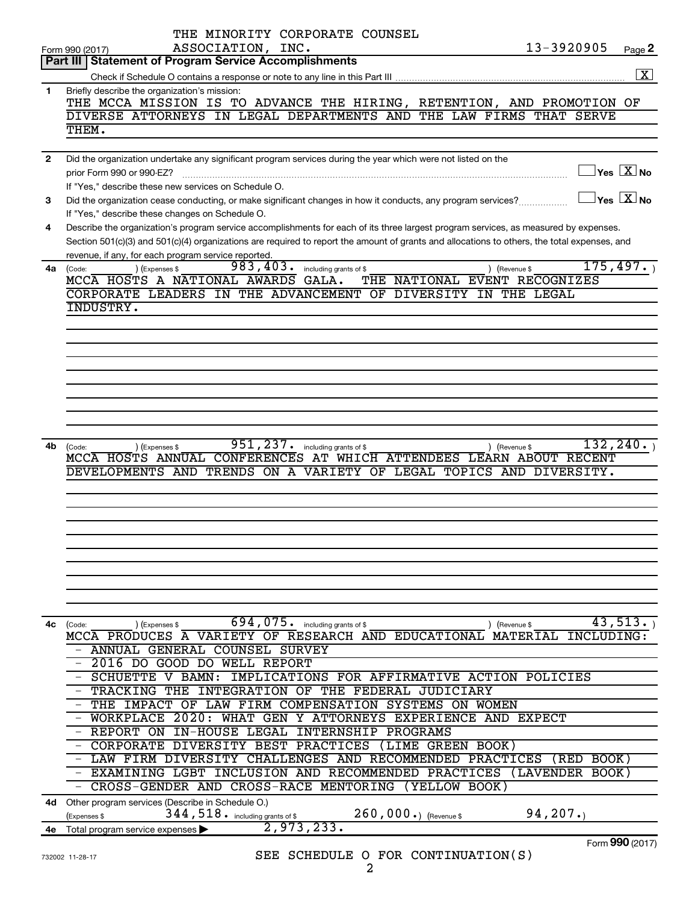THE MINORITY CORPORATE COUNSEL ASSOCIATION, INC.

Form 990 (2017) 13-3920905 Page **2**

## Part III | Statement of Program Service Accomplishments

Check if Schedule O contains a response or note to any line in this Part III ..... [X]

**1** Briefly describe the organization's mission:

THE MCCA MISSION IS TO ADVANCE THE HIRING, RETENTION, AND PROMOTION OF DIVERSE ATTORNEYS IN LEGAL DEPARTMENTS AND THE LAW FIRMS THAT SERVE THEM.

**2** Did the organization undertake any significant program services during the year which were not listed on the prior Form 990 or 990-EZ? ..... [ ] Yes [X] No

If "Yes," describe these new services on Schedule O.

**3** Did the organization cease conducting, or make significant changes in how it conducts, any program services? ..... [ ] Yes [X] No

If "Yes," describe these changes on Schedule O.

**4** Describe the organization's program service accomplishments for each of its three largest program services, as measured by expenses. Section 501(c)(3) and 501(c)(4) organizations are required to report the amount of grants and allocations to others, the total expenses, and revenue, if any, for each program service reported.

**4a** (Code: ) (Expenses $ 983,403. including grants of $ ) (Revenue $ 175,497.)

MCCA HOSTS A NATIONAL AWARDS GALA. THE NATIONAL EVENT RECOGNIZES CORPORATE LEADERS IN THE ADVANCEMENT OF DIVERSITY IN THE LEGAL INDUSTRY.

**4b** (Code: ) (Expenses $ 951,237. including grants of $ ) (Revenue $ 132,240.)

MCCA HOSTS ANNUAL CONFERENCES AT WHICH ATTENDEES LEARN ABOUT RECENT DEVELOPMENTS AND TRENDS ON A VARIETY OF LEGAL TOPICS AND DIVERSITY.

**4c** (Code: ) (Expenses $ 694,075. including grants of $ ) (Revenue $ 43,513.)

MCCA PRODUCES A VARIETY OF RESEARCH AND EDUCATIONAL MATERIAL INCLUDING:

- ANNUAL GENERAL COUNSEL SURVEY
- 2016 DO GOOD DO WELL REPORT
- SCHUETTE V BAMN: IMPLICATIONS FOR AFFIRMATIVE ACTION POLICIES
- TRACKING THE INTEGRATION OF THE FEDERAL JUDICIARY
- THE IMPACT OF LAW FIRM COMPENSATION SYSTEMS ON WOMEN
- WORKPLACE 2020: WHAT GEN Y ATTORNEYS EXPERIENCE AND EXPECT
- REPORT ON IN-HOUSE LEGAL INTERNSHIP PROGRAMS
- CORPORATE DIVERSITY BEST PRACTICES (LIME GREEN BOOK)
- LAW FIRM DIVERSITY CHALLENGES AND RECOMMENDED PRACTICES (RED BOOK)
- EXAMINING LGBT INCLUSION AND RECOMMENDED PRACTICES (LAVENDER BOOK)
- CROSS-GENDER AND CROSS-RACE MENTORING (YELLOW BOOK)

**4d** Other program services (Describe in Schedule O.)

(Expenses $ 344,518. including grants of $ 260,000.) (Revenue $ 94,207.)

**4e** Total program service expenses ▶ 2,973,233.

SEE SCHEDULE O FOR CONTINUATION(S)

732002 11-28-17 Form **990** (2017)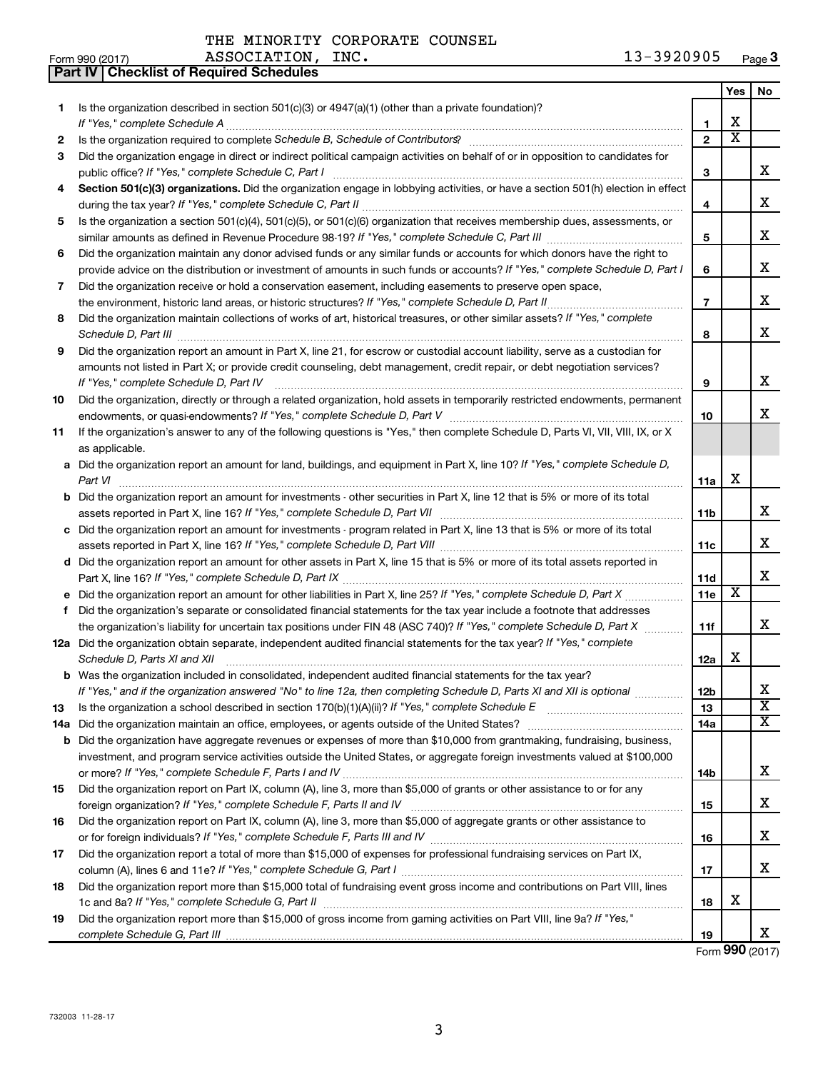THE MINORITY CORPORATE COUNSEL ASSOCIATION, INC. 13-3920905

Form 990 (2017)

## Part IV | Checklist of Required Schedules

| | | | Yes | No |
|---|---|---|---|---|
| 1 | Is the organization described in section 501(c)(3) or 4947(a)(1) (other than a private foundation)? *If "Yes," complete Schedule A* | 1 | X | |
| 2 | Is the organization required to complete *Schedule B, Schedule of Contributors*? | 2 | X | |
| 3 | Did the organization engage in direct or indirect political campaign activities on behalf of or in opposition to candidates for public office? *If "Yes," complete Schedule C, Part I* | 3 | | X |
| 4 | **Section 501(c)(3) organizations.** Did the organization engage in lobbying activities, or have a section 501(h) election in effect during the tax year? *If "Yes," complete Schedule C, Part II* | 4 | | X |
| 5 | Is the organization a section 501(c)(4), 501(c)(5), or 501(c)(6) organization that receives membership dues, assessments, or similar amounts as defined in Revenue Procedure 98-19? *If "Yes," complete Schedule C, Part III* | 5 | | X |
| 6 | Did the organization maintain any donor advised funds or any similar funds or accounts for which donors have the right to provide advice on the distribution or investment of amounts in such funds or accounts? *If "Yes," complete Schedule D, Part I* | 6 | | X |
| 7 | Did the organization receive or hold a conservation easement, including easements to preserve open space, the environment, historic land areas, or historic structures? *If "Yes," complete Schedule D, Part II* | 7 | | X |
| 8 | Did the organization maintain collections of works of art, historical treasures, or other similar assets? *If "Yes," complete Schedule D, Part III* | 8 | | X |
| 9 | Did the organization report an amount in Part X, line 21, for escrow or custodial account liability, serve as a custodian for amounts not listed in Part X; or provide credit counseling, debt management, credit repair, or debt negotiation services? *If "Yes," complete Schedule D, Part IV* | 9 | | X |
| 10 | Did the organization, directly or through a related organization, hold assets in temporarily restricted endowments, permanent endowments, or quasi-endowments? *If "Yes," complete Schedule D, Part V* | 10 | | X |
| 11 | If the organization's answer to any of the following questions is "Yes," then complete Schedule D, Parts VI, VII, VIII, IX, or X as applicable. | | | |
| a | Did the organization report an amount for land, buildings, and equipment in Part X, line 10? *If "Yes," complete Schedule D, Part VI* | 11a | X | |
| b | Did the organization report an amount for investments - other securities in Part X, line 12 that is 5% or more of its total assets reported in Part X, line 16? *If "Yes," complete Schedule D, Part VII* | 11b | | X |
| c | Did the organization report an amount for investments - program related in Part X, line 13 that is 5% or more of its total assets reported in Part X, line 16? *If "Yes," complete Schedule D, Part VIII* | 11c | | X |
| d | Did the organization report an amount for other assets in Part X, line 15 that is 5% or more of its total assets reported in Part X, line 16? *If "Yes," complete Schedule D, Part IX* | 11d | | X |
| e | Did the organization report an amount for other liabilities in Part X, line 25? *If "Yes," complete Schedule D, Part X* | 11e | X | |
| f | Did the organization's separate or consolidated financial statements for the tax year include a footnote that addresses the organization's liability for uncertain tax positions under FIN 48 (ASC 740)? *If "Yes," complete Schedule D, Part X* | 11f | | X |
| 12a | Did the organization obtain separate, independent audited financial statements for the tax year? *If "Yes," complete Schedule D, Parts XI and XII* | 12a | X | |
| b | Was the organization included in consolidated, independent audited financial statements for the tax year? *If "Yes," and if the organization answered "No" to line 12a, then completing Schedule D, Parts XI and XII is optional* | 12b | | X |
| 13 | Is the organization a school described in section 170(b)(1)(A)(ii)? *If "Yes," complete Schedule E* | 13 | | X |
| 14a | Did the organization maintain an office, employees, or agents outside of the United States? | 14a | | X |
| b | Did the organization have aggregate revenues or expenses of more than $10,000 from grantmaking, fundraising, business, investment, and program service activities outside the United States, or aggregate foreign investments valued at $100,000 or more? *If "Yes," complete Schedule F, Parts I and IV* | 14b | | X |
| 15 | Did the organization report on Part IX, column (A), line 3, more than $5,000 of grants or other assistance to or for any foreign organization? *If "Yes," complete Schedule F, Parts II and IV* | 15 | | X |
| 16 | Did the organization report on Part IX, column (A), line 3, more than $5,000 of aggregate grants or other assistance to or for foreign individuals? *If "Yes," complete Schedule F, Parts III and IV* | 16 | | X |
| 17 | Did the organization report a total of more than $15,000 of expenses for professional fundraising services on Part IX, column (A), lines 6 and 11e? *If "Yes," complete Schedule G, Part I* | 17 | | X |
| 18 | Did the organization report more than $15,000 total of fundraising event gross income and contributions on Part VIII, lines 1c and 8a? *If "Yes," complete Schedule G, Part II* | 18 | X | |
| 19 | Did the organization report more than $15,000 of gross income from gaming activities on Part VIII, line 9a? *If "Yes," complete Schedule G, Part III* | 19 | | X |

Form **990** (2017)

732003 11-28-17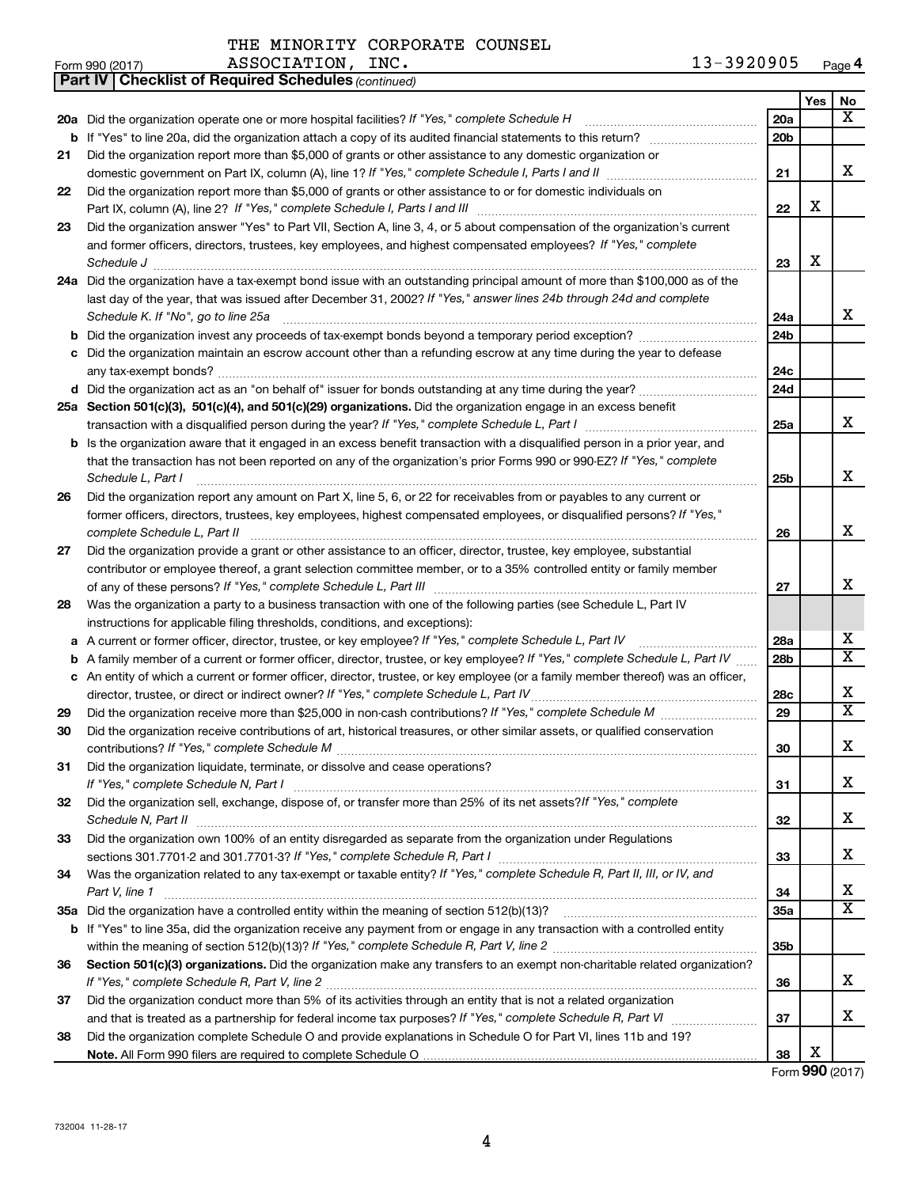THE MINORITY CORPORATE COUNSEL
Form 990 (2017) ASSOCIATION, INC. 13-3920905 Page 4

**Part IV | Checklist of Required Schedules** *(continued)*

| | | | Yes | No |
|---|---|---|---|---|
| 20a | Did the organization operate one or more hospital facilities? *If "Yes," complete Schedule H* | 20a | | X |
| b | If "Yes" to line 20a, did the organization attach a copy of its audited financial statements to this return? | 20b | | |
| 21 | Did the organization report more than $5,000 of grants or other assistance to any domestic organization or domestic government on Part IX, column (A), line 1? *If "Yes," complete Schedule I, Parts I and II* | 21 | | X |
| 22 | Did the organization report more than $5,000 of grants or other assistance to or for domestic individuals on Part IX, column (A), line 2? *If "Yes," complete Schedule I, Parts I and III* | 22 | X | |
| 23 | Did the organization answer "Yes" to Part VII, Section A, line 3, 4, or 5 about compensation of the organization's current and former officers, directors, trustees, key employees, and highest compensated employees? *If "Yes," complete Schedule J* | 23 | X | |
| 24a | Did the organization have a tax-exempt bond issue with an outstanding principal amount of more than $100,000 as of the last day of the year, that was issued after December 31, 2002? *If "Yes," answer lines 24b through 24d and complete Schedule K. If "No", go to line 25a* | 24a | | X |
| b | Did the organization invest any proceeds of tax-exempt bonds beyond a temporary period exception? | 24b | | |
| c | Did the organization maintain an escrow account other than a refunding escrow at any time during the year to defease any tax-exempt bonds? | 24c | | |
| d | Did the organization act as an "on behalf of" issuer for bonds outstanding at any time during the year? | 24d | | |
| 25a | **Section 501(c)(3), 501(c)(4), and 501(c)(29) organizations.** Did the organization engage in an excess benefit transaction with a disqualified person during the year? *If "Yes," complete Schedule L, Part I* | 25a | | X |
| b | Is the organization aware that it engaged in an excess benefit transaction with a disqualified person in a prior year, and that the transaction has not been reported on any of the organization's prior Forms 990 or 990-EZ? *If "Yes," complete Schedule L, Part I* | 25b | | X |
| 26 | Did the organization report any amount on Part X, line 5, 6, or 22 for receivables from or payables to any current or former officers, directors, trustees, key employees, highest compensated employees, or disqualified persons? *If "Yes," complete Schedule L, Part II* | 26 | | X |
| 27 | Did the organization provide a grant or other assistance to an officer, director, trustee, key employee, substantial contributor or employee thereof, a grant selection committee member, or to a 35% controlled entity or family member of any of these persons? *If "Yes," complete Schedule L, Part III* | 27 | | X |
| 28 | Was the organization a party to a business transaction with one of the following parties (see Schedule L, Part IV instructions for applicable filing thresholds, conditions, and exceptions): | | | |
| a | A current or former officer, director, trustee, or key employee? *If "Yes," complete Schedule L, Part IV* | 28a | | X |
| b | A family member of a current or former officer, director, trustee, or key employee? *If "Yes," complete Schedule L, Part IV* | 28b | | X |
| c | An entity of which a current or former officer, director, trustee, or key employee (or a family member thereof) was an officer, director, trustee, or direct or indirect owner? *If "Yes," complete Schedule L, Part IV* | 28c | | X |
| 29 | Did the organization receive more than $25,000 in non-cash contributions? *If "Yes," complete Schedule M* | 29 | | X |
| 30 | Did the organization receive contributions of art, historical treasures, or other similar assets, or qualified conservation contributions? *If "Yes," complete Schedule M* | 30 | | X |
| 31 | Did the organization liquidate, terminate, or dissolve and cease operations? *If "Yes," complete Schedule N, Part I* | 31 | | X |
| 32 | Did the organization sell, exchange, dispose of, or transfer more than 25% of its net assets? *If "Yes," complete Schedule N, Part II* | 32 | | X |
| 33 | Did the organization own 100% of an entity disregarded as separate from the organization under Regulations sections 301.7701-2 and 301.7701-3? *If "Yes," complete Schedule R, Part I* | 33 | | X |
| 34 | Was the organization related to any tax-exempt or taxable entity? *If "Yes," complete Schedule R, Part II, III, or IV, and Part V, line 1* | 34 | | X |
| 35a | Did the organization have a controlled entity within the meaning of section 512(b)(13)? | 35a | | X |
| b | If "Yes" to line 35a, did the organization receive any payment from or engage in any transaction with a controlled entity within the meaning of section 512(b)(13)? *If "Yes," complete Schedule R, Part V, line 2* | 35b | | |
| 36 | **Section 501(c)(3) organizations.** Did the organization make any transfers to an exempt non-charitable related organization? *If "Yes," complete Schedule R, Part V, line 2* | 36 | | X |
| 37 | Did the organization conduct more than 5% of its activities through an entity that is not a related organization and that is treated as a partnership for federal income tax purposes? *If "Yes," complete Schedule R, Part VI* | 37 | | X |
| 38 | Did the organization complete Schedule O and provide explanations in Schedule O for Part VI, lines 11b and 19? **Note.** All Form 990 filers are required to complete Schedule O | 38 | X | |

Form **990** (2017)

732004 11-28-17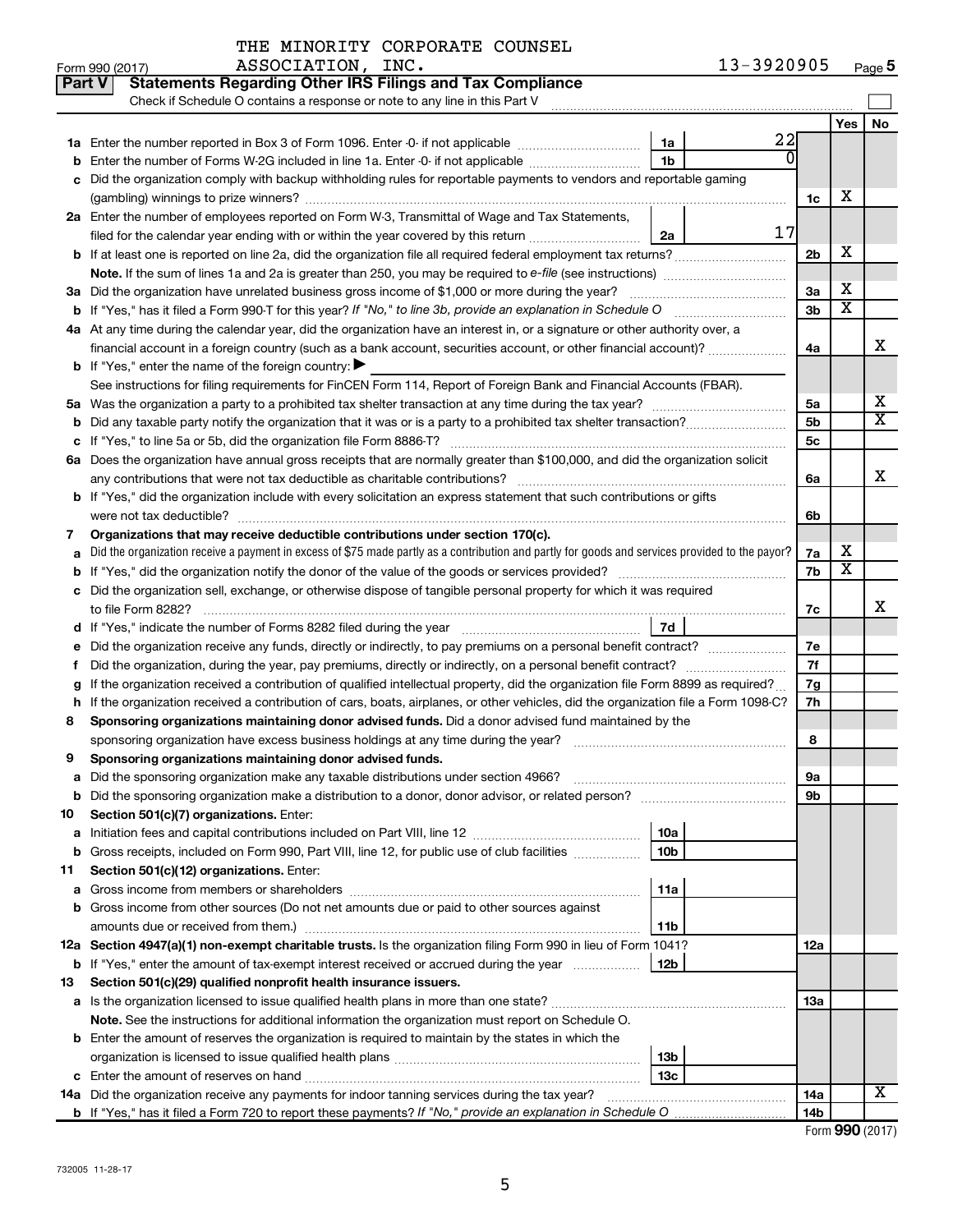THE MINORITY CORPORATE COUNSEL ASSOCIATION, INC. 13-3920905

Form 990 (2017) Page 5

**Part V Statements Regarding Other IRS Filings and Tax Compliance**

Check if Schedule O contains a response or note to any line in this Part V

| | | | | | Yes | No |
|---|---|---|---|---|---|---|
| 1a | Enter the number reported in Box 3 of Form 1096. Enter -0- if not applicable | 1a | 22 | | | |
| b | Enter the number of Forms W-2G included in line 1a. Enter -0- if not applicable | 1b | 0 | | | |
| c | Did the organization comply with backup withholding rules for reportable payments to vendors and reportable gaming (gambling) winnings to prize winners? | | | 1c | X | |
| 2a | Enter the number of employees reported on Form W-3, Transmittal of Wage and Tax Statements, filed for the calendar year ending with or within the year covered by this return | 2a | 17 | | | |
| b | If at least one is reported on line 2a, did the organization file all required federal employment tax returns? | | | 2b | X | |
| | **Note.** If the sum of lines 1a and 2a is greater than 250, you may be required to *e-file* (see instructions) | | | | | |
| 3a | Did the organization have unrelated business gross income of $1,000 or more during the year? | | | 3a | X | |
| b | If "Yes," has it filed a Form 990-T for this year? *If "No," to line 3b, provide an explanation in Schedule O* | | | 3b | X | |
| 4a | At any time during the calendar year, did the organization have an interest in, or a signature or other authority over, a financial account in a foreign country (such as a bank account, securities account, or other financial account)? | | | 4a | | X |
| b | If "Yes," enter the name of the foreign country: ▶ | | | | | |
| | See instructions for filing requirements for FinCEN Form 114, Report of Foreign Bank and Financial Accounts (FBAR). | | | | | |
| 5a | Was the organization a party to a prohibited tax shelter transaction at any time during the tax year? | | | 5a | | X |
| b | Did any taxable party notify the organization that it was or is a party to a prohibited tax shelter transaction? | | | 5b | | X |
| c | If "Yes," to line 5a or 5b, did the organization file Form 8886-T? | | | 5c | | |
| 6a | Does the organization have annual gross receipts that are normally greater than $100,000, and did the organization solicit any contributions that were not tax deductible as charitable contributions? | | | 6a | | X |
| b | If "Yes," did the organization include with every solicitation an express statement that such contributions or gifts were not tax deductible? | | | 6b | | |
| 7 | **Organizations that may receive deductible contributions under section 170(c).** | | | | | |
| a | Did the organization receive a payment in excess of $75 made partly as a contribution and partly for goods and services provided to the payor? | | | 7a | X | |
| b | If "Yes," did the organization notify the donor of the value of the goods or services provided? | | | 7b | X | |
| c | Did the organization sell, exchange, or otherwise dispose of tangible personal property for which it was required to file Form 8282? | | | 7c | | X |
| d | If "Yes," indicate the number of Forms 8282 filed during the year | 7d | | | | |
| e | Did the organization receive any funds, directly or indirectly, to pay premiums on a personal benefit contract? | | | 7e | | |
| f | Did the organization, during the year, pay premiums, directly or indirectly, on a personal benefit contract? | | | 7f | | |
| g | If the organization received a contribution of qualified intellectual property, did the organization file Form 8899 as required? | | | 7g | | |
| h | If the organization received a contribution of cars, boats, airplanes, or other vehicles, did the organization file a Form 1098-C? | | | 7h | | |
| 8 | **Sponsoring organizations maintaining donor advised funds.** Did a donor advised fund maintained by the sponsoring organization have excess business holdings at any time during the year? | | | 8 | | |
| 9 | **Sponsoring organizations maintaining donor advised funds.** | | | | | |
| a | Did the sponsoring organization make any taxable distributions under section 4966? | | | 9a | | |
| b | Did the sponsoring organization make a distribution to a donor, donor advisor, or related person? | | | 9b | | |
| 10 | **Section 501(c)(7) organizations.** Enter: | | | | | |
| a | Initiation fees and capital contributions included on Part VIII, line 12 | 10a | | | | |
| b | Gross receipts, included on Form 990, Part VIII, line 12, for public use of club facilities | 10b | | | | |
| 11 | **Section 501(c)(12) organizations.** Enter: | | | | | |
| a | Gross income from members or shareholders | 11a | | | | |
| b | Gross income from other sources (Do not net amounts due or paid to other sources against amounts due or received from them.) | 11b | | | | |
| 12a | **Section 4947(a)(1) non-exempt charitable trusts.** Is the organization filing Form 990 in lieu of Form 1041? | | | 12a | | |
| b | If "Yes," enter the amount of tax-exempt interest received or accrued during the year | 12b | | | | |
| 13 | **Section 501(c)(29) qualified nonprofit health insurance issuers.** | | | | | |
| a | Is the organization licensed to issue qualified health plans in more than one state? | | | 13a | | |
| | **Note.** See the instructions for additional information the organization must report on Schedule O. | | | | | |
| b | Enter the amount of reserves the organization is required to maintain by the states in which the organization is licensed to issue qualified health plans | 13b | | | | |
| c | Enter the amount of reserves on hand | 13c | | | | |
| 14a | Did the organization receive any payments for indoor tanning services during the tax year? | | | 14a | | X |
| b | If "Yes," has it filed a Form 720 to report these payments? *If "No," provide an explanation in Schedule O* | | | 14b | | |

Form **990** (2017)

732005 11-28-17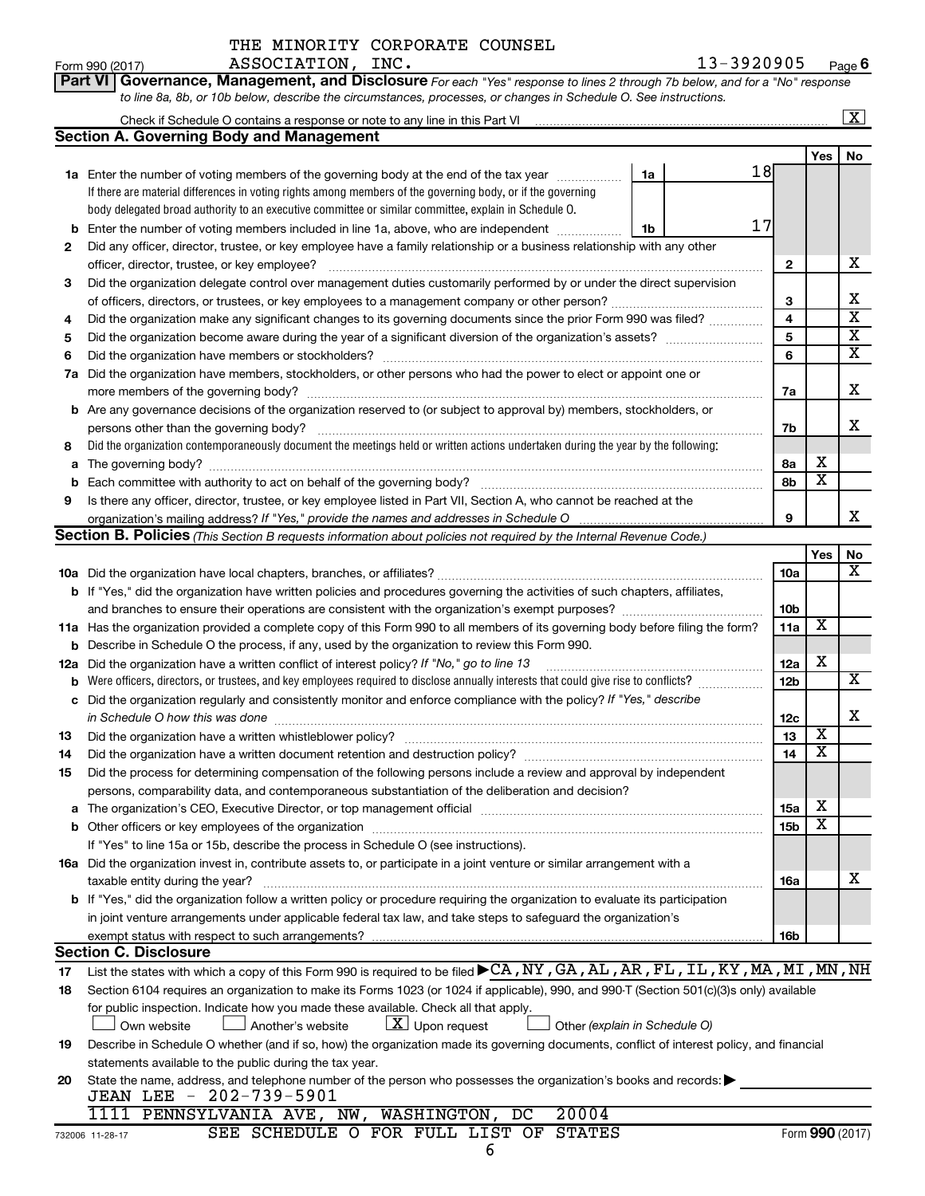THE MINORITY CORPORATE COUNSEL ASSOCIATION, INC. 13-3920905

## Part VI Governance, Management, and Disclosure

*For each "Yes" response to lines 2 through 7b below, and for a "No" response to line 8a, 8b, or 10b below, describe the circumstances, processes, or changes in Schedule O. See instructions.*

Check if Schedule O contains a response or note to any line in this Part VI ..... [X]

### Section A. Governing Body and Management

| | | | | Yes | No |
|---|---|---|---|---|---|
| **1a** | Enter the number of voting members of the governing body at the end of the tax year ..... **1a** 18 | | | | |
| | If there are material differences in voting rights among members of the governing body, or if the governing body delegated broad authority to an executive committee or similar committee, explain in Schedule O. | | | | |
| **b** | Enter the number of voting members included in line 1a, above, who are independent ..... **1b** 17 | | | | |
| **2** | Did any officer, director, trustee, or key employee have a family relationship or a business relationship with any other officer, director, trustee, or key employee? | 2 | | | X |
| **3** | Did the organization delegate control over management duties customarily performed by or under the direct supervision of officers, directors, or trustees, or key employees to a management company or other person? | 3 | | | X |
| **4** | Did the organization make any significant changes to its governing documents since the prior Form 990 was filed? | 4 | | | X |
| **5** | Did the organization become aware during the year of a significant diversion of the organization's assets? | 5 | | | X |
| **6** | Did the organization have members or stockholders? | 6 | | | X |
| **7a** | Did the organization have members, stockholders, or other persons who had the power to elect or appoint one or more members of the governing body? | 7a | | | X |
| **b** | Are any governance decisions of the organization reserved to (or subject to approval by) members, stockholders, or persons other than the governing body? | 7b | | | X |
| **8** | Did the organization contemporaneously document the meetings held or written actions undertaken during the year by the following: | | | | |
| **a** | The governing body? | 8a | | X | |
| **b** | Each committee with authority to act on behalf of the governing body? | 8b | | X | |
| **9** | Is there any officer, director, trustee, or key employee listed in Part VII, Section A, who cannot be reached at the organization's mailing address? *If "Yes," provide the names and addresses in Schedule O* | 9 | | | X |

### Section B. Policies *(This Section B requests information about policies not required by the Internal Revenue Code.)*

| | | | Yes | No |
|---|---|---|---|---|
| **10a** | Did the organization have local chapters, branches, or affiliates? | 10a | | X |
| **b** | If "Yes," did the organization have written policies and procedures governing the activities of such chapters, affiliates, and branches to ensure their operations are consistent with the organization's exempt purposes? | 10b | | |
| **11a** | Has the organization provided a complete copy of this Form 990 to all members of its governing body before filing the form? | 11a | X | |
| **b** | Describe in Schedule O the process, if any, used by the organization to review this Form 990. | | | |
| **12a** | Did the organization have a written conflict of interest policy? *If "No," go to line 13* | 12a | X | |
| **b** | Were officers, directors, or trustees, and key employees required to disclose annually interests that could give rise to conflicts? | 12b | | X |
| **c** | Did the organization regularly and consistently monitor and enforce compliance with the policy? *If "Yes," describe in Schedule O how this was done* | 12c | | X |
| **13** | Did the organization have a written whistleblower policy? | 13 | X | |
| **14** | Did the organization have a written document retention and destruction policy? | 14 | X | |
| **15** | Did the process for determining compensation of the following persons include a review and approval by independent persons, comparability data, and contemporaneous substantiation of the deliberation and decision? | | | |
| **a** | The organization's CEO, Executive Director, or top management official | 15a | X | |
| **b** | Other officers or key employees of the organization | 15b | X | |
| | If "Yes" to line 15a or 15b, describe the process in Schedule O (see instructions). | | | |
| **16a** | Did the organization invest in, contribute assets to, or participate in a joint venture or similar arrangement with a taxable entity during the year? | 16a | | X |
| **b** | If "Yes," did the organization follow a written policy or procedure requiring the organization to evaluate its participation in joint venture arrangements under applicable federal tax law, and take steps to safeguard the organization's exempt status with respect to such arrangements? | 16b | | |

### Section C. Disclosure

**17** List the states with which a copy of this Form 990 is required to be filed ▶ CA, NY, GA, AL, AR, FL, IL, KY, MA, MI, MN, NH

**18** Section 6104 requires an organization to make its Forms 1023 (or 1024 if applicable), 990, and 990-T (Section 501(c)(3)s only) available for public inspection. Indicate how you made these available. Check all that apply.

☐ Own website ☐ Another's website ☒ Upon request ☐ Other *(explain in Schedule O)*

**19** Describe in Schedule O whether (and if so, how) the organization made its governing documents, conflict of interest policy, and financial statements available to the public during the tax year.

**20** State the name, address, and telephone number of the person who possesses the organization's books and records: ▶

JEAN LEE - 202-739-5901
1111 PENNSYLVANIA AVE, NW, WASHINGTON, DC 20004

SEE SCHEDULE O FOR FULL LIST OF STATES

Form **990** (2017)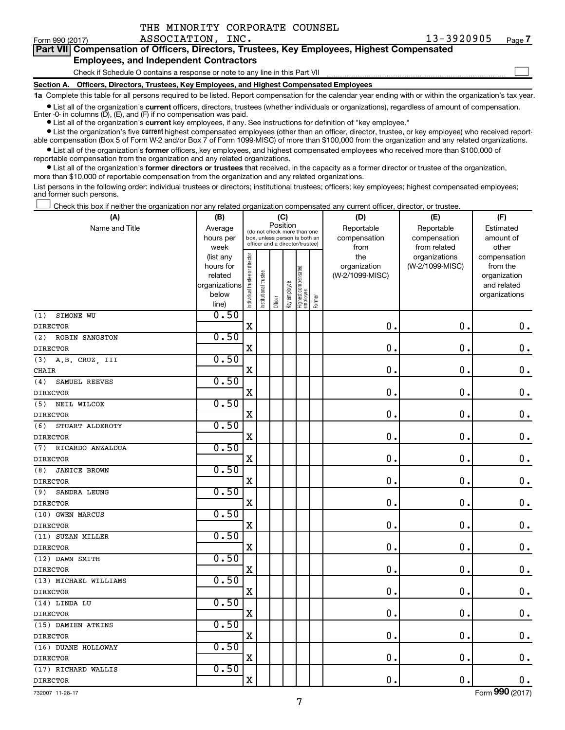THE MINORITY CORPORATE COUNSEL ASSOCIATION, INC. 13-3920905

Form 990 (2017) Page 7

## Part VII Compensation of Officers, Directors, Trustees, Key Employees, Highest Compensated Employees, and Independent Contractors

Check if Schedule O contains a response or note to any line in this Part VII

### Section A. Officers, Directors, Trustees, Key Employees, and Highest Compensated Employees

**1a** Complete this table for all persons required to be listed. Report compensation for the calendar year ending with or within the organization's tax year.

- List all of the organization's **current** officers, directors, trustees (whether individuals or organizations), regardless of amount of compensation. Enter -0- in columns (D), (E), and (F) if no compensation was paid.
- List all of the organization's **current** key employees, if any. See instructions for definition of "key employee."
- List the organization's five **current** highest compensated employees (other than an officer, director, trustee, or key employee) who received reportable compensation (Box 5 of Form W-2 and/or Box 7 of Form 1099-MISC) of more than $100,000 from the organization and any related organizations.
- List all of the organization's **former** officers, key employees, and highest compensated employees who received more than $100,000 of reportable compensation from the organization and any related organizations.
- List all of the organization's **former directors or trustees** that received, in the capacity as a former director or trustee of the organization, more than $10,000 of reportable compensation from the organization and any related organizations.

List persons in the following order: individual trustees or directors; institutional trustees; officers; key employees; highest compensated employees; and former such persons.

Check this box if neither the organization nor any related organization compensated any current officer, director, or trustee.

| (A) Name and Title | (B) Average hours per week (list any hours for related organizations below line) | (C) Position (do not check more than one box, unless person is both an officer and a director/trustee): Individual trustee or director | Institutional trustee | Officer | Key employee | Highest compensated employee | Former | (D) Reportable compensation from the organization (W-2/1099-MISC) | (E) Reportable compensation from related organizations (W-2/1099-MISC) | (F) Estimated amount of other compensation from the organization and related organizations |
|---|---|---|---|---|---|---|---|---|---|---|
| (1) SIMONE WU<br>DIRECTOR | 0.50 | X | | | | | | 0. | 0. | 0. |
| (2) ROBIN SANGSTON<br>DIRECTOR | 0.50 | X | | | | | | 0. | 0. | 0. |
| (3) A.B. CRUZ, III<br>CHAIR | 0.50 | X | | | | | | 0. | 0. | 0. |
| (4) SAMUEL REEVES<br>DIRECTOR | 0.50 | X | | | | | | 0. | 0. | 0. |
| (5) NEIL WILCOX<br>DIRECTOR | 0.50 | X | | | | | | 0. | 0. | 0. |
| (6) STUART ALDEROTY<br>DIRECTOR | 0.50 | X | | | | | | 0. | 0. | 0. |
| (7) RICARDO ANZALDUA<br>DIRECTOR | 0.50 | X | | | | | | 0. | 0. | 0. |
| (8) JANICE BROWN<br>DIRECTOR | 0.50 | X | | | | | | 0. | 0. | 0. |
| (9) SANDRA LEUNG<br>DIRECTOR | 0.50 | X | | | | | | 0. | 0. | 0. |
| (10) GWEN MARCUS<br>DIRECTOR | 0.50 | X | | | | | | 0. | 0. | 0. |
| (11) SUZAN MILLER<br>DIRECTOR | 0.50 | X | | | | | | 0. | 0. | 0. |
| (12) DAWN SMITH<br>DIRECTOR | 0.50 | X | | | | | | 0. | 0. | 0. |
| (13) MICHAEL WILLIAMS<br>DIRECTOR | 0.50 | X | | | | | | 0. | 0. | 0. |
| (14) LINDA LU<br>DIRECTOR | 0.50 | X | | | | | | 0. | 0. | 0. |
| (15) DAMIEN ATKINS<br>DIRECTOR | 0.50 | X | | | | | | 0. | 0. | 0. |
| (16) DUANE HOLLOWAY<br>DIRECTOR | 0.50 | X | | | | | | 0. | 0. | 0. |
| (17) RICHARD WALLIS<br>DIRECTOR | 0.50 | X | | | | | | 0. | 0. | 0. |

732007 11-28-17 Form 990 (2017)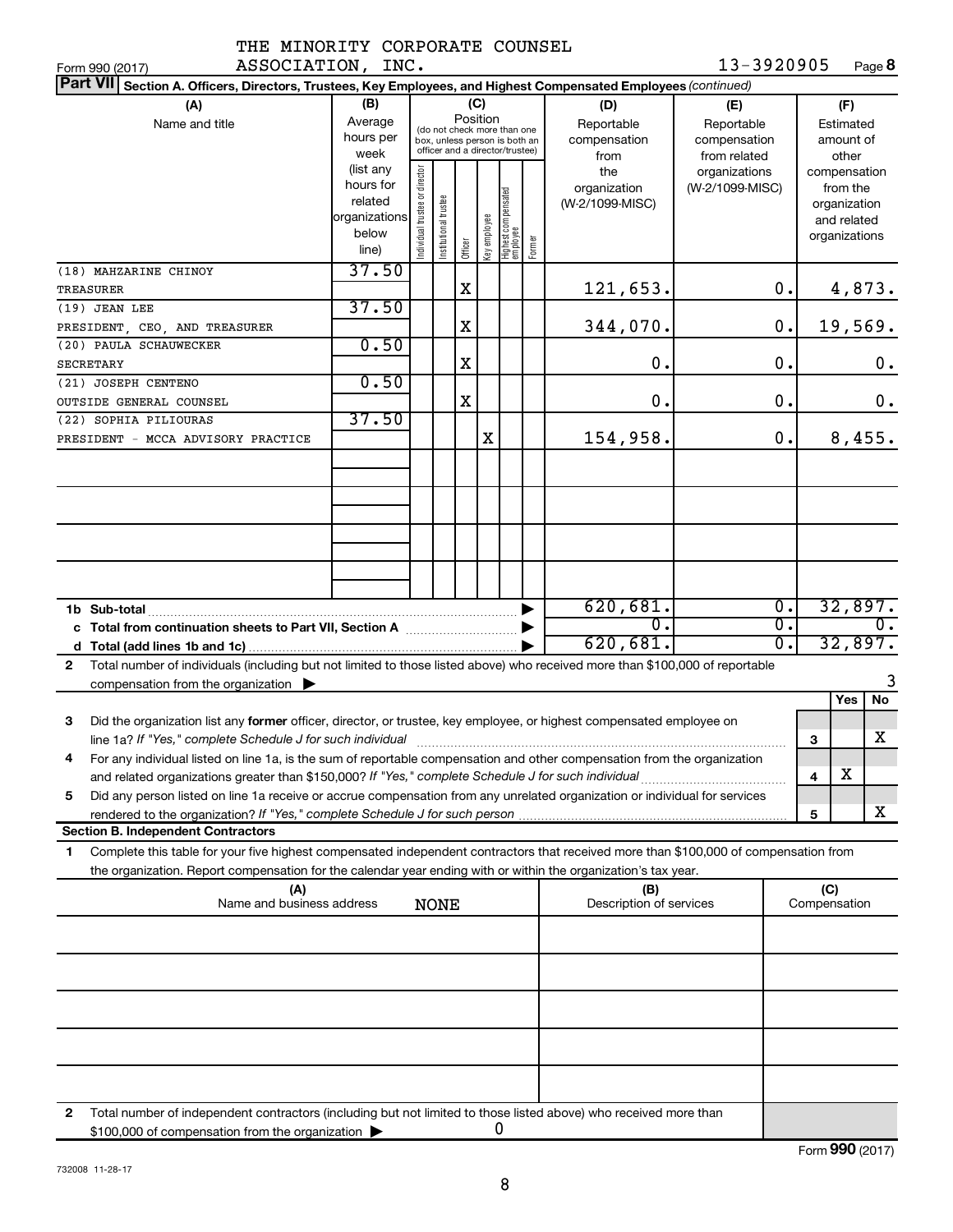THE MINORITY CORPORATE COUNSEL ASSOCIATION, INC. 13-3920905

Form 990 (2017)

**Part VII Section A. Officers, Directors, Trustees, Key Employees, and Highest Compensated Employees** *(continued)*

| (A) Name and title | (B) Average hours per week (list any hours for related organizations below line) | (C) Position: Individual trustee or director | Institutional trustee | Officer | Key employee | Highest compensated employee | Former | (D) Reportable compensation from the organization (W-2/1099-MISC) | (E) Reportable compensation from related organizations (W-2/1099-MISC) | (F) Estimated amount of other compensation from the organization and related organizations |
|---|---|---|---|---|---|---|---|---|---|---|
| (18) MAHZARINE CHINOY<br>TREASURER | 37.50 | | | X | | | | 121,653. | 0. | 4,873. |
| (19) JEAN LEE<br>PRESIDENT, CEO, AND TREASURER | 37.50 | | | X | | | | 344,070. | 0. | 19,569. |
| (20) PAULA SCHAUWECKER<br>SECRETARY | 0.50 | | | X | | | | 0. | 0. | 0. |
| (21) JOSEPH CENTENO<br>OUTSIDE GENERAL COUNSEL | 0.50 | | | X | | | | 0. | 0. | 0. |
| (22) SOPHIA PILIOURAS<br>PRESIDENT - MCCA ADVISORY PRACTICE | 37.50 | | | | X | | | 154,958. | 0. | 8,455. |
| 1b Sub-total | | | | | | | | 620,681. | 0. | 32,897. |
| c Total from continuation sheets to Part VII, Section A | | | | | | | | 0. | 0. | 0. |
| d Total (add lines 1b and 1c) | | | | | | | | 620,681. | 0. | 32,897. |

2 Total number of individuals (including but not limited to those listed above) who received more than $100,000 of reportable compensation from the organization ▶ 3

| | | Yes | No |
|---|---|---|---|
| 3 Did the organization list any **former** officer, director, or trustee, key employee, or highest compensated employee on line 1a? *If "Yes," complete Schedule J for such individual* | 3 | | X |
| 4 For any individual listed on line 1a, is the sum of reportable compensation and other compensation from the organization and related organizations greater than $150,000? *If "Yes," complete Schedule J for such individual* | 4 | X | |
| 5 Did any person listed on line 1a receive or accrue compensation from any unrelated organization or individual for services rendered to the organization? *If "Yes," complete Schedule J for such person* | 5 | | X |

**Section B. Independent Contractors**

1 Complete this table for your five highest compensated independent contractors that received more than $100,000 of compensation from the organization. Report compensation for the calendar year ending with or within the organization's tax year.

| (A) Name and business address | (B) Description of services | (C) Compensation |
|---|---|---|
| NONE | | |
| | | |
| | | |
| | | |
| | | |

2 Total number of independent contractors (including but not limited to those listed above) who received more than $100,000 of compensation from the organization ▶ 0

Form **990** (2017)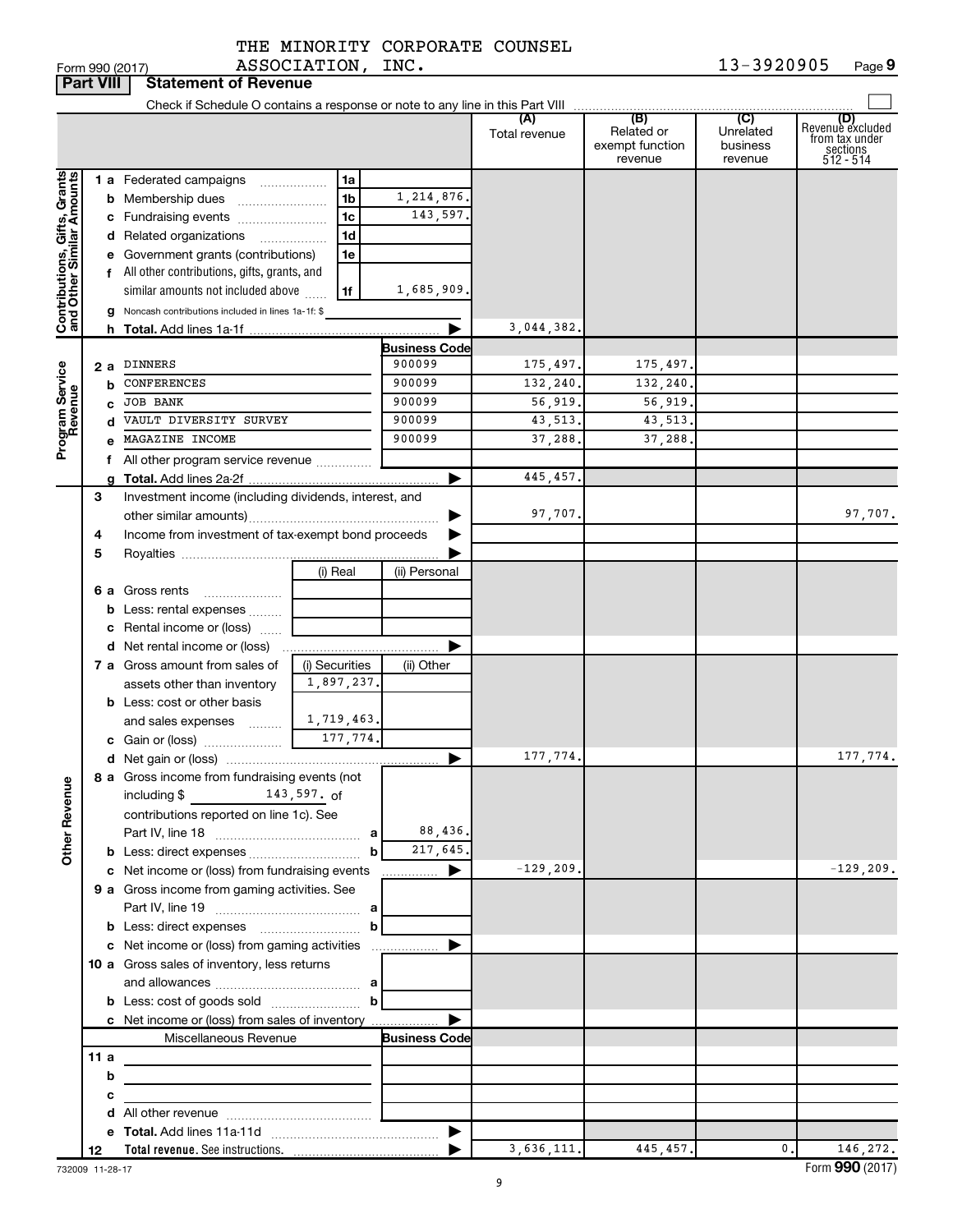THE MINORITY CORPORATE COUNSEL ASSOCIATION, INC. 13-3920905

Form 990 (2017) Page 9

**Part VIII Statement of Revenue**

Check if Schedule O contains a response or note to any line in this Part VIII ☐

| | | | | (A) Total revenue | (B) Related or exempt function revenue | (C) Unrelated business revenue | (D) Revenue excluded from tax under sections 512 - 514 |
|---|---|---|---|---|---|---|---|
| **Contributions, Gifts, Grants and Other Similar Amounts** | 1 a Federated campaigns | 1a | | | | | |
| | b Membership dues | 1b | 1,214,876. | | | | |
| | c Fundraising events | 1c | 143,597. | | | | |
| | d Related organizations | 1d | | | | | |
| | e Government grants (contributions) | 1e | | | | | |
| | f All other contributions, gifts, grants, and similar amounts not included above | 1f | 1,685,909. | | | | |
| | g Noncash contributions included in lines 1a-1f: $ | | | | | | |
| | h **Total.** Add lines 1a-1f | | ▶ | 3,044,382. | | | |
| **Program Service Revenue** | | | **Business Code** | | | | |
| | 2 a DINNERS | | 900099 | 175,497. | 175,497. | | |
| | b CONFERENCES | | 900099 | 132,240. | 132,240. | | |
| | c JOB BANK | | 900099 | 56,919. | 56,919. | | |
| | d VAULT DIVERSITY SURVEY | | 900099 | 43,513. | 43,513. | | |
| | e MAGAZINE INCOME | | 900099 | 37,288. | 37,288. | | |
| | f All other program service revenue | | | | | | |
| | g **Total.** Add lines 2a-2f | | ▶ | 445,457. | | | |
| | 3 Investment income (including dividends, interest, and other similar amounts) | | ▶ | 97,707. | | | 97,707. |
| | 4 Income from investment of tax-exempt bond proceeds | | ▶ | | | | |
| | 5 Royalties | | ▶ | | | | |
| | | (i) Real | (ii) Personal | | | | |
| | 6 a Gross rents | | | | | | |
| | b Less: rental expenses | | | | | | |
| | c Rental income or (loss) | | | | | | |
| | d Net rental income or (loss) | | ▶ | | | | |
| | | (i) Securities | (ii) Other | | | | |
| | 7 a Gross amount from sales of assets other than inventory | 1,897,237. | | | | | |
| | b Less: cost or other basis and sales expenses | 1,719,463. | | | | | |
| | c Gain or (loss) | 177,774. | | | | | |
| | d Net gain or (loss) | | ▶ | 177,774. | | | 177,774. |
| **Other Revenue** | 8 a Gross income from fundraising events (not including $ 143,597. of contributions reported on line 1c). See Part IV, line 18 | a | 88,436. | | | | |
| | b Less: direct expenses | b | 217,645. | | | | |
| | c Net income or (loss) from fundraising events | | ▶ | -129,209. | | | -129,209. |
| | 9 a Gross income from gaming activities. See Part IV, line 19 | a | | | | | |
| | b Less: direct expenses | b | | | | | |
| | c Net income or (loss) from gaming activities | | ▶ | | | | |
| | 10 a Gross sales of inventory, less returns and allowances | a | | | | | |
| | b Less: cost of goods sold | b | | | | | |
| | c Net income or (loss) from sales of inventory | | ▶ | | | | |
| | Miscellaneous Revenue | | **Business Code** | | | | |
| | 11 a | | | | | | |
| | b | | | | | | |
| | c | | | | | | |
| | d All other revenue | | | | | | |
| | e **Total.** Add lines 11a-11d | | ▶ | | | | |
| | 12 **Total revenue.** See instructions. | | ▶ | 3,636,111. | 445,457. | 0. | 146,272. |

732009 11-28-17 Form **990** (2017)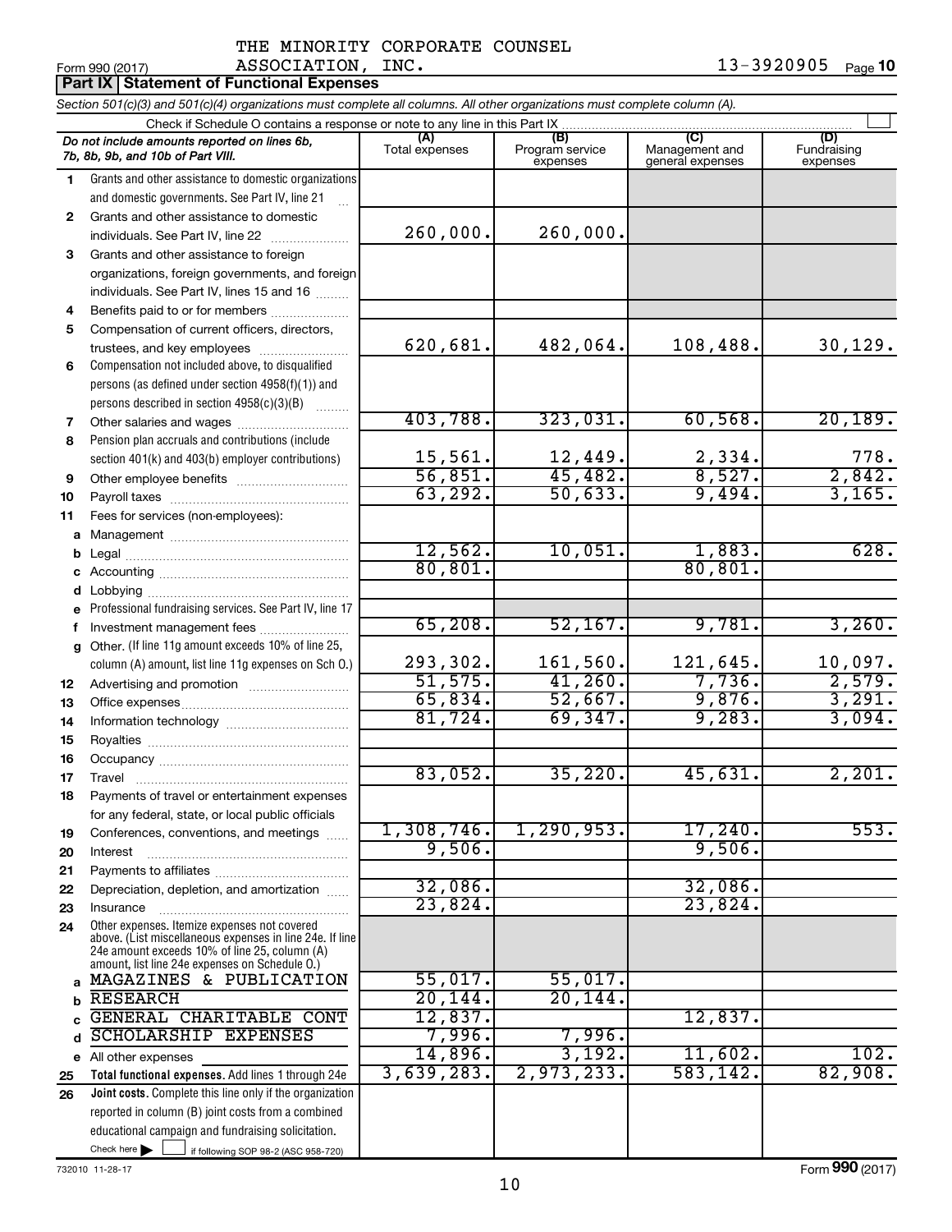Form 990 (2017) THE MINORITY CORPORATE COUNSEL ASSOCIATION, INC. 13-3920905 Page **10**

## Part IX Statement of Functional Expenses

*Section 501(c)(3) and 501(c)(4) organizations must complete all columns. All other organizations must complete column (A).*

Check if Schedule O contains a response or note to any line in this Part IX

| *Do not include amounts reported on lines 6b, 7b, 8b, 9b, and 10b of Part VIII.* | (A) Total expenses | (B) Program service expenses | (C) Management and general expenses | (D) Fundraising expenses |
|---|---|---|---|---|
| **1** Grants and other assistance to domestic organizations and domestic governments. See Part IV, line 21 | | | | |
| **2** Grants and other assistance to domestic individuals. See Part IV, line 22 | 260,000. | 260,000. | | |
| **3** Grants and other assistance to foreign organizations, foreign governments, and foreign individuals. See Part IV, lines 15 and 16 | | | | |
| **4** Benefits paid to or for members | | | | |
| **5** Compensation of current officers, directors, trustees, and key employees | 620,681. | 482,064. | 108,488. | 30,129. |
| **6** Compensation not included above, to disqualified persons (as defined under section 4958(f)(1)) and persons described in section 4958(c)(3)(B) | | | | |
| **7** Other salaries and wages | 403,788. | 323,031. | 60,568. | 20,189. |
| **8** Pension plan accruals and contributions (include section 401(k) and 403(b) employer contributions) | 15,561. | 12,449. | 2,334. | 778. |
| **9** Other employee benefits | 56,851. | 45,482. | 8,527. | 2,842. |
| **10** Payroll taxes | 63,292. | 50,633. | 9,494. | 3,165. |
| **11** Fees for services (non-employees): | | | | |
| **a** Management | | | | |
| **b** Legal | 12,562. | 10,051. | 1,883. | 628. |
| **c** Accounting | 80,801. | | 80,801. | |
| **d** Lobbying | | | | |
| **e** Professional fundraising services. See Part IV, line 17 | | | | |
| **f** Investment management fees | 65,208. | 52,167. | 9,781. | 3,260. |
| **g** Other. (If line 11g amount exceeds 10% of line 25, column (A) amount, list line 11g expenses on Sch O.) | 293,302. | 161,560. | 121,645. | 10,097. |
| **12** Advertising and promotion | 51,575. | 41,260. | 7,736. | 2,579. |
| **13** Office expenses | 65,834. | 52,667. | 9,876. | 3,291. |
| **14** Information technology | 81,724. | 69,347. | 9,283. | 3,094. |
| **15** Royalties | | | | |
| **16** Occupancy | | | | |
| **17** Travel | 83,052. | 35,220. | 45,631. | 2,201. |
| **18** Payments of travel or entertainment expenses for any federal, state, or local public officials | | | | |
| **19** Conferences, conventions, and meetings | 1,308,746. | 1,290,953. | 17,240. | 553. |
| **20** Interest | 9,506. | | 9,506. | |
| **21** Payments to affiliates | | | | |
| **22** Depreciation, depletion, and amortization | 32,086. | | 32,086. | |
| **23** Insurance | 23,824. | | 23,824. | |
| **24** Other expenses. Itemize expenses not covered above. (List miscellaneous expenses in line 24e. If line 24e amount exceeds 10% of line 25, column (A) amount, list line 24e expenses on Schedule O.) | | | | |
| **a** MAGAZINES & PUBLICATION | 55,017. | 55,017. | | |
| **b** RESEARCH | 20,144. | 20,144. | | |
| **c** GENERAL CHARITABLE CONT | 12,837. | | 12,837. | |
| **d** SCHOLARSHIP EXPENSES | 7,996. | 7,996. | | |
| **e** All other expenses | 14,896. | 3,192. | 11,602. | 102. |
| **25 Total functional expenses.** Add lines 1 through 24e | 3,639,283. | 2,973,233. | 583,142. | 82,908. |
| **26 Joint costs.** Complete this line only if the organization reported in column (B) joint costs from a combined educational campaign and fundraising solicitation. Check here ▶ ☐ if following SOP 98-2 (ASC 958-720) | | | | |

732010 11-28-17

Form **990** (2017)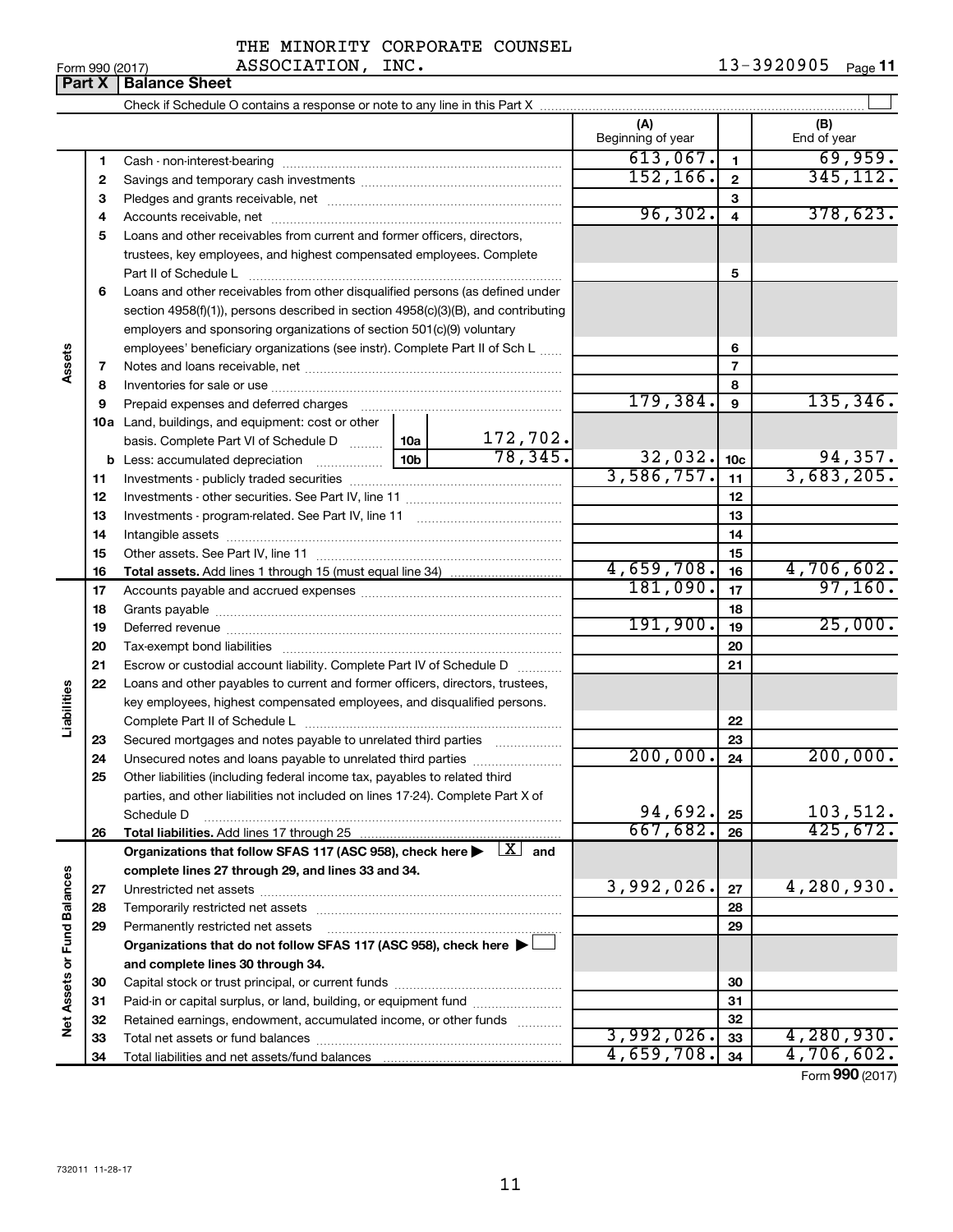THE MINORITY CORPORATE COUNSEL ASSOCIATION, INC. 13-3920905

Form 990 (2017)

**Part X | Balance Sheet**

Check if Schedule O contains a response or note to any line in this Part X ☐

| | | | | (A) Beginning of year | | (B) End of year |
|---|---|---|---|---|---|---|
| Assets | 1 | Cash - non-interest-bearing | | 613,067. | 1 | 69,959. |
| | 2 | Savings and temporary cash investments | | 152,166. | 2 | 345,112. |
| | 3 | Pledges and grants receivable, net | | | 3 | |
| | 4 | Accounts receivable, net | | 96,302. | 4 | 378,623. |
| | 5 | Loans and other receivables from current and former officers, directors, trustees, key employees, and highest compensated employees. Complete Part II of Schedule L | | | 5 | |
| | 6 | Loans and other receivables from other disqualified persons (as defined under section 4958(f)(1)), persons described in section 4958(c)(3)(B), and contributing employers and sponsoring organizations of section 501(c)(9) voluntary employees' beneficiary organizations (see instr). Complete Part II of Sch L | | | 6 | |
| | 7 | Notes and loans receivable, net | | | 7 | |
| | 8 | Inventories for sale or use | | | 8 | |
| | 9 | Prepaid expenses and deferred charges | | 179,384. | 9 | 135,346. |
| | 10a | Land, buildings, and equipment: cost or other basis. Complete Part VI of Schedule D | 10a 172,702. | | | |
| | b | Less: accumulated depreciation | 10b 78,345. | 32,032. | 10c | 94,357. |
| | 11 | Investments - publicly traded securities | | 3,586,757. | 11 | 3,683,205. |
| | 12 | Investments - other securities. See Part IV, line 11 | | | 12 | |
| | 13 | Investments - program-related. See Part IV, line 11 | | | 13 | |
| | 14 | Intangible assets | | | 14 | |
| | 15 | Other assets. See Part IV, line 11 | | | 15 | |
| | 16 | **Total assets.** Add lines 1 through 15 (must equal line 34) | | 4,659,708. | 16 | 4,706,602. |
| Liabilities | 17 | Accounts payable and accrued expenses | | 181,090. | 17 | 97,160. |
| | 18 | Grants payable | | | 18 | |
| | 19 | Deferred revenue | | 191,900. | 19 | 25,000. |
| | 20 | Tax-exempt bond liabilities | | | 20 | |
| | 21 | Escrow or custodial account liability. Complete Part IV of Schedule D | | | 21 | |
| | 22 | Loans and other payables to current and former officers, directors, trustees, key employees, highest compensated employees, and disqualified persons. Complete Part II of Schedule L | | | 22 | |
| | 23 | Secured mortgages and notes payable to unrelated third parties | | | 23 | |
| | 24 | Unsecured notes and loans payable to unrelated third parties | | 200,000. | 24 | 200,000. |
| | 25 | Other liabilities (including federal income tax, payables to related third parties, and other liabilities not included on lines 17-24). Complete Part X of Schedule D | | 94,692. | 25 | 103,512. |
| | 26 | **Total liabilities.** Add lines 17 through 25 | | 667,682. | 26 | 425,672. |
| Net Assets or Fund Balances | | **Organizations that follow SFAS 117 (ASC 958), check here ▶ ☒ and complete lines 27 through 29, and lines 33 and 34.** | | | | |
| | 27 | Unrestricted net assets | | 3,992,026. | 27 | 4,280,930. |
| | 28 | Temporarily restricted net assets | | | 28 | |
| | 29 | Permanently restricted net assets | | | 29 | |
| | | **Organizations that do not follow SFAS 117 (ASC 958), check here ▶ ☐ and complete lines 30 through 34.** | | | | |
| | 30 | Capital stock or trust principal, or current funds | | | 30 | |
| | 31 | Paid-in or capital surplus, or land, building, or equipment fund | | | 31 | |
| | 32 | Retained earnings, endowment, accumulated income, or other funds | | | 32 | |
| | 33 | Total net assets or fund balances | | 3,992,026. | 33 | 4,280,930. |
| | 34 | Total liabilities and net assets/fund balances | | 4,659,708. | 34 | 4,706,602. |

Form **990** (2017)

732011 11-28-17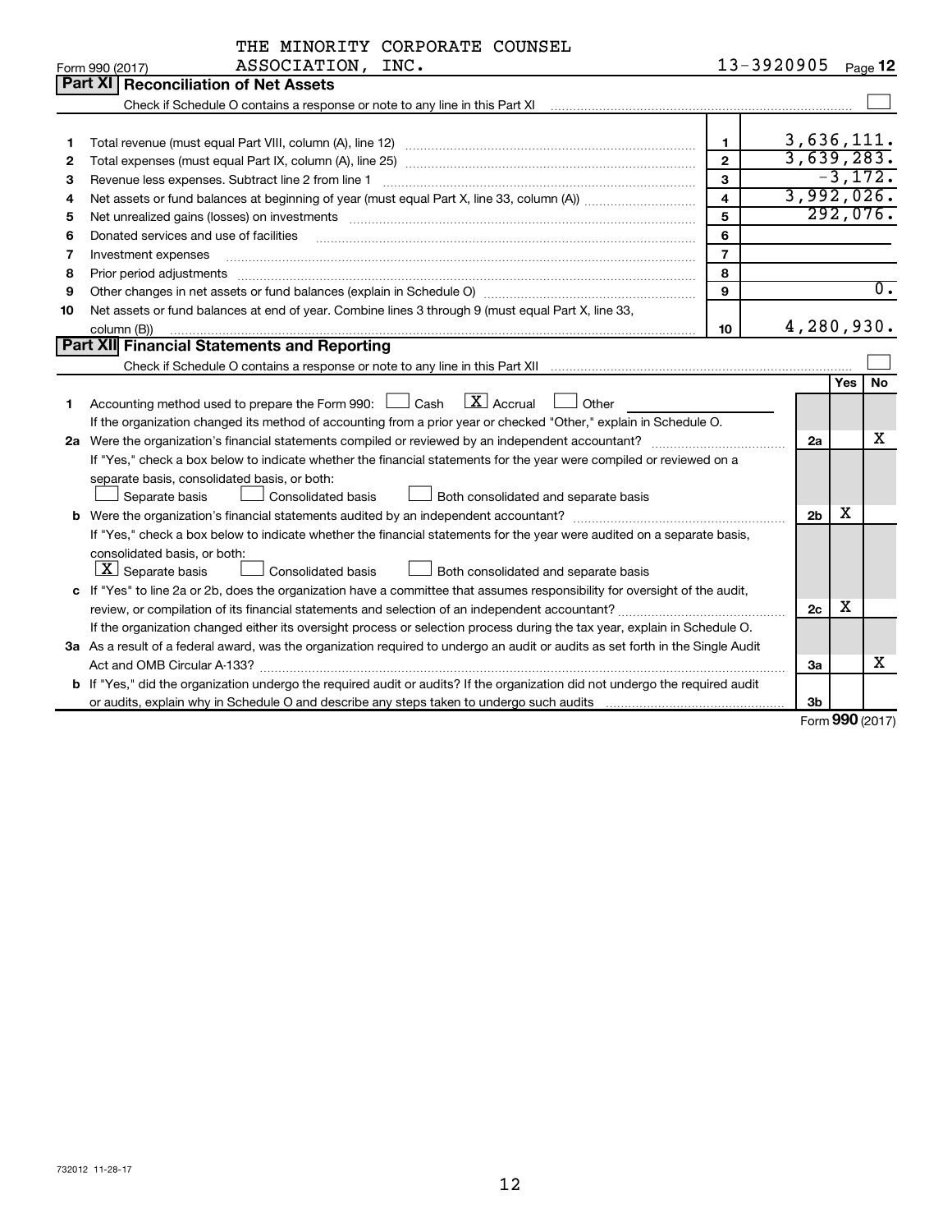THE MINORITY CORPORATE COUNSEL ASSOCIATION, INC. 13-3920905

## Part XI Reconciliation of Net Assets

Check if Schedule O contains a response or note to any line in this Part XI ☐

| | | | |
|---|---|---|---|
| 1 | Total revenue (must equal Part VIII, column (A), line 12) | 1 | 3,636,111. |
| 2 | Total expenses (must equal Part IX, column (A), line 25) | 2 | 3,639,283. |
| 3 | Revenue less expenses. Subtract line 2 from line 1 | 3 | -3,172. |
| 4 | Net assets or fund balances at beginning of year (must equal Part X, line 33, column (A)) | 4 | 3,992,026. |
| 5 | Net unrealized gains (losses) on investments | 5 | 292,076. |
| 6 | Donated services and use of facilities | 6 | |
| 7 | Investment expenses | 7 | |
| 8 | Prior period adjustments | 8 | |
| 9 | Other changes in net assets or fund balances (explain in Schedule O) | 9 | 0. |
| 10 | Net assets or fund balances at end of year. Combine lines 3 through 9 (must equal Part X, line 33, column (B)) | 10 | 4,280,930. |

## Part XII Financial Statements and Reporting

Check if Schedule O contains a response or note to any line in this Part XII ☐

| | | | Yes | No |
|---|---|---|---|---|
| 1 | Accounting method used to prepare the Form 990: ☐ Cash ☒ Accrual ☐ Other<br>If the organization changed its method of accounting from a prior year or checked "Other," explain in Schedule O. | | | |
| 2a | Were the organization's financial statements compiled or reviewed by an independent accountant?<br>If "Yes," check a box below to indicate whether the financial statements for the year were compiled or reviewed on a separate basis, consolidated basis, or both:<br>☐ Separate basis ☐ Consolidated basis ☐ Both consolidated and separate basis | 2a | | X |
| b | Were the organization's financial statements audited by an independent accountant?<br>If "Yes," check a box below to indicate whether the financial statements for the year were audited on a separate basis, consolidated basis, or both:<br>☒ Separate basis ☐ Consolidated basis ☐ Both consolidated and separate basis | 2b | X | |
| c | If "Yes" to line 2a or 2b, does the organization have a committee that assumes responsibility for oversight of the audit, review, or compilation of its financial statements and selection of an independent accountant?<br>If the organization changed either its oversight process or selection process during the tax year, explain in Schedule O. | 2c | X | |
| 3a | As a result of a federal award, was the organization required to undergo an audit or audits as set forth in the Single Audit Act and OMB Circular A-133? | 3a | | X |
| b | If "Yes," did the organization undergo the required audit or audits? If the organization did not undergo the required audit or audits, explain why in Schedule O and describe any steps taken to undergo such audits | 3b | | |

Form 990 (2017)

732012 11-28-17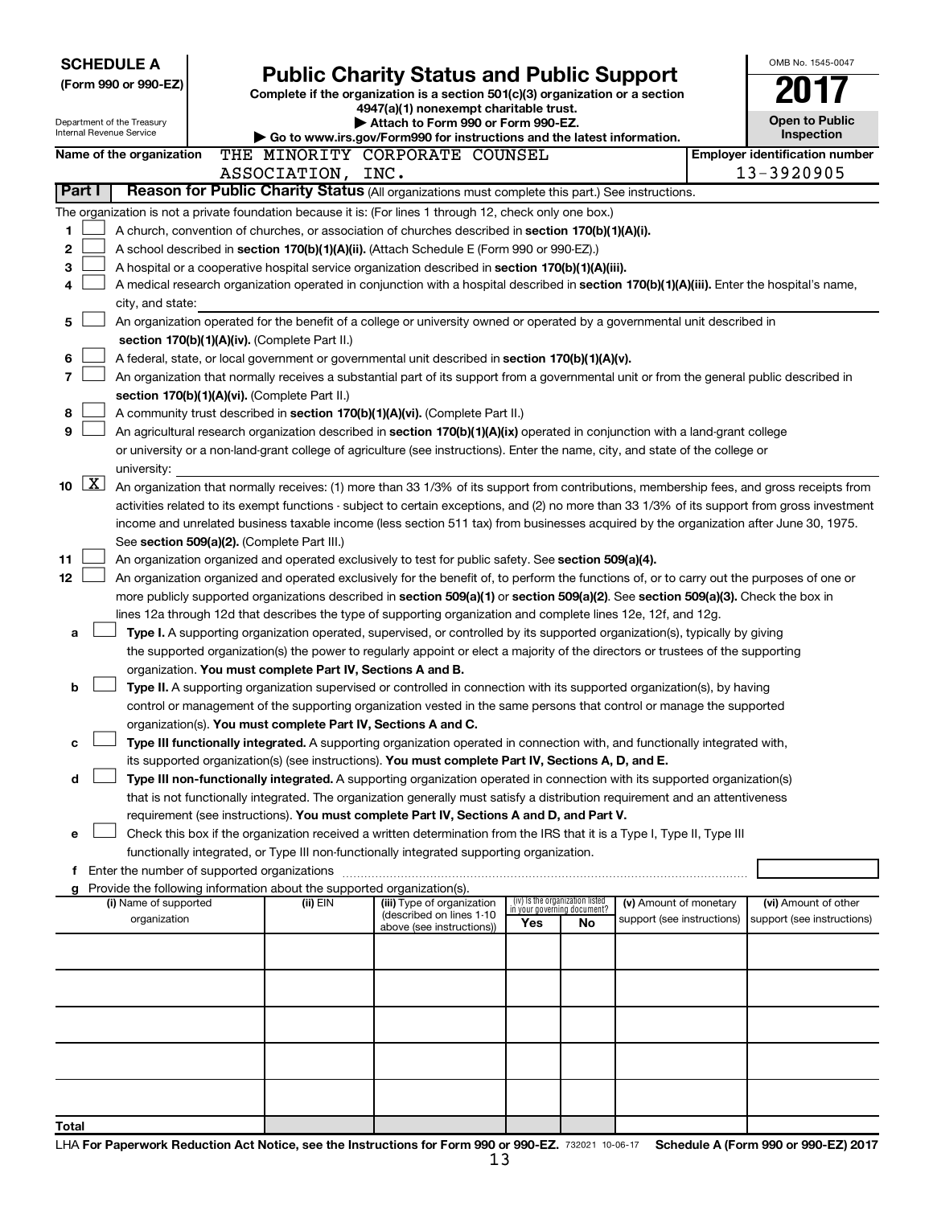**SCHEDULE A**
**(Form 990 or 990-EZ)**

Department of the Treasury
Internal Revenue Service

# Public Charity Status and Public Support

**Complete if the organization is a section 501(c)(3) organization or a section 4947(a)(1) nonexempt charitable trust.**
**▶ Attach to Form 990 or Form 990-EZ.**
**▶ Go to www.irs.gov/Form990 for instructions and the latest information.**

OMB No. 1545-0047
**2017**
**Open to Public Inspection**

**Name of the organization** THE MINORITY CORPORATE COUNSEL ASSOCIATION, INC.
**Employer identification number** 13-3920905

**Part I** **Reason for Public Charity Status** (All organizations must complete this part.) See instructions.

The organization is not a private foundation because it is: (For lines 1 through 12, check only one box.)

1 ☐ A church, convention of churches, or association of churches described in **section 170(b)(1)(A)(i).**

2 ☐ A school described in **section 170(b)(1)(A)(ii).** (Attach Schedule E (Form 990 or 990-EZ).)

3 ☐ A hospital or a cooperative hospital service organization described in **section 170(b)(1)(A)(iii).**

4 ☐ A medical research organization operated in conjunction with a hospital described in **section 170(b)(1)(A)(iii).** Enter the hospital's name, city, and state:

5 ☐ An organization operated for the benefit of a college or university owned or operated by a governmental unit described in **section 170(b)(1)(A)(iv).** (Complete Part II.)

6 ☐ A federal, state, or local government or governmental unit described in **section 170(b)(1)(A)(v).**

7 ☐ An organization that normally receives a substantial part of its support from a governmental unit or from the general public described in **section 170(b)(1)(A)(vi).** (Complete Part II.)

8 ☐ A community trust described in **section 170(b)(1)(A)(vi).** (Complete Part II.)

9 ☐ An agricultural research organization described in **section 170(b)(1)(A)(ix)** operated in conjunction with a land-grant college or university or a non-land-grant college of agriculture (see instructions). Enter the name, city, and state of the college or university:

10 ☒ An organization that normally receives: (1) more than 33 1/3% of its support from contributions, membership fees, and gross receipts from activities related to its exempt functions - subject to certain exceptions, and (2) no more than 33 1/3% of its support from gross investment income and unrelated business taxable income (less section 511 tax) from businesses acquired by the organization after June 30, 1975. See **section 509(a)(2).** (Complete Part III.)

11 ☐ An organization organized and operated exclusively to test for public safety. See **section 509(a)(4).**

12 ☐ An organization organized and operated exclusively for the benefit of, to perform the functions of, or to carry out the purposes of one or more publicly supported organizations described in **section 509(a)(1)** or **section 509(a)(2).** See **section 509(a)(3).** Check the box in lines 12a through 12d that describes the type of supporting organization and complete lines 12e, 12f, and 12g.

a ☐ **Type I.** A supporting organization operated, supervised, or controlled by its supported organization(s), typically by giving the supported organization(s) the power to regularly appoint or elect a majority of the directors or trustees of the supporting organization. **You must complete Part IV, Sections A and B.**

b ☐ **Type II.** A supporting organization supervised or controlled in connection with its supported organization(s), by having control or management of the supporting organization vested in the same persons that control or manage the supported organization(s). **You must complete Part IV, Sections A and C.**

c ☐ **Type III functionally integrated.** A supporting organization operated in connection with, and functionally integrated with, its supported organization(s) (see instructions). **You must complete Part IV, Sections A, D, and E.**

d ☐ **Type III non-functionally integrated.** A supporting organization operated in connection with its supported organization(s) that is not functionally integrated. The organization generally must satisfy a distribution requirement and an attentiveness requirement (see instructions). **You must complete Part IV, Sections A and D, and Part V.**

e ☐ Check this box if the organization received a written determination from the IRS that it is a Type I, Type II, Type III functionally integrated, or Type III non-functionally integrated supporting organization.

f Enter the number of supported organizations

g Provide the following information about the supported organization(s).

| (i) Name of supported organization | (ii) EIN | (iii) Type of organization (described on lines 1-10 above (see instructions)) | (iv) Is the organization listed in your governing document? Yes | No | (v) Amount of monetary support (see instructions) | (vi) Amount of other support (see instructions) |
|---|---|---|---|---|---|---|
| | | | | | | |
| | | | | | | |
| | | | | | | |
| | | | | | | |
| | | | | | | |
| **Total** | | | | | | |

LHA **For Paperwork Reduction Act Notice, see the Instructions for Form 990 or 990-EZ.** 732021 10-06-17 **Schedule A (Form 990 or 990-EZ) 2017**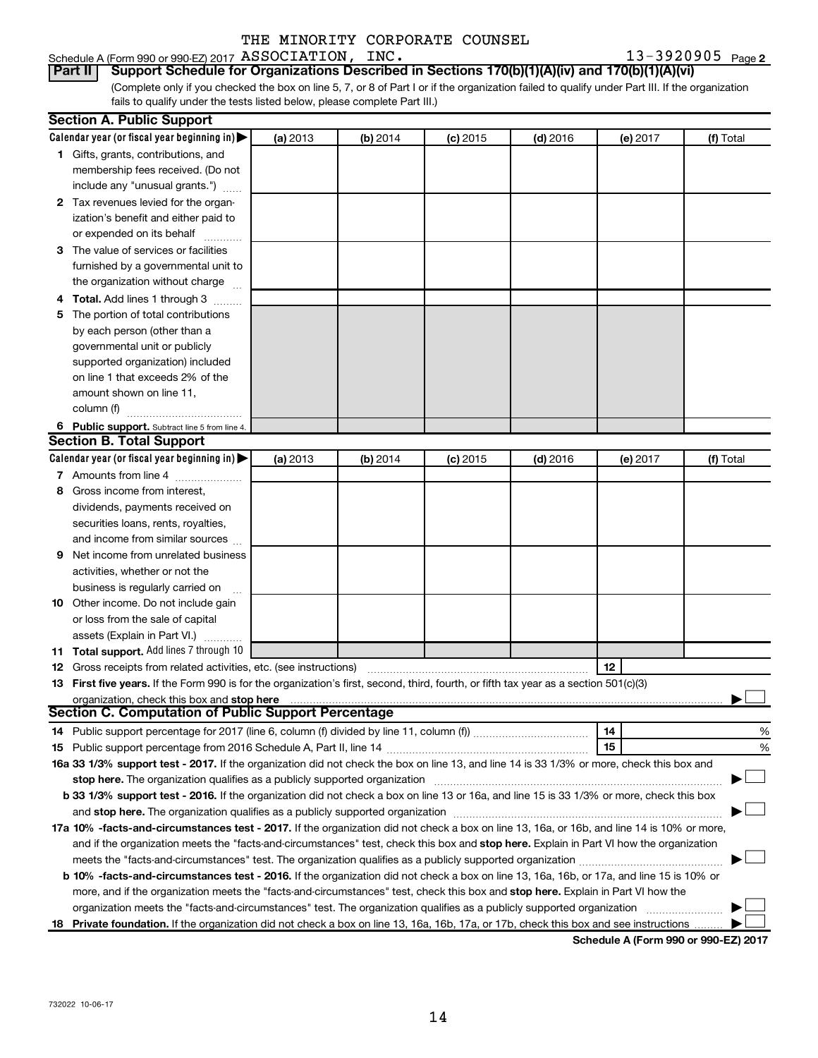THE MINORITY CORPORATE COUNSEL

Schedule A (Form 990 or 990-EZ) 2017 ASSOCIATION, INC. 13-3920905 Page 2

**Part II** **Support Schedule for Organizations Described in Sections 170(b)(1)(A)(iv) and 170(b)(1)(A)(vi)**

(Complete only if you checked the box on line 5, 7, or 8 of Part I or if the organization failed to qualify under Part III. If the organization fails to qualify under the tests listed below, please complete Part III.)

**Section A. Public Support**

| Calendar year (or fiscal year beginning in) ▶ | (a) 2013 | (b) 2014 | (c) 2015 | (d) 2016 | (e) 2017 | (f) Total |
|---|---|---|---|---|---|---|
| **1** Gifts, grants, contributions, and membership fees received. (Do not include any "unusual grants.") | | | | | | |
| **2** Tax revenues levied for the organization's benefit and either paid to or expended on its behalf | | | | | | |
| **3** The value of services or facilities furnished by a governmental unit to the organization without charge | | | | | | |
| **4 Total.** Add lines 1 through 3 | | | | | | |
| **5** The portion of total contributions by each person (other than a governmental unit or publicly supported organization) included on line 1 that exceeds 2% of the amount shown on line 11, column (f) | | | | | | |
| **6 Public support.** Subtract line 5 from line 4. | | | | | | |

**Section B. Total Support**

| Calendar year (or fiscal year beginning in) ▶ | (a) 2013 | (b) 2014 | (c) 2015 | (d) 2016 | (e) 2017 | (f) Total |
|---|---|---|---|---|---|---|
| **7** Amounts from line 4 | | | | | | |
| **8** Gross income from interest, dividends, payments received on securities loans, rents, royalties, and income from similar sources | | | | | | |
| **9** Net income from unrelated business activities, whether or not the business is regularly carried on | | | | | | |
| **10** Other income. Do not include gain or loss from the sale of capital assets (Explain in Part VI.) | | | | | | |
| **11 Total support.** Add lines 7 through 10 | | | | | | |

**12** Gross receipts from related activities, etc. (see instructions) **12**

**13 First five years.** If the Form 990 is for the organization's first, second, third, fourth, or fifth tax year as a section 501(c)(3) organization, check this box and **stop here** ▶ ☐

**Section C. Computation of Public Support Percentage**

**14** Public support percentage for 2017 (line 6, column (f) divided by line 11, column (f)) **14** %

**15** Public support percentage from 2016 Schedule A, Part II, line 14 **15** %

**16a 33 1/3% support test - 2017.** If the organization did not check the box on line 13, and line 14 is 33 1/3% or more, check this box and **stop here.** The organization qualifies as a publicly supported organization ▶ ☐

**b 33 1/3% support test - 2016.** If the organization did not check a box on line 13 or 16a, and line 15 is 33 1/3% or more, check this box and **stop here.** The organization qualifies as a publicly supported organization ▶ ☐

**17a 10% -facts-and-circumstances test - 2017.** If the organization did not check a box on line 13, 16a, or 16b, and line 14 is 10% or more, and if the organization meets the "facts-and-circumstances" test, check this box and **stop here.** Explain in Part VI how the organization meets the "facts-and-circumstances" test. The organization qualifies as a publicly supported organization ▶ ☐

**b 10% -facts-and-circumstances test - 2016.** If the organization did not check a box on line 13, 16a, 16b, or 17a, and line 15 is 10% or more, and if the organization meets the "facts-and-circumstances" test, check this box and **stop here.** Explain in Part VI how the organization meets the "facts-and-circumstances" test. The organization qualifies as a publicly supported organization ▶ ☐

**18 Private foundation.** If the organization did not check a box on line 13, 16a, 16b, 17a, or 17b, check this box and see instructions ▶ ☐

**Schedule A (Form 990 or 990-EZ) 2017**

732022 10-06-17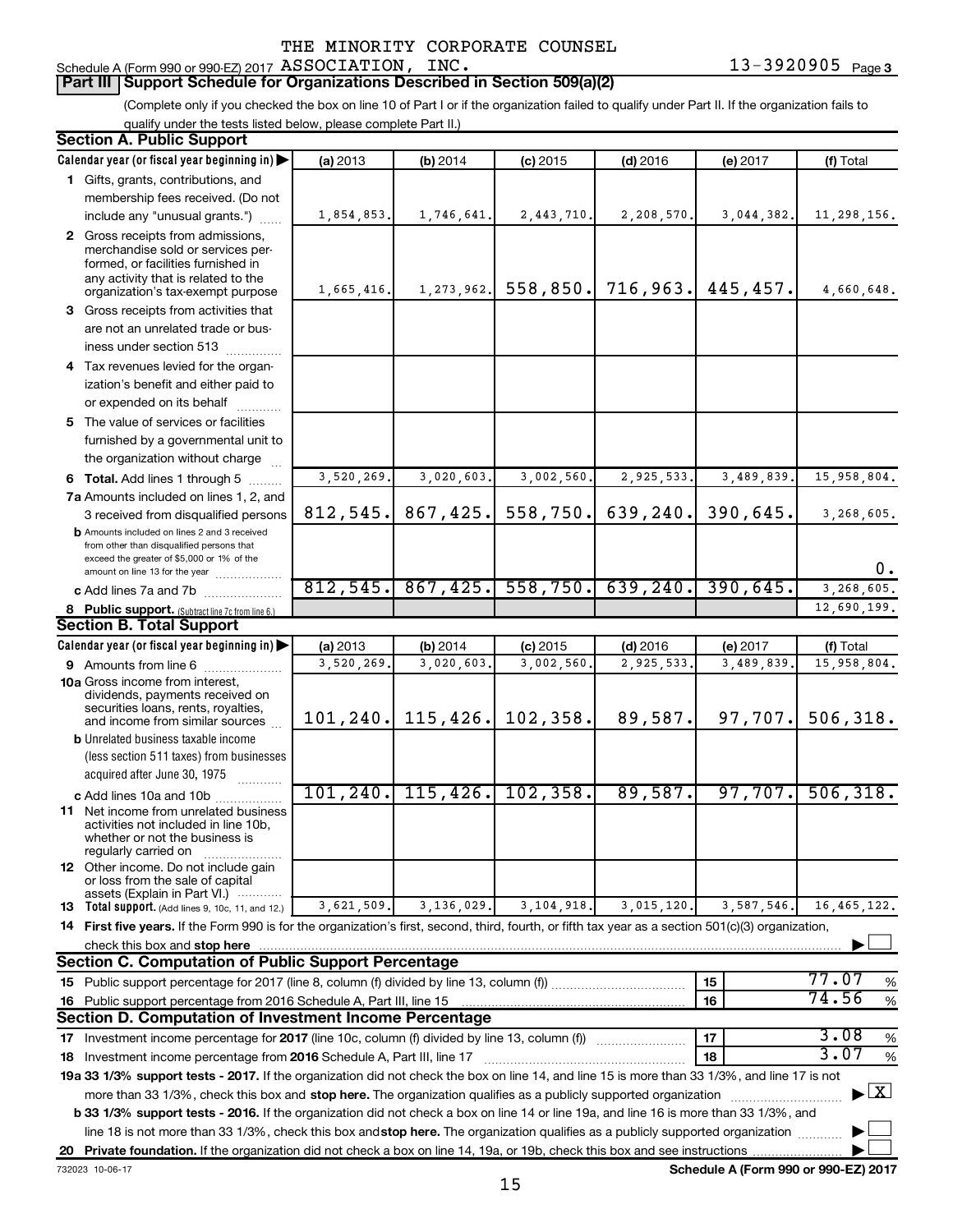THE MINORITY CORPORATE COUNSEL

Schedule A (Form 990 or 990-EZ) 2017 ASSOCIATION, INC. 13-3920905 Page 3

## Part III Support Schedule for Organizations Described in Section 509(a)(2)

(Complete only if you checked the box on line 10 of Part I or if the organization failed to qualify under Part II. If the organization fails to qualify under the tests listed below, please complete Part II.)

### Section A. Public Support

| Calendar year (or fiscal year beginning in) | (a) 2013 | (b) 2014 | (c) 2015 | (d) 2016 | (e) 2017 | (f) Total |
|---|---|---|---|---|---|---|
| **1** Gifts, grants, contributions, and membership fees received. (Do not include any "unusual grants.") | 1,854,853. | 1,746,641. | 2,443,710. | 2,208,570. | 3,044,382. | 11,298,156. |
| **2** Gross receipts from admissions, merchandise sold or services performed, or facilities furnished in any activity that is related to the organization's tax-exempt purpose | 1,665,416. | 1,273,962. | 558,850. | 716,963. | 445,457. | 4,660,648. |
| **3** Gross receipts from activities that are not an unrelated trade or business under section 513 | | | | | | |
| **4** Tax revenues levied for the organization's benefit and either paid to or expended on its behalf | | | | | | |
| **5** The value of services or facilities furnished by a governmental unit to the organization without charge | | | | | | |
| **6 Total.** Add lines 1 through 5 | 3,520,269. | 3,020,603. | 3,002,560. | 2,925,533. | 3,489,839. | 15,958,804. |
| **7a** Amounts included on lines 1, 2, and 3 received from disqualified persons | 812,545. | 867,425. | 558,750. | 639,240. | 390,645. | 3,268,605. |
| **b** Amounts included on lines 2 and 3 received from other than disqualified persons that exceed the greater of $5,000 or 1% of the amount on line 13 for the year | | | | | | 0. |
| **c** Add lines 7a and 7b | 812,545. | 867,425. | 558,750. | 639,240. | 390,645. | 3,268,605. |
| **8 Public support.** (Subtract line 7c from line 6.) | | | | | | 12,690,199. |

### Section B. Total Support

| Calendar year (or fiscal year beginning in) | (a) 2013 | (b) 2014 | (c) 2015 | (d) 2016 | (e) 2017 | (f) Total |
|---|---|---|---|---|---|---|
| **9** Amounts from line 6 | 3,520,269. | 3,020,603. | 3,002,560. | 2,925,533. | 3,489,839. | 15,958,804. |
| **10a** Gross income from interest, dividends, payments received on securities loans, rents, royalties, and income from similar sources | 101,240. | 115,426. | 102,358. | 89,587. | 97,707. | 506,318. |
| **b** Unrelated business taxable income (less section 511 taxes) from businesses acquired after June 30, 1975 | | | | | | |
| **c** Add lines 10a and 10b | 101,240. | 115,426. | 102,358. | 89,587. | 97,707. | 506,318. |
| **11** Net income from unrelated business activities not included in line 10b, whether or not the business is regularly carried on | | | | | | |
| **12** Other income. Do not include gain or loss from the sale of capital assets (Explain in Part VI.) | | | | | | |
| **13 Total support.** (Add lines 9, 10c, 11, and 12.) | 3,621,509. | 3,136,029. | 3,104,918. | 3,015,120. | 3,587,546. | 16,465,122. |

**14 First five years.** If the Form 990 is for the organization's first, second, third, fourth, or fifth tax year as a section 501(c)(3) organization, check this box and **stop here** ☐

### Section C. Computation of Public Support Percentage

| | | |
|---|---|---|
| **15** Public support percentage for 2017 (line 8, column (f) divided by line 13, column (f)) | 15 | 77.07 % |
| **16** Public support percentage from 2016 Schedule A, Part III, line 15 | 16 | 74.56 % |

### Section D. Computation of Investment Income Percentage

| | | |
|---|---|---|
| **17** Investment income percentage for **2017** (line 10c, column (f) divided by line 13, column (f)) | 17 | 3.08 % |
| **18** Investment income percentage from **2016** Schedule A, Part III, line 17 | 18 | 3.07 % |

**19a 33 1/3% support tests - 2017.** If the organization did not check the box on line 14, and line 15 is more than 33 1/3%, and line 17 is not more than 33 1/3%, check this box and **stop here.** The organization qualifies as a publicly supported organization ☒

**b 33 1/3% support tests - 2016.** If the organization did not check a box on line 14 or line 19a, and line 16 is more than 33 1/3%, and line 18 is not more than 33 1/3%, check this box and **stop here.** The organization qualifies as a publicly supported organization ☐

**20 Private foundation.** If the organization did not check a box on line 14, 19a, or 19b, check this box and see instructions ☐

732023 10-06-17 **Schedule A (Form 990 or 990-EZ) 2017**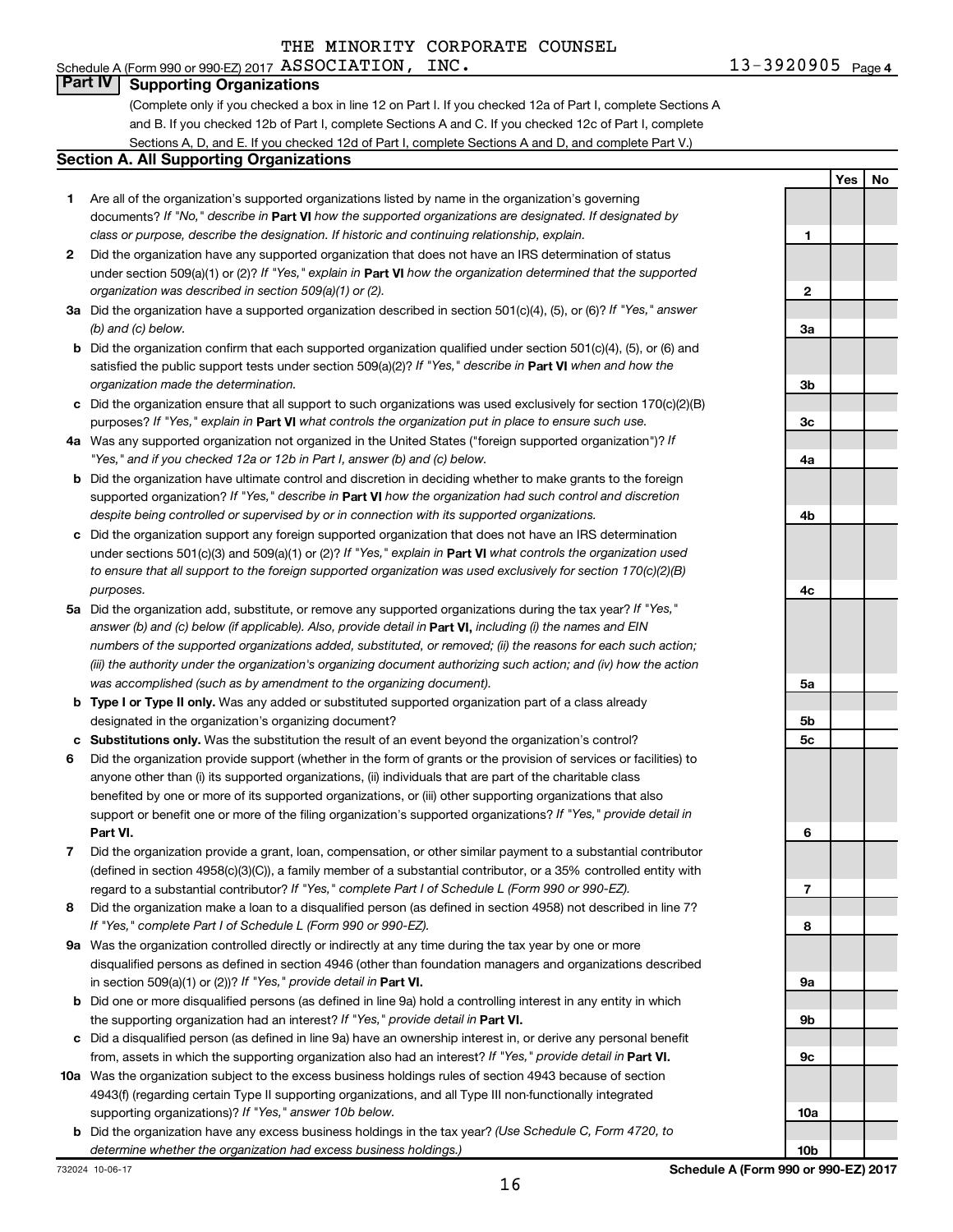THE MINORITY CORPORATE COUNSEL

Schedule A (Form 990 or 990-EZ) 2017 ASSOCIATION, INC. 13-3920905 Page 4

## Part IV Supporting Organizations

(Complete only if you checked a box in line 12 on Part I. If you checked 12a of Part I, complete Sections A and B. If you checked 12b of Part I, complete Sections A and C. If you checked 12c of Part I, complete Sections A, D, and E. If you checked 12d of Part I, complete Sections A and D, and complete Part V.)

### Section A. All Supporting Organizations

| | | | Yes | No |
|---|---|---|---|---|
| **1** | Are all of the organization's supported organizations listed by name in the organization's governing documents? *If "No," describe in* **Part VI** *how the supported organizations are designated. If designated by class or purpose, describe the designation. If historic and continuing relationship, explain.* | 1 | | |
| **2** | Did the organization have any supported organization that does not have an IRS determination of status under section 509(a)(1) or (2)? *If "Yes," explain in* **Part VI** *how the organization determined that the supported organization was described in section 509(a)(1) or (2).* | 2 | | |
| **3a** | Did the organization have a supported organization described in section 501(c)(4), (5), or (6)? *If "Yes," answer (b) and (c) below.* | 3a | | |
| **b** | Did the organization confirm that each supported organization qualified under section 501(c)(4), (5), or (6) and satisfied the public support tests under section 509(a)(2)? *If "Yes," describe in* **Part VI** *when and how the organization made the determination.* | 3b | | |
| **c** | Did the organization ensure that all support to such organizations was used exclusively for section 170(c)(2)(B) purposes? *If "Yes," explain in* **Part VI** *what controls the organization put in place to ensure such use.* | 3c | | |
| **4a** | Was any supported organization not organized in the United States ("foreign supported organization")? *If "Yes," and if you checked 12a or 12b in Part I, answer (b) and (c) below.* | 4a | | |
| **b** | Did the organization have ultimate control and discretion in deciding whether to make grants to the foreign supported organization? *If "Yes," describe in* **Part VI** *how the organization had such control and discretion despite being controlled or supervised by or in connection with its supported organizations.* | 4b | | |
| **c** | Did the organization support any foreign supported organization that does not have an IRS determination under sections 501(c)(3) and 509(a)(1) or (2)? *If "Yes," explain in* **Part VI** *what controls the organization used to ensure that all support to the foreign supported organization was used exclusively for section 170(c)(2)(B) purposes.* | 4c | | |
| **5a** | Did the organization add, substitute, or remove any supported organizations during the tax year? *If "Yes," answer (b) and (c) below (if applicable). Also, provide detail in* **Part VI,** *including (i) the names and EIN numbers of the supported organizations added, substituted, or removed; (ii) the reasons for each such action; (iii) the authority under the organization's organizing document authorizing such action; and (iv) how the action was accomplished (such as by amendment to the organizing document).* | 5a | | |
| **b** | **Type I or Type II only.** Was any added or substituted supported organization part of a class already designated in the organization's organizing document? | 5b | | |
| **c** | **Substitutions only.** Was the substitution the result of an event beyond the organization's control? | 5c | | |
| **6** | Did the organization provide support (whether in the form of grants or the provision of services or facilities) to anyone other than (i) its supported organizations, (ii) individuals that are part of the charitable class benefited by one or more of its supported organizations, or (iii) other supporting organizations that also support or benefit one or more of the filing organization's supported organizations? *If "Yes," provide detail in* **Part VI.** | 6 | | |
| **7** | Did the organization provide a grant, loan, compensation, or other similar payment to a substantial contributor (defined in section 4958(c)(3)(C)), a family member of a substantial contributor, or a 35% controlled entity with regard to a substantial contributor? *If "Yes," complete Part I of Schedule L (Form 990 or 990-EZ).* | 7 | | |
| **8** | Did the organization make a loan to a disqualified person (as defined in section 4958) not described in line 7? *If "Yes," complete Part I of Schedule L (Form 990 or 990-EZ).* | 8 | | |
| **9a** | Was the organization controlled directly or indirectly at any time during the tax year by one or more disqualified persons as defined in section 4946 (other than foundation managers and organizations described in section 509(a)(1) or (2))? *If "Yes," provide detail in* **Part VI.** | 9a | | |
| **b** | Did one or more disqualified persons (as defined in line 9a) hold a controlling interest in any entity in which the supporting organization had an interest? *If "Yes," provide detail in* **Part VI.** | 9b | | |
| **c** | Did a disqualified person (as defined in line 9a) have an ownership interest in, or derive any personal benefit from, assets in which the supporting organization also had an interest? *If "Yes," provide detail in* **Part VI.** | 9c | | |
| **10a** | Was the organization subject to the excess business holdings rules of section 4943 because of section 4943(f) (regarding certain Type II supporting organizations, and all Type III non-functionally integrated supporting organizations)? *If "Yes," answer 10b below.* | 10a | | |
| **b** | Did the organization have any excess business holdings in the tax year? *(Use Schedule C, Form 4720, to determine whether the organization had excess business holdings.)* | 10b | | |

732024 10-06-17 **Schedule A (Form 990 or 990-EZ) 2017**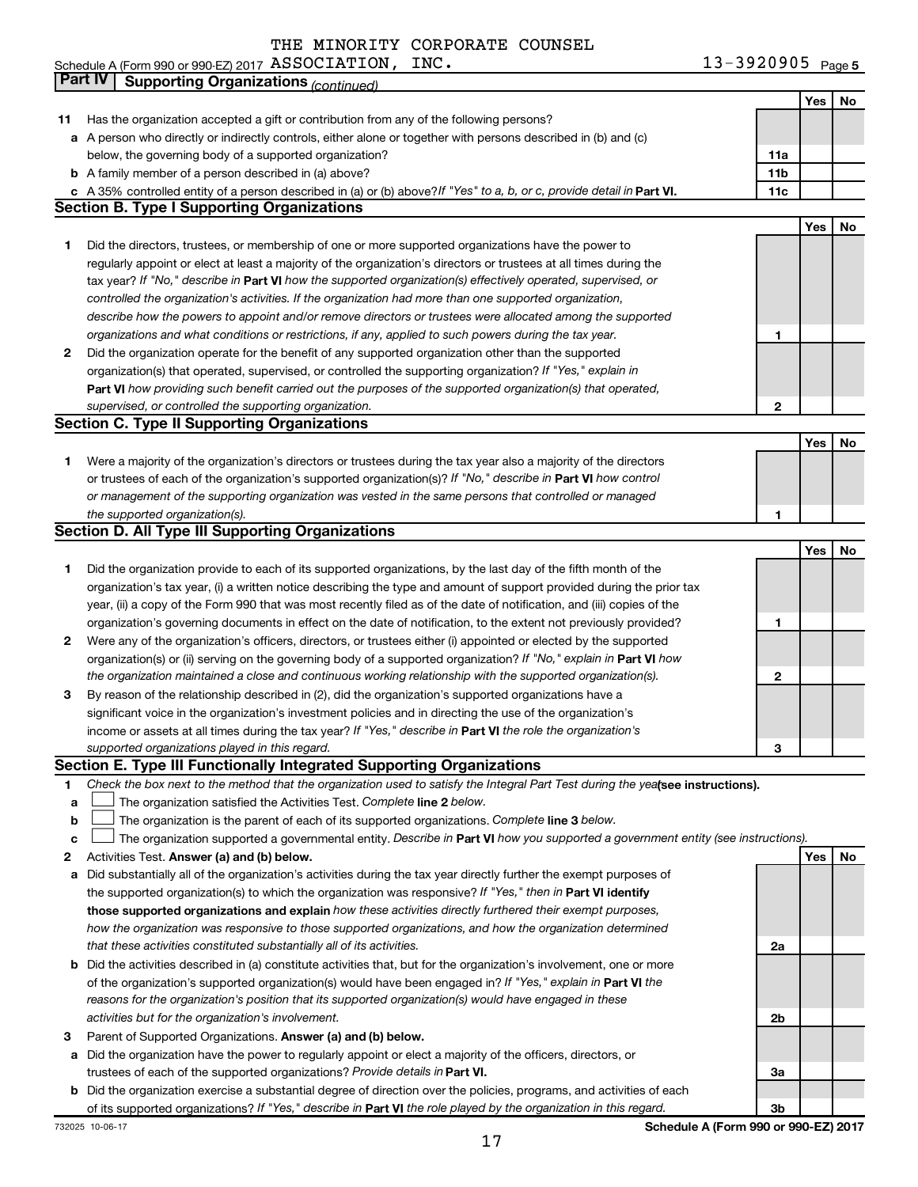THE MINORITY CORPORATE COUNSEL

Schedule A (Form 990 or 990-EZ) 2017 ASSOCIATION, INC. 13-3920905 Page 5

## Part IV Supporting Organizations *(continued)*

| | | | Yes | No |
|---|---|---|---|---|
| **11** | Has the organization accepted a gift or contribution from any of the following persons? | | | |
| **a** | A person who directly or indirectly controls, either alone or together with persons described in (b) and (c) below, the governing body of a supported organization? | **11a** | | |
| **b** | A family member of a person described in (a) above? | **11b** | | |
| **c** | A 35% controlled entity of a person described in (a) or (b) above? *If "Yes" to a, b, or c, provide detail in* **Part VI.** | **11c** | | |

### Section B. Type I Supporting Organizations

| | | | Yes | No |
|---|---|---|---|---|
| **1** | Did the directors, trustees, or membership of one or more supported organizations have the power to regularly appoint or elect at least a majority of the organization's directors or trustees at all times during the tax year? *If "No," describe in* **Part VI** *how the supported organization(s) effectively operated, supervised, or controlled the organization's activities. If the organization had more than one supported organization, describe how the powers to appoint and/or remove directors or trustees were allocated among the supported organizations and what conditions or restrictions, if any, applied to such powers during the tax year.* | **1** | | |
| **2** | Did the organization operate for the benefit of any supported organization other than the supported organization(s) that operated, supervised, or controlled the supporting organization? *If "Yes," explain in* **Part VI** *how providing such benefit carried out the purposes of the supported organization(s) that operated, supervised, or controlled the supporting organization.* | **2** | | |

### Section C. Type II Supporting Organizations

| | | | Yes | No |
|---|---|---|---|---|
| **1** | Were a majority of the organization's directors or trustees during the tax year also a majority of the directors or trustees of each of the organization's supported organization(s)? *If "No," describe in* **Part VI** *how control or management of the supporting organization was vested in the same persons that controlled or managed the supported organization(s).* | **1** | | |

### Section D. All Type III Supporting Organizations

| | | | Yes | No |
|---|---|---|---|---|
| **1** | Did the organization provide to each of its supported organizations, by the last day of the fifth month of the organization's tax year, (i) a written notice describing the type and amount of support provided during the prior tax year, (ii) a copy of the Form 990 that was most recently filed as of the date of notification, and (iii) copies of the organization's governing documents in effect on the date of notification, to the extent not previously provided? | **1** | | |
| **2** | Were any of the organization's officers, directors, or trustees either (i) appointed or elected by the supported organization(s) or (ii) serving on the governing body of a supported organization? *If "No," explain in* **Part VI** *how the organization maintained a close and continuous working relationship with the supported organization(s).* | **2** | | |
| **3** | By reason of the relationship described in (2), did the organization's supported organizations have a significant voice in the organization's investment policies and in directing the use of the organization's income or assets at all times during the tax year? *If "Yes," describe in* **Part VI** *the role the organization's supported organizations played in this regard.* | **3** | | |

### Section E. Type III Functionally Integrated Supporting Organizations

**1** *Check the box next to the method that the organization used to satisfy the Integral Part Test during the year* **(see instructions).**

- **a** ☐ The organization satisfied the Activities Test. *Complete* **line 2** *below.*
- **b** ☐ The organization is the parent of each of its supported organizations. *Complete* **line 3** *below.*
- **c** ☐ The organization supported a governmental entity. *Describe in* **Part VI** *how you supported a government entity (see instructions).*

| | | | Yes | No |
|---|---|---|---|---|
| **2** | Activities Test. **Answer (a) and (b) below.** | | | |
| **a** | Did substantially all of the organization's activities during the tax year directly further the exempt purposes of the supported organization(s) to which the organization was responsive? *If "Yes," then in* **Part VI identify those supported organizations and explain** *how these activities directly furthered their exempt purposes, how the organization was responsive to those supported organizations, and how the organization determined that these activities constituted substantially all of its activities.* | **2a** | | |
| **b** | Did the activities described in (a) constitute activities that, but for the organization's involvement, one or more of the organization's supported organization(s) would have been engaged in? *If "Yes," explain in* **Part VI** *the reasons for the organization's position that its supported organization(s) would have engaged in these activities but for the organization's involvement.* | **2b** | | |
| **3** | Parent of Supported Organizations. **Answer (a) and (b) below.** | | | |
| **a** | Did the organization have the power to regularly appoint or elect a majority of the officers, directors, or trustees of each of the supported organizations? *Provide details in* **Part VI.** | **3a** | | |
| **b** | Did the organization exercise a substantial degree of direction over the policies, programs, and activities of each of its supported organizations? *If "Yes," describe in* **Part VI** *the role played by the organization in this regard.* | **3b** | | |

732025 10-06-17 **Schedule A (Form 990 or 990-EZ) 2017**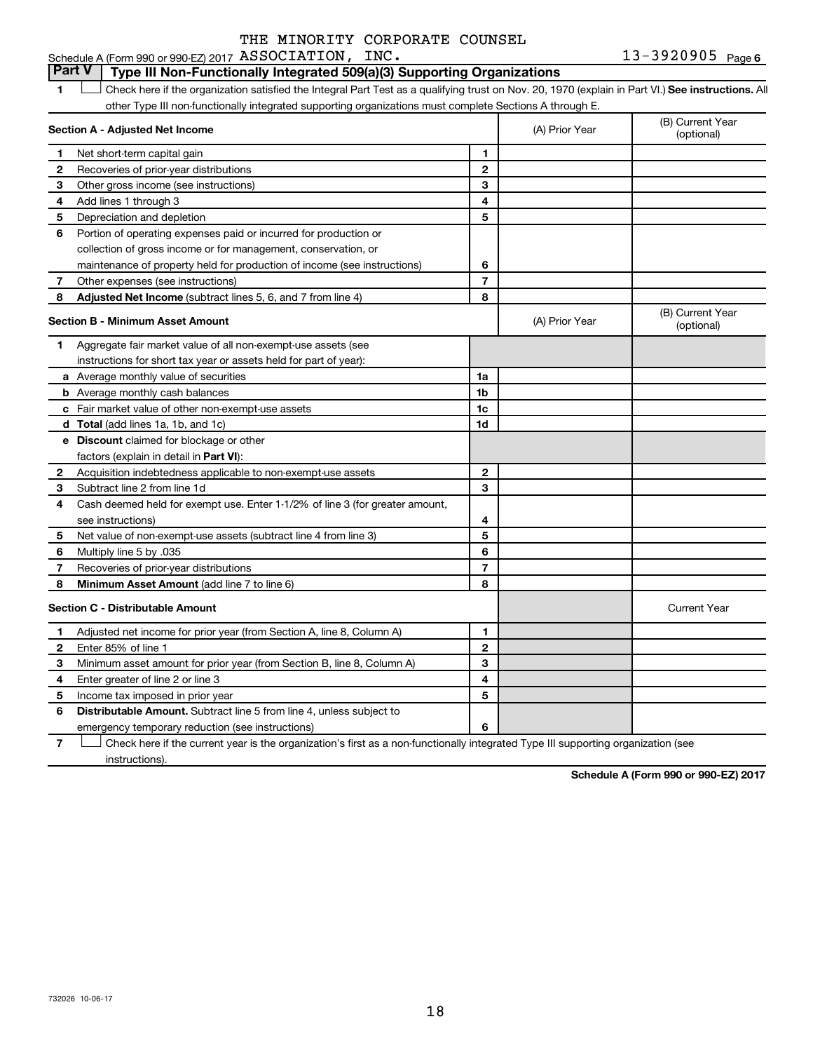THE MINORITY CORPORATE COUNSEL

Schedule A (Form 990 or 990-EZ) 2017 ASSOCIATION, INC. 13-3920905 Page 6

## Part V Type III Non-Functionally Integrated 509(a)(3) Supporting Organizations

1 ☐ Check here if the organization satisfied the Integral Part Test as a qualifying trust on Nov. 20, 1970 (explain in Part VI.) **See instructions.** All other Type III non-functionally integrated supporting organizations must complete Sections A through E.

| **Section A - Adjusted Net Income** | | (A) Prior Year | (B) Current Year (optional) |
|---|---|---|---|
| **1** Net short-term capital gain | **1** | | |
| **2** Recoveries of prior-year distributions | **2** | | |
| **3** Other gross income (see instructions) | **3** | | |
| **4** Add lines 1 through 3 | **4** | | |
| **5** Depreciation and depletion | **5** | | |
| **6** Portion of operating expenses paid or incurred for production or collection of gross income or for management, conservation, or maintenance of property held for production of income (see instructions) | **6** | | |
| **7** Other expenses (see instructions) | **7** | | |
| **8** **Adjusted Net Income** (subtract lines 5, 6, and 7 from line 4) | **8** | | |

| **Section B - Minimum Asset Amount** | | (A) Prior Year | (B) Current Year (optional) |
|---|---|---|---|
| **1** Aggregate fair market value of all non-exempt-use assets (see instructions for short tax year or assets held for part of year): | | | |
| **a** Average monthly value of securities | **1a** | | |
| **b** Average monthly cash balances | **1b** | | |
| **c** Fair market value of other non-exempt-use assets | **1c** | | |
| **d** **Total** (add lines 1a, 1b, and 1c) | **1d** | | |
| **e** **Discount** claimed for blockage or other factors (explain in detail in **Part VI**): | | | |
| **2** Acquisition indebtedness applicable to non-exempt-use assets | **2** | | |
| **3** Subtract line 2 from line 1d | **3** | | |
| **4** Cash deemed held for exempt use. Enter 1-1/2% of line 3 (for greater amount, see instructions) | **4** | | |
| **5** Net value of non-exempt-use assets (subtract line 4 from line 3) | **5** | | |
| **6** Multiply line 5 by .035 | **6** | | |
| **7** Recoveries of prior-year distributions | **7** | | |
| **8** **Minimum Asset Amount** (add line 7 to line 6) | **8** | | |

| **Section C - Distributable Amount** | | | Current Year |
|---|---|---|---|
| **1** Adjusted net income for prior year (from Section A, line 8, Column A) | **1** | | |
| **2** Enter 85% of line 1 | **2** | | |
| **3** Minimum asset amount for prior year (from Section B, line 8, Column A) | **3** | | |
| **4** Enter greater of line 2 or line 3 | **4** | | |
| **5** Income tax imposed in prior year | **5** | | |
| **6** **Distributable Amount.** Subtract line 5 from line 4, unless subject to emergency temporary reduction (see instructions) | **6** | | |

7 ☐ Check here if the current year is the organization's first as a non-functionally integrated Type III supporting organization (see instructions).

**Schedule A (Form 990 or 990-EZ) 2017**

732026 10-06-17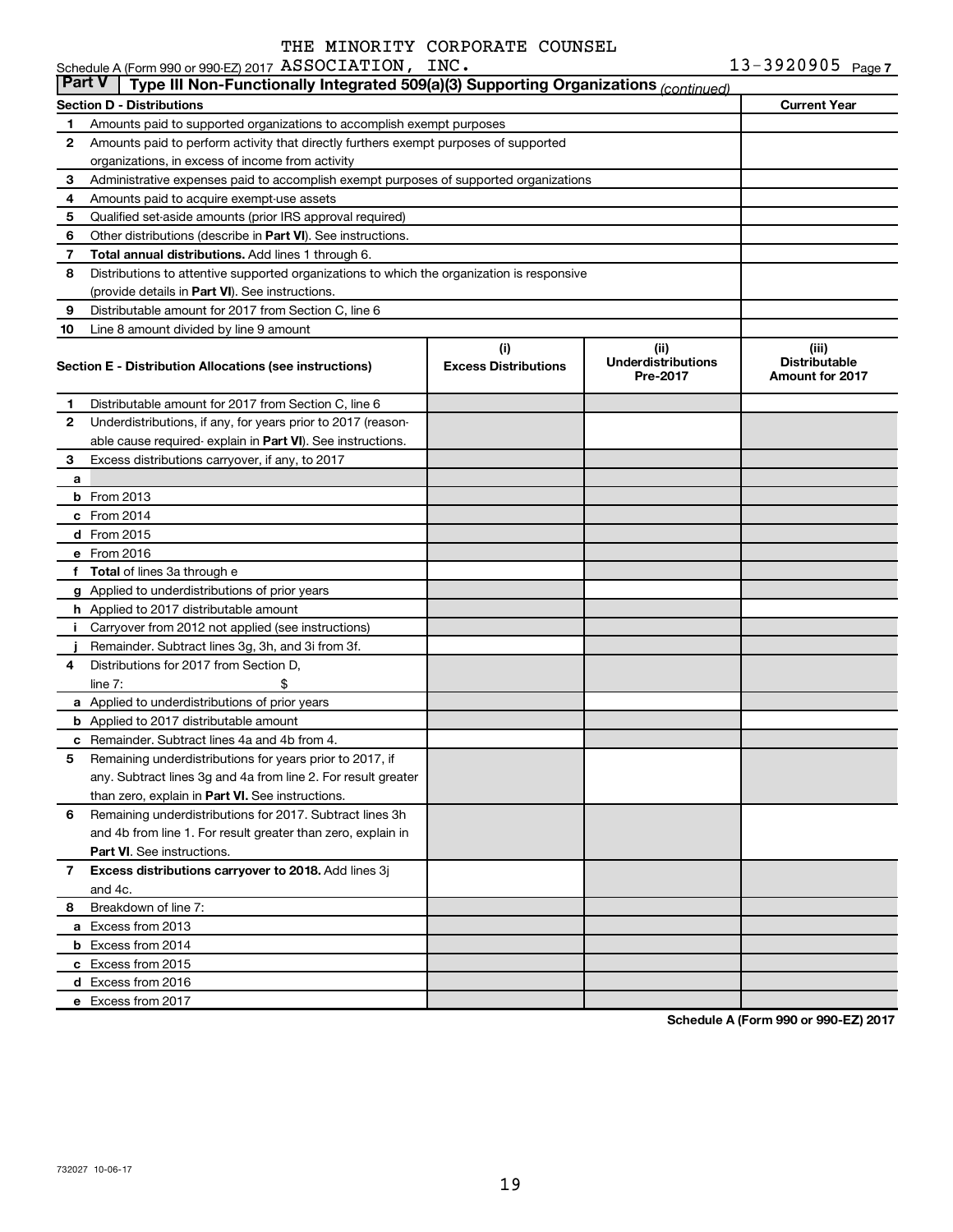THE MINORITY CORPORATE COUNSEL

Schedule A (Form 990 or 990-EZ) 2017 ASSOCIATION, INC. 13-3920905 Page 7

**Part V | Type III Non-Functionally Integrated 509(a)(3) Supporting Organizations** *(continued)*

| | Section D - Distributions | Current Year |
|---|---|---|
| 1 | Amounts paid to supported organizations to accomplish exempt purposes | |
| 2 | Amounts paid to perform activity that directly furthers exempt purposes of supported organizations, in excess of income from activity | |
| 3 | Administrative expenses paid to accomplish exempt purposes of supported organizations | |
| 4 | Amounts paid to acquire exempt-use assets | |
| 5 | Qualified set-aside amounts (prior IRS approval required) | |
| 6 | Other distributions (describe in **Part VI**). See instructions. | |
| 7 | **Total annual distributions.** Add lines 1 through 6. | |
| 8 | Distributions to attentive supported organizations to which the organization is responsive (provide details in **Part VI**). See instructions. | |
| 9 | Distributable amount for 2017 from Section C, line 6 | |
| 10 | Line 8 amount divided by line 9 amount | |

| | Section E - Distribution Allocations (see instructions) | (i) Excess Distributions | (ii) Underdistributions Pre-2017 | (iii) Distributable Amount for 2017 |
|---|---|---|---|---|
| 1 | Distributable amount for 2017 from Section C, line 6 | | | |
| 2 | Underdistributions, if any, for years prior to 2017 (reasonable cause required- explain in **Part VI**). See instructions. | | | |
| 3 | Excess distributions carryover, if any, to 2017 | | | |
| a | | | | |
| b | From 2013 | | | |
| c | From 2014 | | | |
| d | From 2015 | | | |
| e | From 2016 | | | |
| f | **Total** of lines 3a through e | | | |
| g | Applied to underdistributions of prior years | | | |
| h | Applied to 2017 distributable amount | | | |
| i | Carryover from 2012 not applied (see instructions) | | | |
| j | Remainder. Subtract lines 3g, 3h, and 3i from 3f. | | | |
| 4 | Distributions for 2017 from Section D, line 7: $ | | | |
| a | Applied to underdistributions of prior years | | | |
| b | Applied to 2017 distributable amount | | | |
| c | Remainder. Subtract lines 4a and 4b from 4. | | | |
| 5 | Remaining underdistributions for years prior to 2017, if any. Subtract lines 3g and 4a from line 2. For result greater than zero, explain in **Part VI.** See instructions. | | | |
| 6 | Remaining underdistributions for 2017. Subtract lines 3h and 4b from line 1. For result greater than zero, explain in **Part VI**. See instructions. | | | |
| 7 | **Excess distributions carryover to 2018.** Add lines 3j and 4c. | | | |
| 8 | Breakdown of line 7: | | | |
| a | Excess from 2013 | | | |
| b | Excess from 2014 | | | |
| c | Excess from 2015 | | | |
| d | Excess from 2016 | | | |
| e | Excess from 2017 | | | |

**Schedule A (Form 990 or 990-EZ) 2017**

732027 10-06-17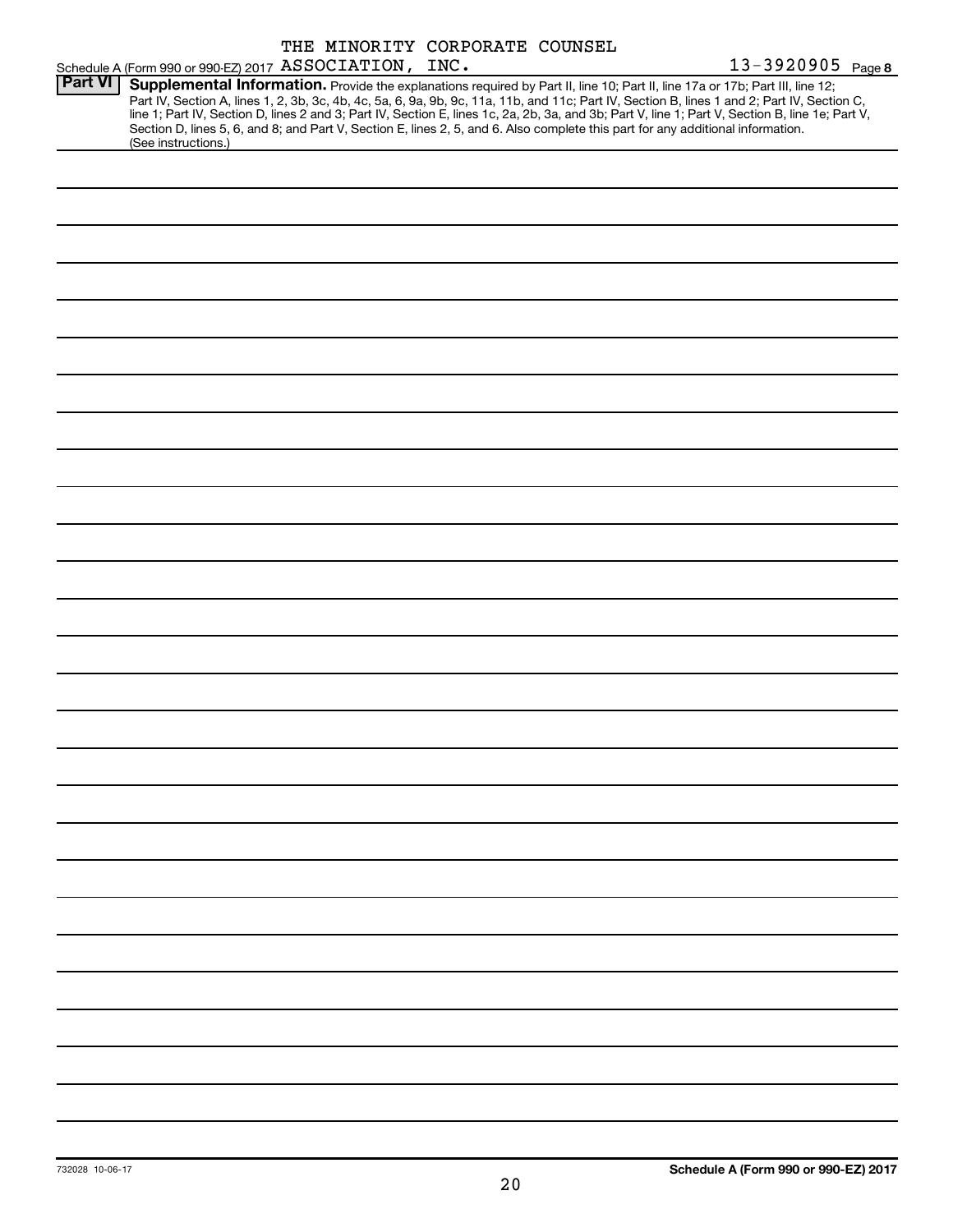THE MINORITY CORPORATE COUNSEL

Schedule A (Form 990 or 990-EZ) 2017 ASSOCIATION, INC. 13-3920905 Page 8

**Part VI** **Supplemental Information.** Provide the explanations required by Part II, line 10; Part II, line 17a or 17b; Part III, line 12; Part IV, Section A, lines 1, 2, 3b, 3c, 4b, 4c, 5a, 6, 9a, 9b, 9c, 11a, 11b, and 11c; Part IV, Section B, lines 1 and 2; Part IV, Section C, line 1; Part IV, Section D, lines 2 and 3; Part IV, Section E, lines 1c, 2a, 2b, 3a, and 3b; Part V, line 1; Part V, Section B, line 1e; Part V, Section D, lines 5, 6, and 8; and Part V, Section E, lines 2, 5, and 6. Also complete this part for any additional information. (See instructions.)

732028 10-06-17 **Schedule A (Form 990 or 990-EZ) 2017**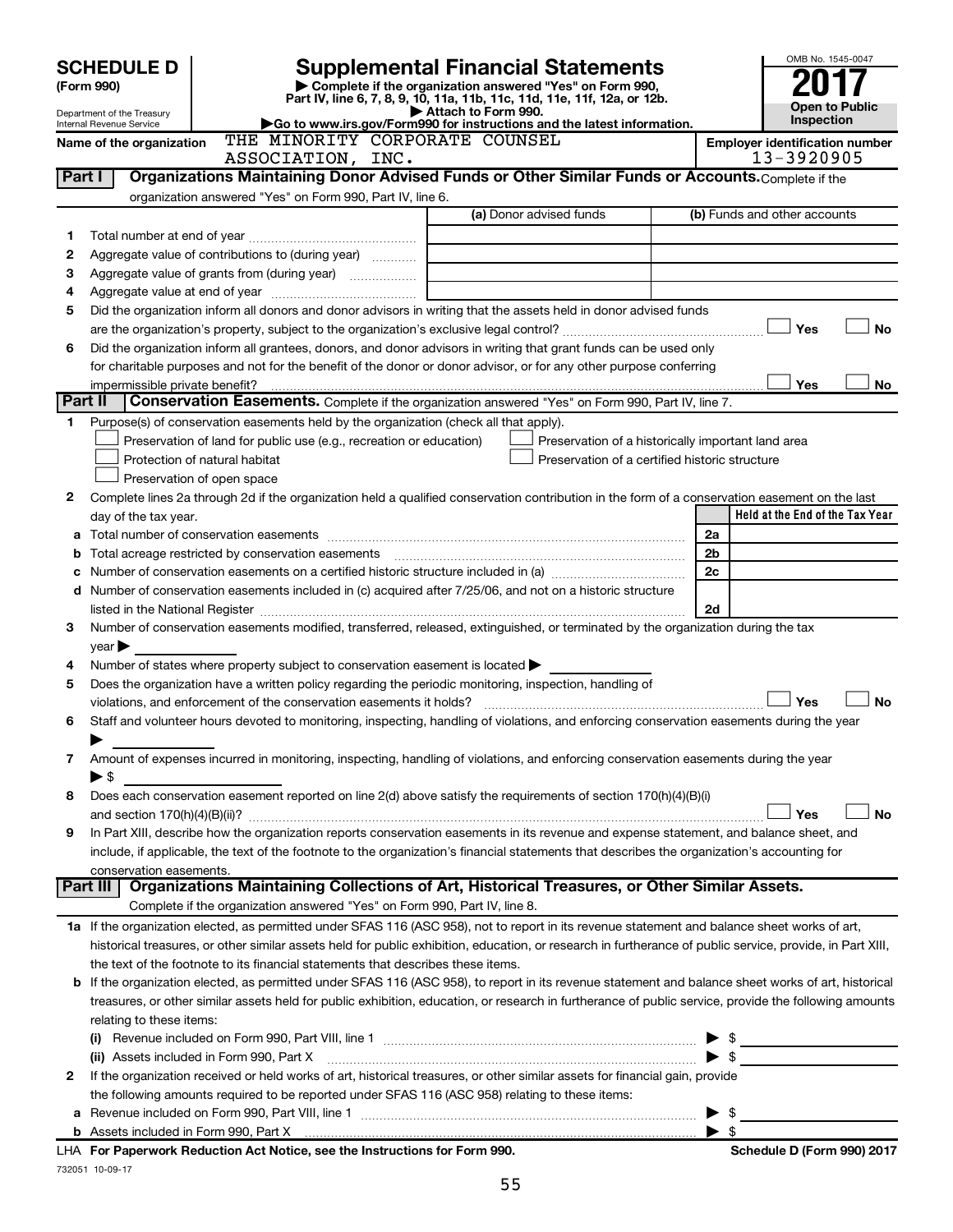# SCHEDULE D (Form 990)

Department of the Treasury
Internal Revenue Service

# Supplemental Financial Statements

▶ Complete if the organization answered "Yes" on Form 990, Part IV, line 6, 7, 8, 9, 10, 11a, 11b, 11c, 11d, 11e, 11f, 12a, or 12b.
▶ Attach to Form 990.
▶Go to www.irs.gov/Form990 for instructions and the latest information.

OMB No. 1545-0047

**2017**

**Open to Public Inspection**

**Name of the organization** THE MINORITY CORPORATE COUNSEL ASSOCIATION, INC.

**Employer identification number** 13-3920905

## Part I — Organizations Maintaining Donor Advised Funds or Other Similar Funds or Accounts.

Complete if the organization answered "Yes" on Form 990, Part IV, line 6.

| | | (a) Donor advised funds | (b) Funds and other accounts |
|---|---|---|---|
| 1 | Total number at end of year | | |
| 2 | Aggregate value of contributions to (during year) | | |
| 3 | Aggregate value of grants from (during year) | | |
| 4 | Aggregate value at end of year | | |

5 Did the organization inform all donors and donor advisors in writing that the assets held in donor advised funds are the organization's property, subject to the organization's exclusive legal control? ☐ Yes ☐ No

6 Did the organization inform all grantees, donors, and donor advisors in writing that grant funds can be used only for charitable purposes and not for the benefit of the donor or donor advisor, or for any other purpose conferring impermissible private benefit? ☐ Yes ☐ No

## Part II — Conservation Easements.

Complete if the organization answered "Yes" on Form 990, Part IV, line 7.

1 Purpose(s) of conservation easements held by the organization (check all that apply).

- ☐ Preservation of land for public use (e.g., recreation or education)
- ☐ Protection of natural habitat
- ☐ Preservation of open space
- ☐ Preservation of a historically important land area
- ☐ Preservation of a certified historic structure

2 Complete lines 2a through 2d if the organization held a qualified conservation contribution in the form of a conservation easement on the last day of the tax year.

| | | | Held at the End of the Tax Year |
|---|---|---|---|
| a | Total number of conservation easements | 2a | |
| b | Total acreage restricted by conservation easements | 2b | |
| c | Number of conservation easements on a certified historic structure included in (a) | 2c | |
| d | Number of conservation easements included in (c) acquired after 7/25/06, and not on a historic structure listed in the National Register | 2d | |

3 Number of conservation easements modified, transferred, released, extinguished, or terminated by the organization during the tax year ▶

4 Number of states where property subject to conservation easement is located ▶

5 Does the organization have a written policy regarding the periodic monitoring, inspection, handling of violations, and enforcement of the conservation easements it holds? ☐ Yes ☐ No

6 Staff and volunteer hours devoted to monitoring, inspecting, handling of violations, and enforcing conservation easements during the year ▶

7 Amount of expenses incurred in monitoring, inspecting, handling of violations, and enforcing conservation easements during the year ▶ $

8 Does each conservation easement reported on line 2(d) above satisfy the requirements of section 170(h)(4)(B)(i) and section 170(h)(4)(B)(ii)? ☐ Yes ☐ No

9 In Part XIII, describe how the organization reports conservation easements in its revenue and expense statement, and balance sheet, and include, if applicable, the text of the footnote to the organization's financial statements that describes the organization's accounting for conservation easements.

## Part III — Organizations Maintaining Collections of Art, Historical Treasures, or Other Similar Assets.

Complete if the organization answered "Yes" on Form 990, Part IV, line 8.

1a If the organization elected, as permitted under SFAS 116 (ASC 958), not to report in its revenue statement and balance sheet works of art, historical treasures, or other similar assets held for public exhibition, education, or research in furtherance of public service, provide, in Part XIII, the text of the footnote to its financial statements that describes these items.

b If the organization elected, as permitted under SFAS 116 (ASC 958), to report in its revenue statement and balance sheet works of art, historical treasures, or other similar assets held for public exhibition, education, or research in furtherance of public service, provide the following amounts relating to these items:

(i) Revenue included on Form 990, Part VIII, line 1 ▶ $

(ii) Assets included in Form 990, Part X ▶ $

2 If the organization received or held works of art, historical treasures, or other similar assets for financial gain, provide the following amounts required to be reported under SFAS 116 (ASC 958) relating to these items:

a Revenue included on Form 990, Part VIII, line 1 ▶ $

b Assets included in Form 990, Part X ▶ $

LHA **For Paperwork Reduction Act Notice, see the Instructions for Form 990.** **Schedule D (Form 990) 2017**

732051 10-09-17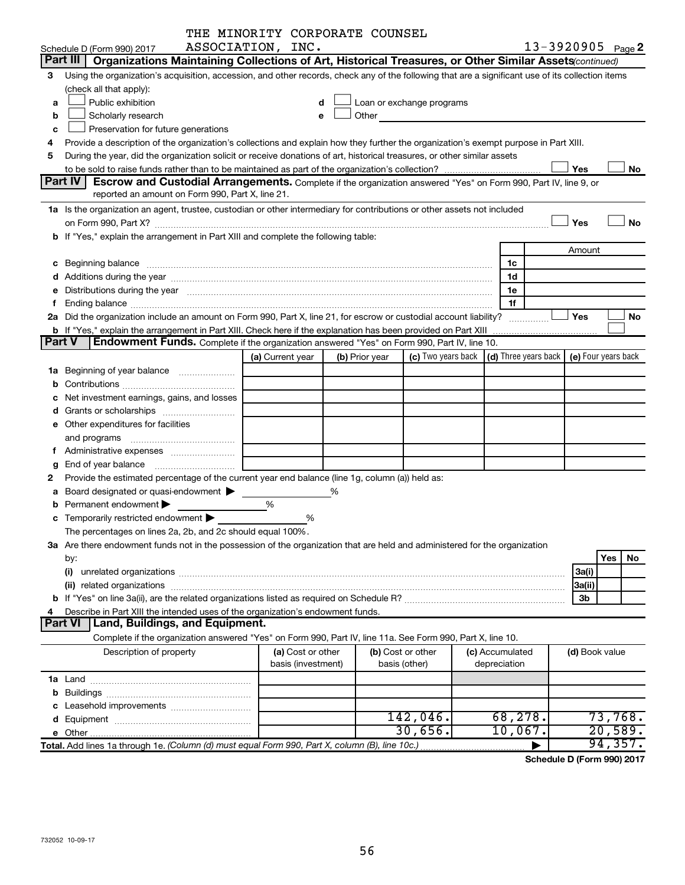THE MINORITY CORPORATE COUNSEL

Schedule D (Form 990) 2017 ASSOCIATION, INC. 13-3920905 Page 2

## Part III Organizations Maintaining Collections of Art, Historical Treasures, or Other Similar Assets *(continued)*

3 Using the organization's acquisition, accession, and other records, check any of the following that are a significant use of its collection items (check all that apply):

a ☐ Public exhibition  d ☐ Loan or exchange programs
b ☐ Scholarly research  e ☐ Other
c ☐ Preservation for future generations

4 Provide a description of the organization's collections and explain how they further the organization's exempt purpose in Part XIII.

5 During the year, did the organization solicit or receive donations of art, historical treasures, or other similar assets to be sold to raise funds rather than to be maintained as part of the organization's collection? ☐ Yes ☐ No

## Part IV Escrow and Custodial Arrangements.

Complete if the organization answered "Yes" on Form 990, Part IV, line 9, or reported an amount on Form 990, Part X, line 21.

1a Is the organization an agent, trustee, custodian or other intermediary for contributions or other assets not included on Form 990, Part X? ☐ Yes ☐ No

b If "Yes," explain the arrangement in Part XIII and complete the following table:

| | | Amount |
|---|---|---|
| c Beginning balance | 1c | |
| d Additions during the year | 1d | |
| e Distributions during the year | 1e | |
| f Ending balance | 1f | |

2a Did the organization include an amount on Form 990, Part X, line 21, for escrow or custodial account liability? ☐ Yes ☐ No

b If "Yes," explain the arrangement in Part XIII. Check here if the explanation has been provided on Part XIII ☐

## Part V Endowment Funds.

Complete if the organization answered "Yes" on Form 990, Part IV, line 10.

| | (a) Current year | (b) Prior year | (c) Two years back | (d) Three years back | (e) Four years back |
|---|---|---|---|---|---|
| 1a Beginning of year balance | | | | | |
| b Contributions | | | | | |
| c Net investment earnings, gains, and losses | | | | | |
| d Grants or scholarships | | | | | |
| e Other expenditures for facilities and programs | | | | | |
| f Administrative expenses | | | | | |
| g End of year balance | | | | | |

2 Provide the estimated percentage of the current year end balance (line 1g, column (a)) held as:

a Board designated or quasi-endowment ▶ %
b Permanent endowment ▶ %
c Temporarily restricted endowment ▶ %

The percentages on lines 2a, 2b, and 2c should equal 100%.

3a Are there endowment funds not in the possession of the organization that are held and administered for the organization by:

| | | Yes | No |
|---|---|---|---|
| (i) unrelated organizations | 3a(i) | | |
| (ii) related organizations | 3a(ii) | | |
| b If "Yes" on line 3a(ii), are the related organizations listed as required on Schedule R? | 3b | | |

4 Describe in Part XIII the intended uses of the organization's endowment funds.

## Part VI Land, Buildings, and Equipment.

Complete if the organization answered "Yes" on Form 990, Part IV, line 11a. See Form 990, Part X, line 10.

| Description of property | (a) Cost or other basis (investment) | (b) Cost or other basis (other) | (c) Accumulated depreciation | (d) Book value |
|---|---|---|---|---|
| 1a Land | | | | |
| b Buildings | | | | |
| c Leasehold improvements | | | | |
| d Equipment | | 142,046. | 68,278. | 73,768. |
| e Other | | 30,656. | 10,067. | 20,589. |
| **Total.** Add lines 1a through 1e. *(Column (d) must equal Form 990, Part X, column (B), line 10c.)* | | | ▶ | 94,357. |

**Schedule D (Form 990) 2017**

732052 10-09-17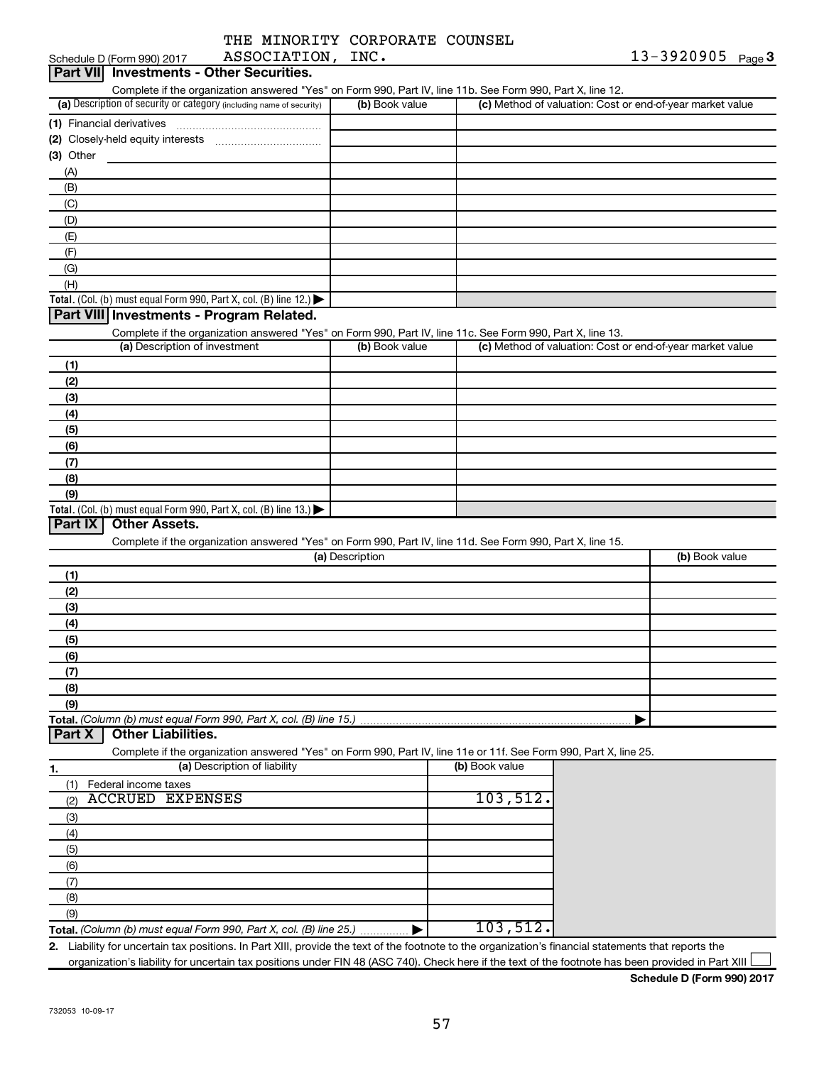THE MINORITY CORPORATE COUNSEL ASSOCIATION, INC. 13-3920905

Schedule D (Form 990) 2017

## Part VII Investments - Other Securities.

Complete if the organization answered "Yes" on Form 990, Part IV, line 11b. See Form 990, Part X, line 12.

| (a) Description of security or category (including name of security) | (b) Book value | (c) Method of valuation: Cost or end-of-year market value |
|---|---|---|
| (1) Financial derivatives | | |
| (2) Closely-held equity interests | | |
| (3) Other | | |
| (A) | | |
| (B) | | |
| (C) | | |
| (D) | | |
| (E) | | |
| (F) | | |
| (G) | | |
| (H) | | |
| **Total.** (Col. (b) must equal Form 990, Part X, col. (B) line 12.) ▶ | | |

## Part VIII Investments - Program Related.

Complete if the organization answered "Yes" on Form 990, Part IV, line 11c. See Form 990, Part X, line 13.

| (a) Description of investment | (b) Book value | (c) Method of valuation: Cost or end-of-year market value |
|---|---|---|
| (1) | | |
| (2) | | |
| (3) | | |
| (4) | | |
| (5) | | |
| (6) | | |
| (7) | | |
| (8) | | |
| (9) | | |
| **Total.** (Col. (b) must equal Form 990, Part X, col. (B) line 13.) ▶ | | |

## Part IX Other Assets.

Complete if the organization answered "Yes" on Form 990, Part IV, line 11d. See Form 990, Part X, line 15.

| (a) Description | (b) Book value |
|---|---|
| (1) | |
| (2) | |
| (3) | |
| (4) | |
| (5) | |
| (6) | |
| (7) | |
| (8) | |
| (9) | |
| **Total.** *(Column (b) must equal Form 990, Part X, col. (B) line 15.)* ▶ | |

## Part X Other Liabilities.

Complete if the organization answered "Yes" on Form 990, Part IV, line 11e or 11f. See Form 990, Part X, line 25.

| 1. (a) Description of liability | (b) Book value |
|---|---|
| (1) Federal income taxes | |
| (2) ACCRUED EXPENSES | 103,512. |
| (3) | |
| (4) | |
| (5) | |
| (6) | |
| (7) | |
| (8) | |
| (9) | |
| **Total.** *(Column (b) must equal Form 990, Part X, col. (B) line 25.)* ▶ | 103,512. |

2. Liability for uncertain tax positions. In Part XIII, provide the text of the footnote to the organization's financial statements that reports the organization's liability for uncertain tax positions under FIN 48 (ASC 740). Check here if the text of the footnote has been provided in Part XIII ☐

**Schedule D (Form 990) 2017**

732053 10-09-17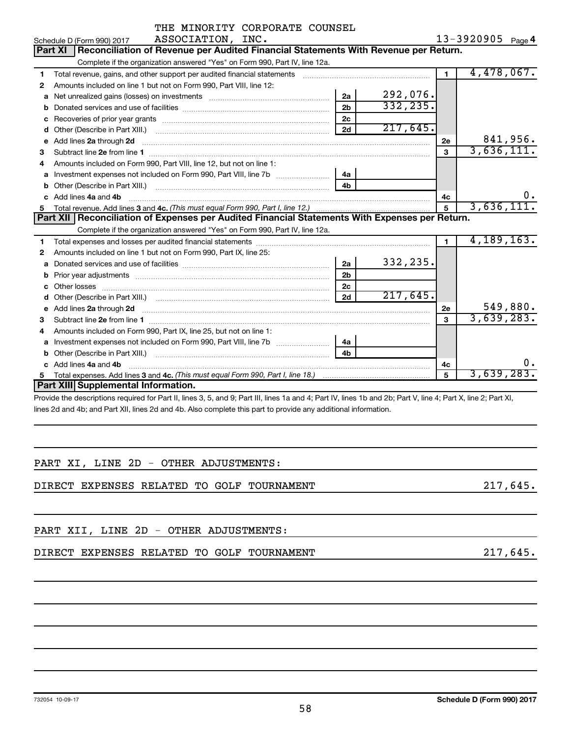THE MINORITY CORPORATE COUNSEL ASSOCIATION, INC.

Schedule D (Form 990) 2017 — 13-3920905 Page 4

## Part XI Reconciliation of Revenue per Audited Financial Statements With Revenue per Return.

Complete if the organization answered "Yes" on Form 990, Part IV, line 12a.

| | | | | | |
|---|---|---|---|---|---|
| 1 | Total revenue, gains, and other support per audited financial statements | | | 1 | 4,478,067. |
| 2 | Amounts included on line 1 but not on Form 990, Part VIII, line 12: | | | | |
| a | Net unrealized gains (losses) on investments | 2a | 292,076. | | |
| b | Donated services and use of facilities | 2b | 332,235. | | |
| c | Recoveries of prior year grants | 2c | | | |
| d | Other (Describe in Part XIII.) | 2d | 217,645. | | |
| e | Add lines 2a through 2d | | | 2e | 841,956. |
| 3 | Subtract line 2e from line 1 | | | 3 | 3,636,111. |
| 4 | Amounts included on Form 990, Part VIII, line 12, but not on line 1: | | | | |
| a | Investment expenses not included on Form 990, Part VIII, line 7b | 4a | | | |
| b | Other (Describe in Part XIII.) | 4b | | | |
| c | Add lines 4a and 4b | | | 4c | 0. |
| 5 | Total revenue. Add lines 3 and 4c. *(This must equal Form 990, Part I, line 12.)* | | | 5 | 3,636,111. |

## Part XII Reconciliation of Expenses per Audited Financial Statements With Expenses per Return.

Complete if the organization answered "Yes" on Form 990, Part IV, line 12a.

| | | | | | |
|---|---|---|---|---|---|
| 1 | Total expenses and losses per audited financial statements | | | 1 | 4,189,163. |
| 2 | Amounts included on line 1 but not on Form 990, Part IX, line 25: | | | | |
| a | Donated services and use of facilities | 2a | 332,235. | | |
| b | Prior year adjustments | 2b | | | |
| c | Other losses | 2c | | | |
| d | Other (Describe in Part XIII.) | 2d | 217,645. | | |
| e | Add lines 2a through 2d | | | 2e | 549,880. |
| 3 | Subtract line 2e from line 1 | | | 3 | 3,639,283. |
| 4 | Amounts included on Form 990, Part IX, line 25, but not on line 1: | | | | |
| a | Investment expenses not included on Form 990, Part VIII, line 7b | 4a | | | |
| b | Other (Describe in Part XIII.) | 4b | | | |
| c | Add lines 4a and 4b | | | 4c | 0. |
| 5 | Total expenses. Add lines 3 and 4c. *(This must equal Form 990, Part I, line 18.)* | | | 5 | 3,639,283. |

## Part XIII Supplemental Information.

Provide the descriptions required for Part II, lines 3, 5, and 9; Part III, lines 1a and 4; Part IV, lines 1b and 2b; Part V, line 4; Part X, line 2; Part XI, lines 2d and 4b; and Part XII, lines 2d and 4b. Also complete this part to provide any additional information.

PART XI, LINE 2D - OTHER ADJUSTMENTS:

DIRECT EXPENSES RELATED TO GOLF TOURNAMENT 217,645.

PART XII, LINE 2D - OTHER ADJUSTMENTS:

DIRECT EXPENSES RELATED TO GOLF TOURNAMENT 217,645.

732054 10-09-17 Schedule D (Form 990) 2017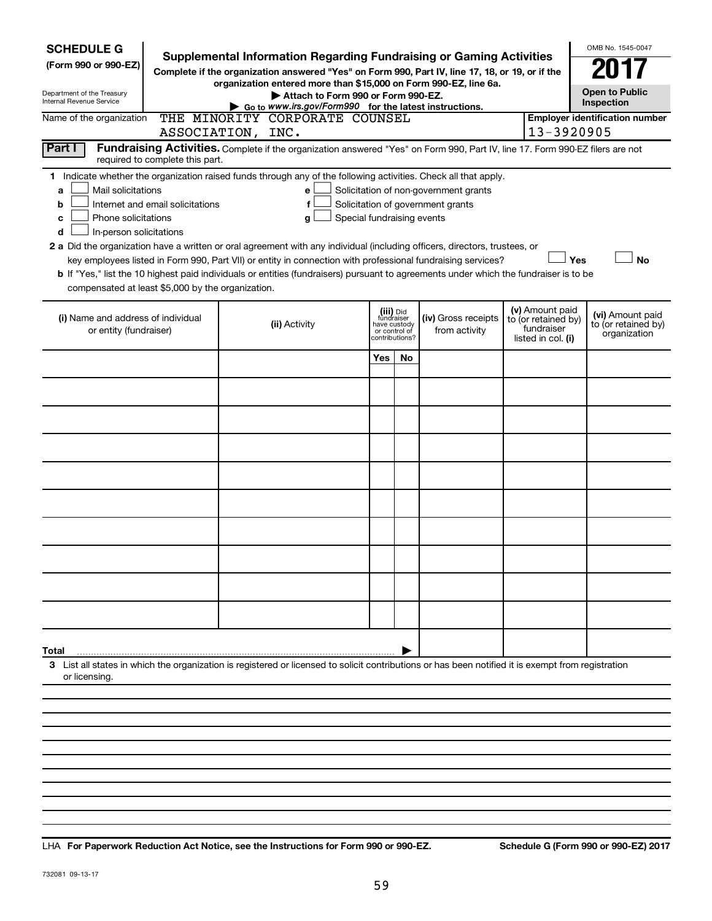**SCHEDULE G**
**(Form 990 or 990-EZ)**

Department of the Treasury
Internal Revenue Service

# Supplemental Information Regarding Fundraising or Gaming Activities

**Complete if the organization answered "Yes" on Form 990, Part IV, line 17, 18, or 19, or if the organization entered more than $15,000 on Form 990-EZ, line 6a.**

**▶ Attach to Form 990 or Form 990-EZ.**

**▶ Go to** ***www.irs.gov/Form990*** **for the latest instructions.**

OMB No. 1545-0047

**2017**

**Open to Public Inspection**

Name of the organization: THE MINORITY CORPORATE COUNSEL ASSOCIATION, INC.

**Employer identification number:** 13-3920905

**Part I** **Fundraising Activities.** Complete if the organization answered "Yes" on Form 990, Part IV, line 17. Form 990-EZ filers are not required to complete this part.

**1** Indicate whether the organization raised funds through any of the following activities. Check all that apply.

- **a** ☐ Mail solicitations
- **b** ☐ Internet and email solicitations
- **c** ☐ Phone solicitations
- **d** ☐ In-person solicitations
- **e** ☐ Solicitation of non-government grants
- **f** ☐ Solicitation of government grants
- **g** ☐ Special fundraising events

**2 a** Did the organization have a written or oral agreement with any individual (including officers, directors, trustees, or key employees listed in Form 990, Part VII) or entity in connection with professional fundraising services? ☐ **Yes** ☐ **No**

**b** If "Yes," list the 10 highest paid individuals or entities (fundraisers) pursuant to agreements under which the fundraiser is to be compensated at least $5,000 by the organization.

| (i) Name and address of individual or entity (fundraiser) | (ii) Activity | (iii) Did fundraiser have custody or control of contributions? | | (iv) Gross receipts from activity | (v) Amount paid to (or retained by) fundraiser listed in col. (i) | (vi) Amount paid to (or retained by) organization |
|---|---|---|---|---|---|---|
| | | Yes | No | | | |
| | | | | | | |
| | | | | | | |
| | | | | | | |
| | | | | | | |
| | | | | | | |
| | | | | | | |
| | | | | | | |
| | | | | | | |
| | | | | | | |
| | | | | | | |
| **Total** ▶ | | | | | | |

**3** List all states in which the organization is registered or licensed to solicit contributions or has been notified it is exempt from registration or licensing.

LHA **For Paperwork Reduction Act Notice, see the Instructions for Form 990 or 990-EZ.** **Schedule G (Form 990 or 990-EZ) 2017**

732081 09-13-17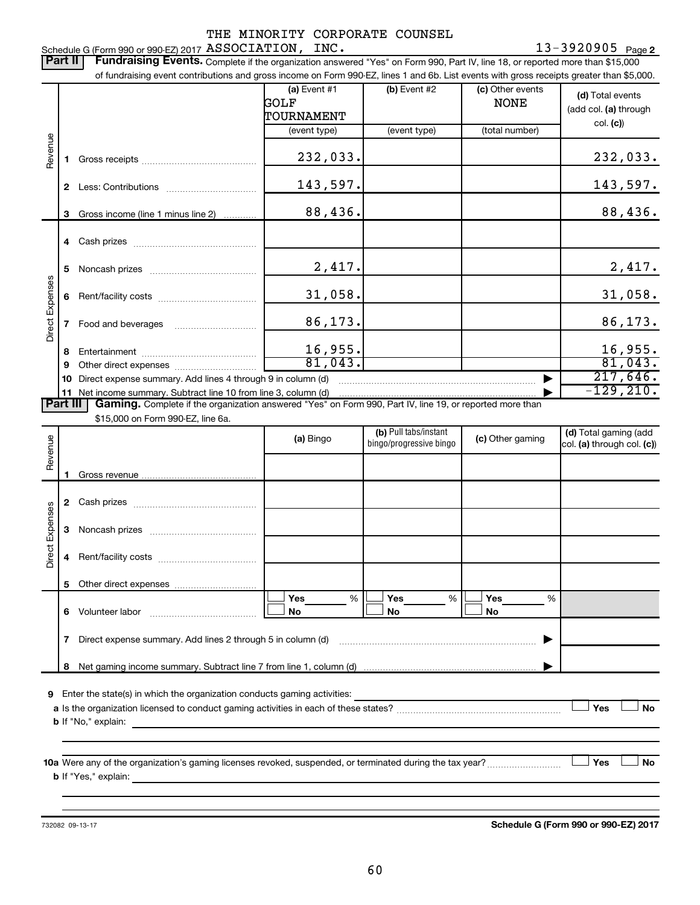THE MINORITY CORPORATE COUNSEL

Schedule G (Form 990 or 990-EZ) 2017 ASSOCIATION, INC. 13-3920905 Page 2

**Part II** **Fundraising Events.** Complete if the organization answered "Yes" on Form 990, Part IV, line 18, or reported more than $15,000 of fundraising event contributions and gross income on Form 990-EZ, lines 1 and 6b. List events with gross receipts greater than $5,000.

| | | (a) Event #1 GOLF TOURNAMENT (event type) | (b) Event #2 (event type) | (c) Other events NONE (total number) | (d) Total events (add col. (a) through col. (c)) |
|---|---|---|---|---|---|
| Revenue | 1 Gross receipts | 232,033. | | | 232,033. |
| | 2 Less: Contributions | 143,597. | | | 143,597. |
| | 3 Gross income (line 1 minus line 2) | 88,436. | | | 88,436. |
| Direct Expenses | 4 Cash prizes | | | | |
| | 5 Noncash prizes | 2,417. | | | 2,417. |
| | 6 Rent/facility costs | 31,058. | | | 31,058. |
| | 7 Food and beverages | 86,173. | | | 86,173. |
| | 8 Entertainment | 16,955. | | | 16,955. |
| | 9 Other direct expenses | 81,043. | | | 81,043. |
| | 10 Direct expense summary. Add lines 4 through 9 in column (d) | | | ▶ | 217,646. |
| | 11 Net income summary. Subtract line 10 from line 3, column (d) | | | ▶ | -129,210. |

**Part III** **Gaming.** Complete if the organization answered "Yes" on Form 990, Part IV, line 19, or reported more than $15,000 on Form 990-EZ, line 6a.

| | | (a) Bingo | (b) Pull tabs/instant bingo/progressive bingo | (c) Other gaming | (d) Total gaming (add col. (a) through col. (c)) |
|---|---|---|---|---|---|
| Revenue | 1 Gross revenue | | | | |
| Direct Expenses | 2 Cash prizes | | | | |
| | 3 Noncash prizes | | | | |
| | 4 Rent/facility costs | | | | |
| | 5 Other direct expenses | | | | |
| | 6 Volunteer labor | ☐ Yes ____ % ☐ No | ☐ Yes ____ % ☐ No | ☐ Yes ____ % ☐ No | |
| | 7 Direct expense summary. Add lines 2 through 5 in column (d) | | | ▶ | |
| | 8 Net gaming income summary. Subtract line 7 from line 1, column (d) | | | ▶ | |

9 Enter the state(s) in which the organization conducts gaming activities: ______

a Is the organization licensed to conduct gaming activities in each of these states? ☐ Yes ☐ No

b If "No," explain: ______

10a Were any of the organization's gaming licenses revoked, suspended, or terminated during the tax year? ☐ Yes ☐ No

b If "Yes," explain: ______

732082 09-13-17 **Schedule G (Form 990 or 990-EZ) 2017**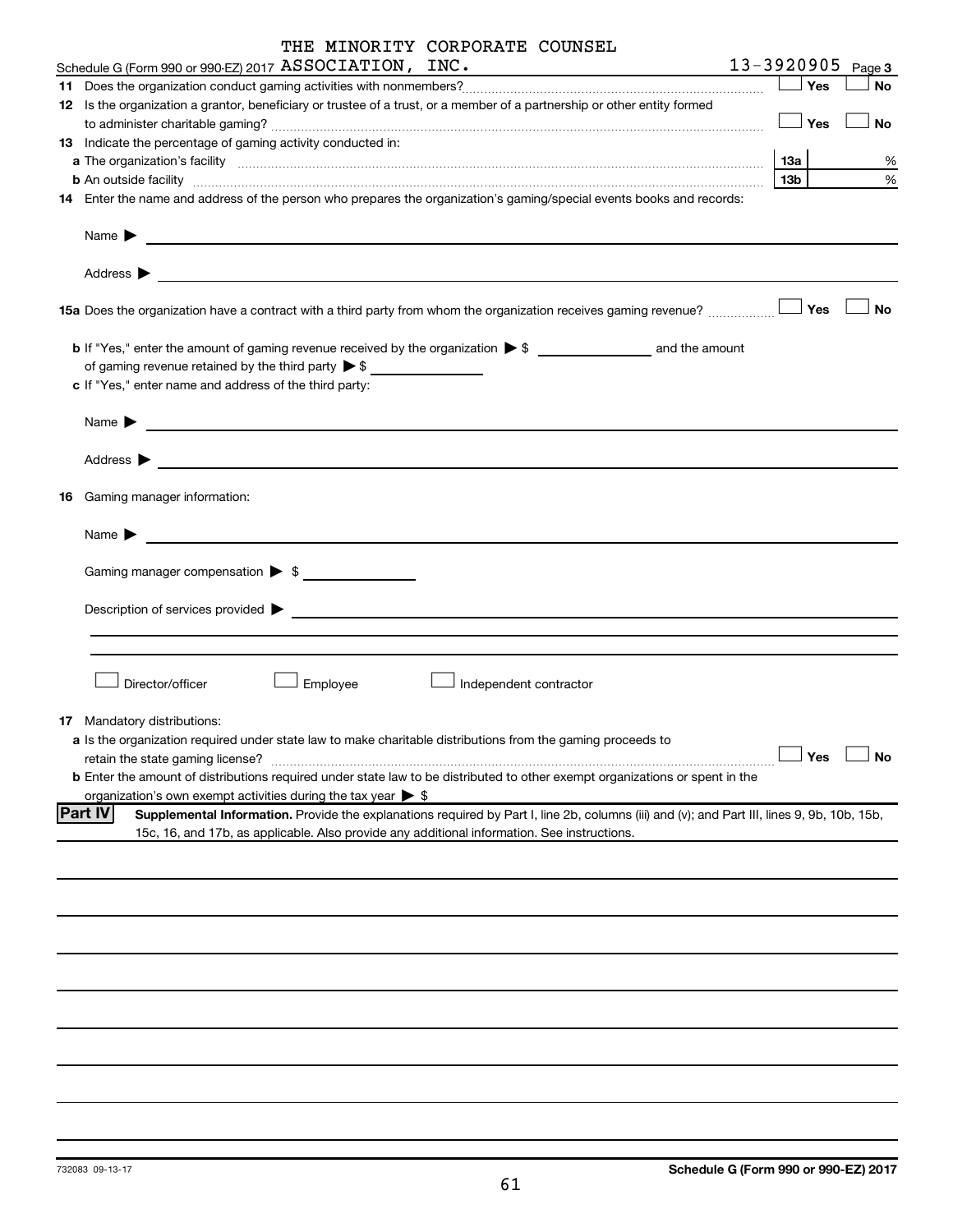THE MINORITY CORPORATE COUNSEL

Schedule G (Form 990 or 990-EZ) 2017 ASSOCIATION, INC. 13-3920905 Page 3

**11** Does the organization conduct gaming activities with nonmembers? ☐ Yes ☐ No

**12** Is the organization a grantor, beneficiary or trustee of a trust, or a member of a partnership or other entity formed to administer charitable gaming? ☐ Yes ☐ No

**13** Indicate the percentage of gaming activity conducted in:

**a** The organization's facility **13a** %

**b** An outside facility **13b** %

**14** Enter the name and address of the person who prepares the organization's gaming/special events books and records:

Name ▶

Address ▶

**15a** Does the organization have a contract with a third party from whom the organization receives gaming revenue? ☐ Yes ☐ No

**b** If "Yes," enter the amount of gaming revenue received by the organization ▶ $ \_\_\_\_\_\_\_\_ and the amount of gaming revenue retained by the third party ▶ $ \_\_\_\_\_\_\_\_

**c** If "Yes," enter name and address of the third party:

Name ▶

Address ▶

**16** Gaming manager information:

Name ▶

Gaming manager compensation ▶ $

Description of services provided ▶

☐ Director/officer ☐ Employee ☐ Independent contractor

**17** Mandatory distributions:

**a** Is the organization required under state law to make charitable distributions from the gaming proceeds to retain the state gaming license? ☐ Yes ☐ No

**b** Enter the amount of distributions required under state law to be distributed to other exempt organizations or spent in the organization's own exempt activities during the tax year ▶ $

**Part IV** **Supplemental Information.** Provide the explanations required by Part I, line 2b, columns (iii) and (v); and Part III, lines 9, 9b, 10b, 15b, 15c, 16, and 17b, as applicable. Also provide any additional information. See instructions.

732083 09-13-17 **Schedule G (Form 990 or 990-EZ) 2017**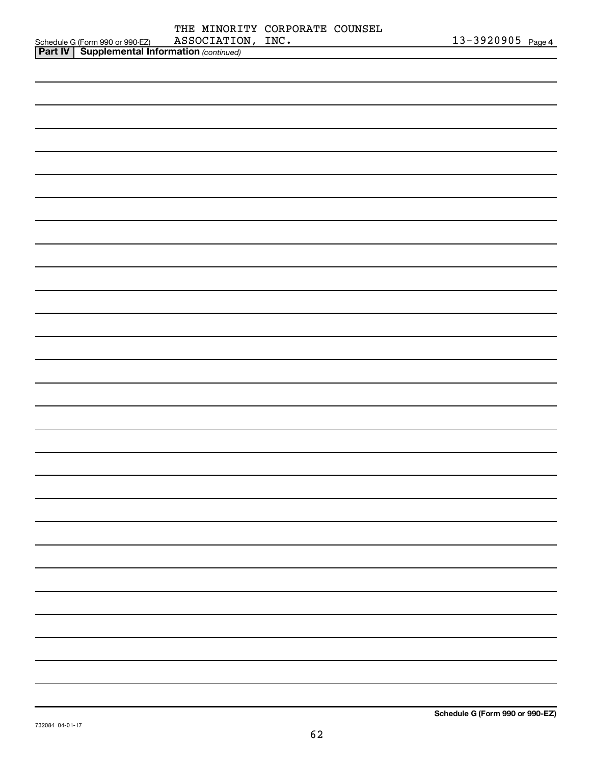Schedule G (Form 990 or 990-EZ) THE MINORITY CORPORATE COUNSEL ASSOCIATION, INC. 13-3920905 Page 4

**Part IV | Supplemental Information** *(continued)*

**Schedule G (Form 990 or 990-EZ)**

732084 04-01-17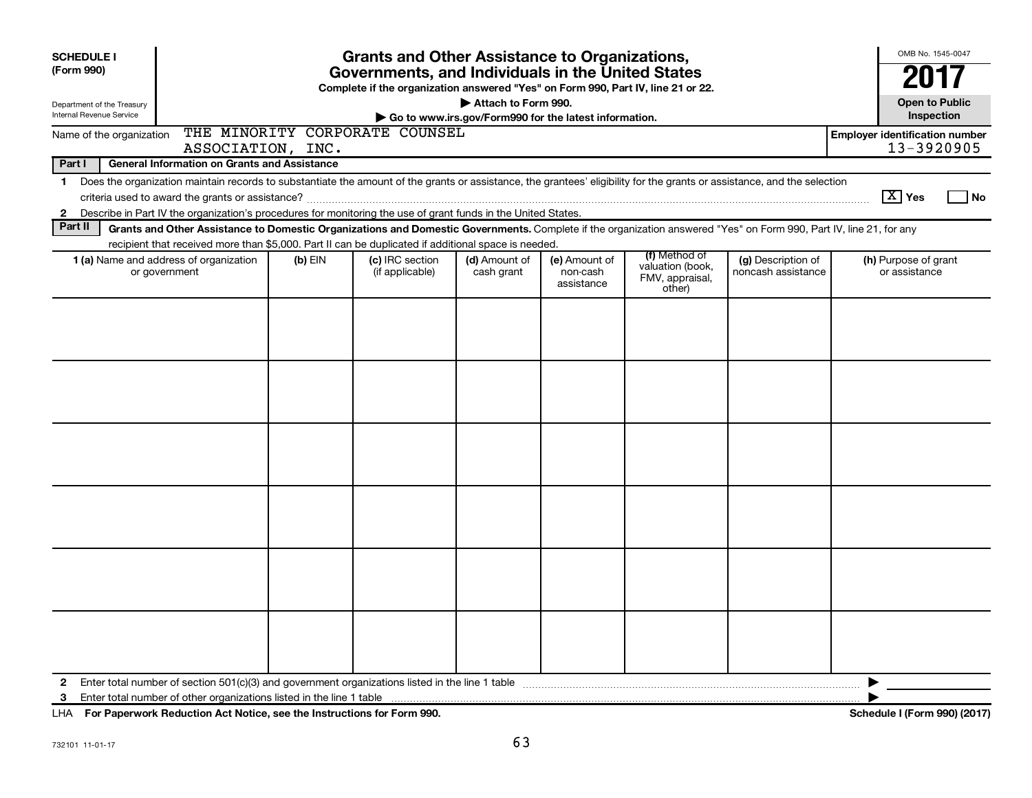**SCHEDULE I (Form 990)**

Department of the Treasury
Internal Revenue Service

# Grants and Other Assistance to Organizations, Governments, and Individuals in the United States

**Complete if the organization answered "Yes" on Form 990, Part IV, line 21 or 22.**

**▶ Attach to Form 990.**

**▶ Go to www.irs.gov/Form990 for the latest information.**

OMB No. 1545-0047

**2017**

**Open to Public Inspection**

Name of the organization: THE MINORITY CORPORATE COUNSEL ASSOCIATION, INC.

**Employer identification number:** 13-3920905

**Part I — General Information on Grants and Assistance**

1 Does the organization maintain records to substantiate the amount of the grants or assistance, the grantees' eligibility for the grants or assistance, and the selection criteria used to award the grants or assistance? [X] Yes [ ] No

2 Describe in Part IV the organization's procedures for monitoring the use of grant funds in the United States.

**Part II — Grants and Other Assistance to Domestic Organizations and Domestic Governments.** Complete if the organization answered "Yes" on Form 990, Part IV, line 21, for any recipient that received more than $5,000. Part II can be duplicated if additional space is needed.

| 1 (a) Name and address of organization or government | (b) EIN | (c) IRC section (if applicable) | (d) Amount of cash grant | (e) Amount of non-cash assistance | (f) Method of valuation (book, FMV, appraisal, other) | (g) Description of noncash assistance | (h) Purpose of grant or assistance |
|---|---|---|---|---|---|---|---|
| | | | | | | | |
| | | | | | | | |
| | | | | | | | |
| | | | | | | | |
| | | | | | | | |
| | | | | | | | |

2 Enter total number of section 501(c)(3) and government organizations listed in the line 1 table ▶

3 Enter total number of other organizations listed in the line 1 table ▶

LHA **For Paperwork Reduction Act Notice, see the Instructions for Form 990.** **Schedule I (Form 990) (2017)**

732101 11-01-17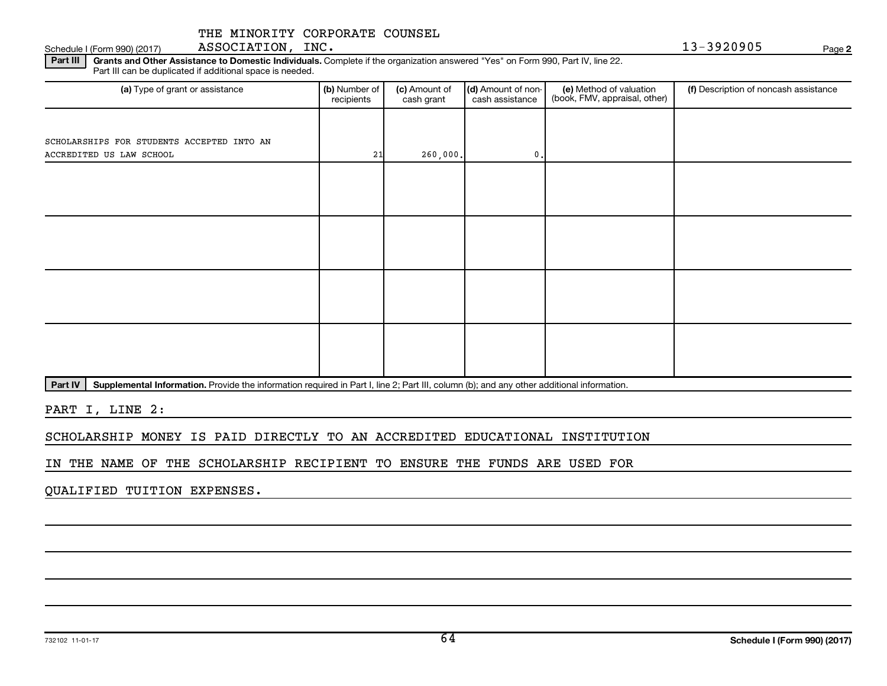THE MINORITY CORPORATE COUNSEL ASSOCIATION, INC. 13-3920905

Schedule I (Form 990) (2017)

**Part III** **Grants and Other Assistance to Domestic Individuals.** Complete if the organization answered "Yes" on Form 990, Part IV, line 22. Part III can be duplicated if additional space is needed.

| (a) Type of grant or assistance | (b) Number of recipients | (c) Amount of cash grant | (d) Amount of non-cash assistance | (e) Method of valuation (book, FMV, appraisal, other) | (f) Description of noncash assistance |
|---|---|---|---|---|---|
| SCHOLARSHIPS FOR STUDENTS ACCEPTED INTO AN ACCREDITED US LAW SCHOOL | 21 | 260,000. | 0. | | |
| | | | | | |
| | | | | | |
| | | | | | |
| | | | | | |

**Part IV** **Supplemental Information.** Provide the information required in Part I, line 2; Part III, column (b); and any other additional information.

PART I, LINE 2:

SCHOLARSHIP MONEY IS PAID DIRECTLY TO AN ACCREDITED EDUCATIONAL INSTITUTION IN THE NAME OF THE SCHOLARSHIP RECIPIENT TO ENSURE THE FUNDS ARE USED FOR QUALIFIED TUITION EXPENSES.

732102 11-01-17 **Schedule I (Form 990) (2017)**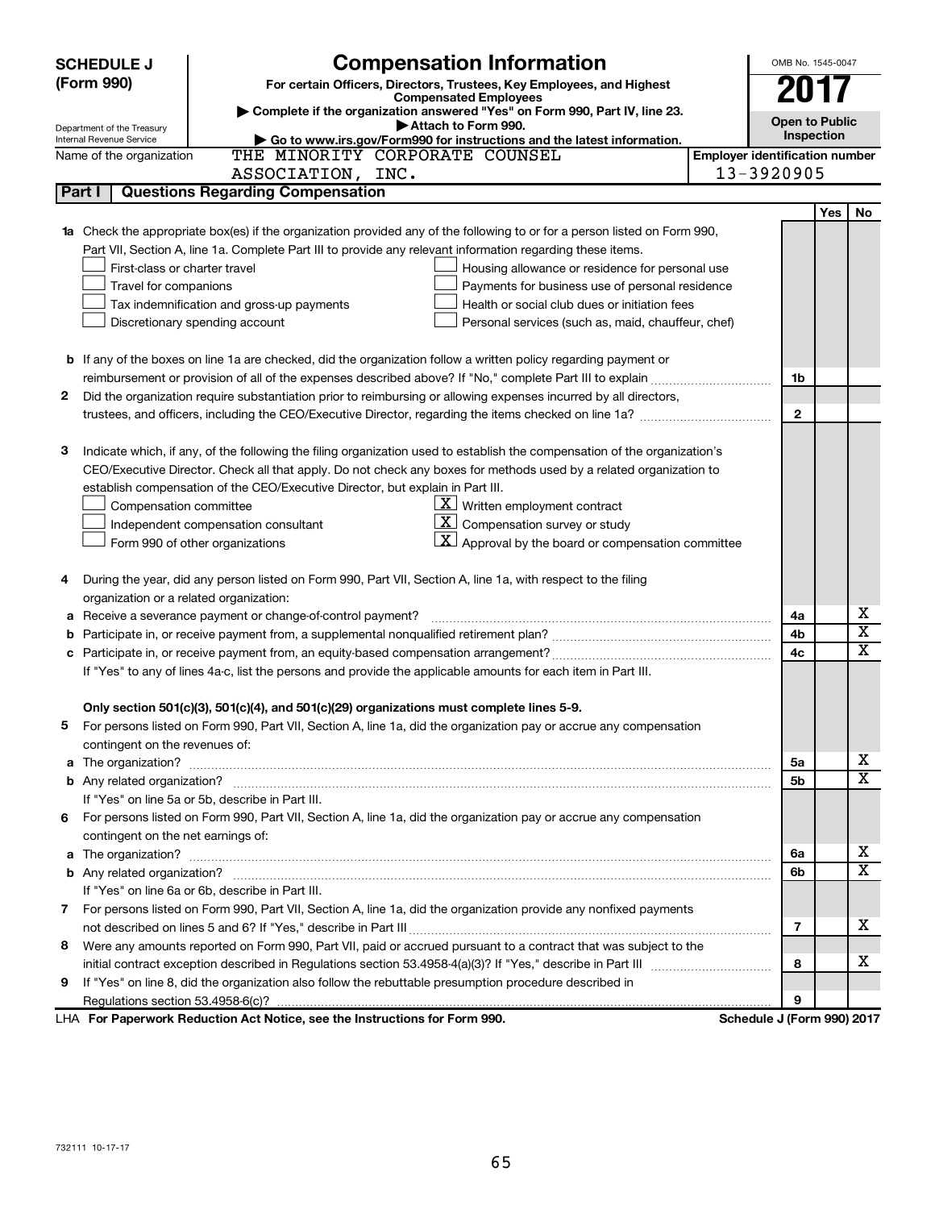**SCHEDULE J (Form 990)**

Department of the Treasury
Internal Revenue Service

# Compensation Information

**For certain Officers, Directors, Trustees, Key Employees, and Highest Compensated Employees**

▶ Complete if the organization answered "Yes" on Form 990, Part IV, line 23.

▶ Attach to Form 990.

▶ Go to www.irs.gov/Form990 for instructions and the latest information.

OMB No. 1545-0047

**2017**

**Open to Public Inspection**

Name of the organization: THE MINORITY CORPORATE COUNSEL ASSOCIATION, INC.

**Employer identification number:** 13-3920905

## Part I — Questions Regarding Compensation

| | | | Yes | No |
|---|---|---|---|---|
| **1a** | Check the appropriate box(es) if the organization provided any of the following to or for a person listed on Form 990, Part VII, Section A, line 1a. Complete Part III to provide any relevant information regarding these items.<br>☐ First-class or charter travel ☐ Housing allowance or residence for personal use<br>☐ Travel for companions ☐ Payments for business use of personal residence<br>☐ Tax indemnification and gross-up payments ☐ Health or social club dues or initiation fees<br>☐ Discretionary spending account ☐ Personal services (such as, maid, chauffeur, chef) | | | |
| **b** | If any of the boxes on line 1a are checked, did the organization follow a written policy regarding payment or reimbursement or provision of all of the expenses described above? If "No," complete Part III to explain | 1b | | |
| **2** | Did the organization require substantiation prior to reimbursing or allowing expenses incurred by all directors, trustees, and officers, including the CEO/Executive Director, regarding the items checked on line 1a? | 2 | | |
| **3** | Indicate which, if any, of the following the filing organization used to establish the compensation of the organization's CEO/Executive Director. Check all that apply. Do not check any boxes for methods used by a related organization to establish compensation of the CEO/Executive Director, but explain in Part III.<br>☐ Compensation committee ☒ Written employment contract<br>☐ Independent compensation consultant ☒ Compensation survey or study<br>☐ Form 990 of other organizations ☒ Approval by the board or compensation committee | | | |
| **4** | During the year, did any person listed on Form 990, Part VII, Section A, line 1a, with respect to the filing organization or a related organization: | | | |
| **a** | Receive a severance payment or change-of-control payment? | 4a | | X |
| **b** | Participate in, or receive payment from, a supplemental nonqualified retirement plan? | 4b | | X |
| **c** | Participate in, or receive payment from, an equity-based compensation arrangement? | 4c | | X |
| | If "Yes" to any of lines 4a-c, list the persons and provide the applicable amounts for each item in Part III. | | | |
| | **Only section 501(c)(3), 501(c)(4), and 501(c)(29) organizations must complete lines 5-9.** | | | |
| **5** | For persons listed on Form 990, Part VII, Section A, line 1a, did the organization pay or accrue any compensation contingent on the revenues of: | | | |
| **a** | The organization? | 5a | | X |
| **b** | Any related organization? | 5b | | X |
| | If "Yes" on line 5a or 5b, describe in Part III. | | | |
| **6** | For persons listed on Form 990, Part VII, Section A, line 1a, did the organization pay or accrue any compensation contingent on the net earnings of: | | | |
| **a** | The organization? | 6a | | X |
| **b** | Any related organization? | 6b | | X |
| | If "Yes" on line 6a or 6b, describe in Part III. | | | |
| **7** | For persons listed on Form 990, Part VII, Section A, line 1a, did the organization provide any nonfixed payments not described on lines 5 and 6? If "Yes," describe in Part III | 7 | | X |
| **8** | Were any amounts reported on Form 990, Part VII, paid or accrued pursuant to a contract that was subject to the initial contract exception described in Regulations section 53.4958-4(a)(3)? If "Yes," describe in Part III | 8 | | X |
| **9** | If "Yes" on line 8, did the organization also follow the rebuttable presumption procedure described in Regulations section 53.4958-6(c)? | 9 | | |

LHA **For Paperwork Reduction Act Notice, see the Instructions for Form 990.** **Schedule J (Form 990) 2017**

732111 10-17-17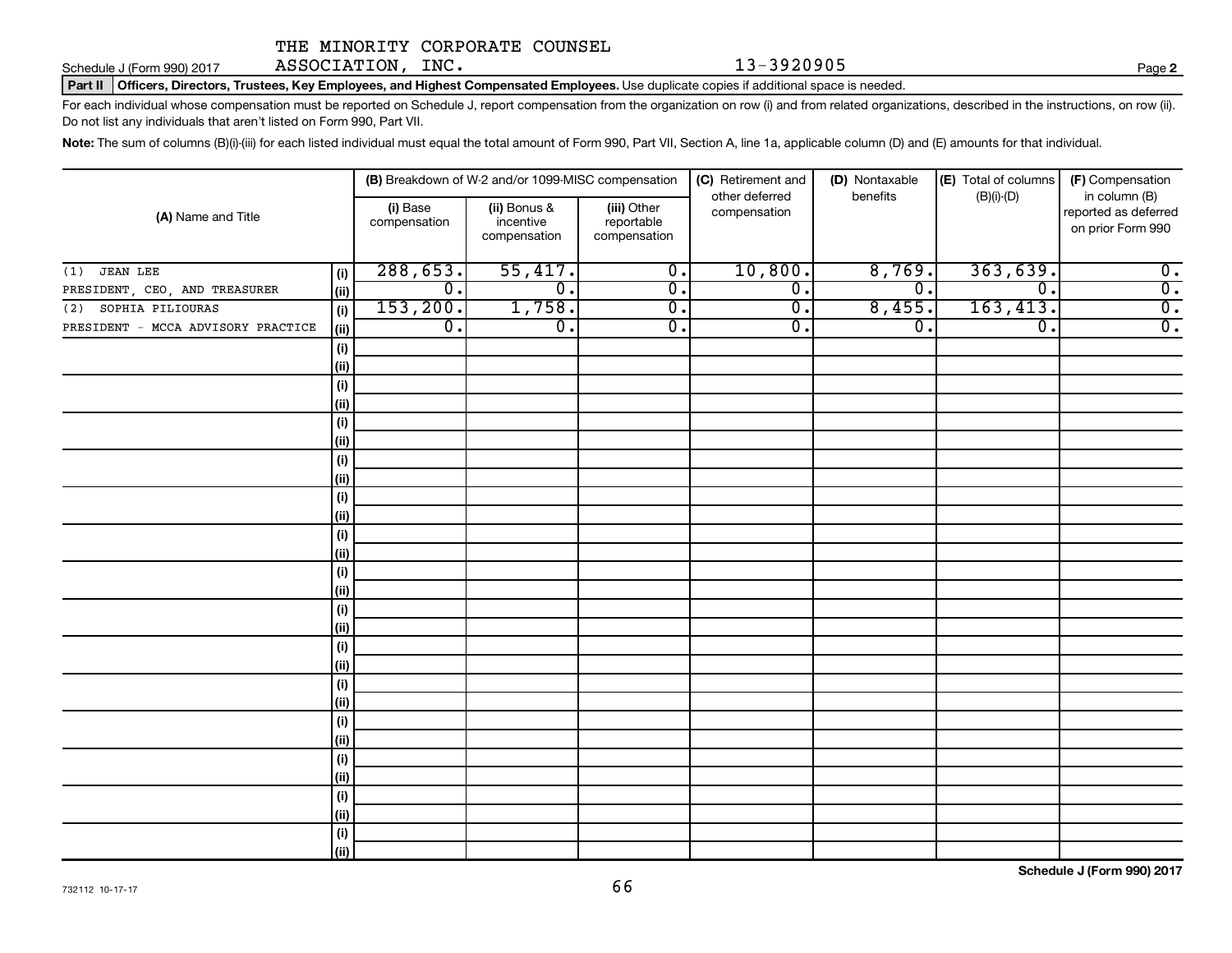THE MINORITY CORPORATE COUNSEL ASSOCIATION, INC. 13-3920905

Schedule J (Form 990) 2017

**Part II** **Officers, Directors, Trustees, Key Employees, and Highest Compensated Employees.** Use duplicate copies if additional space is needed.

For each individual whose compensation must be reported on Schedule J, report compensation from the organization on row (i) and from related organizations, described in the instructions, on row (ii). Do not list any individuals that aren't listed on Form 990, Part VII.

**Note:** The sum of columns (B)(i)-(iii) for each listed individual must equal the total amount of Form 990, Part VII, Section A, line 1a, applicable column (D) and (E) amounts for that individual.

| (A) Name and Title | | (B) Breakdown of W-2 and/or 1099-MISC compensation | | | (C) Retirement and other deferred compensation | (D) Nontaxable benefits | (E) Total of columns (B)(i)-(D) | (F) Compensation in column (B) reported as deferred on prior Form 990 |
|---|---|---|---|---|---|---|---|---|
| | | (i) Base compensation | (ii) Bonus & incentive compensation | (iii) Other reportable compensation | | | | |
| (1) JEAN LEE | (i) | 288,653. | 55,417. | 0. | 10,800. | 8,769. | 363,639. | 0. |
| PRESIDENT, CEO, AND TREASURER | (ii) | 0. | 0. | 0. | 0. | 0. | 0. | 0. |
| (2) SOPHIA PILIOURAS | (i) | 153,200. | 1,758. | 0. | 0. | 8,455. | 163,413. | 0. |
| PRESIDENT - MCCA ADVISORY PRACTICE | (ii) | 0. | 0. | 0. | 0. | 0. | 0. | 0. |

Schedule J (Form 990) 2017

732112 10-17-17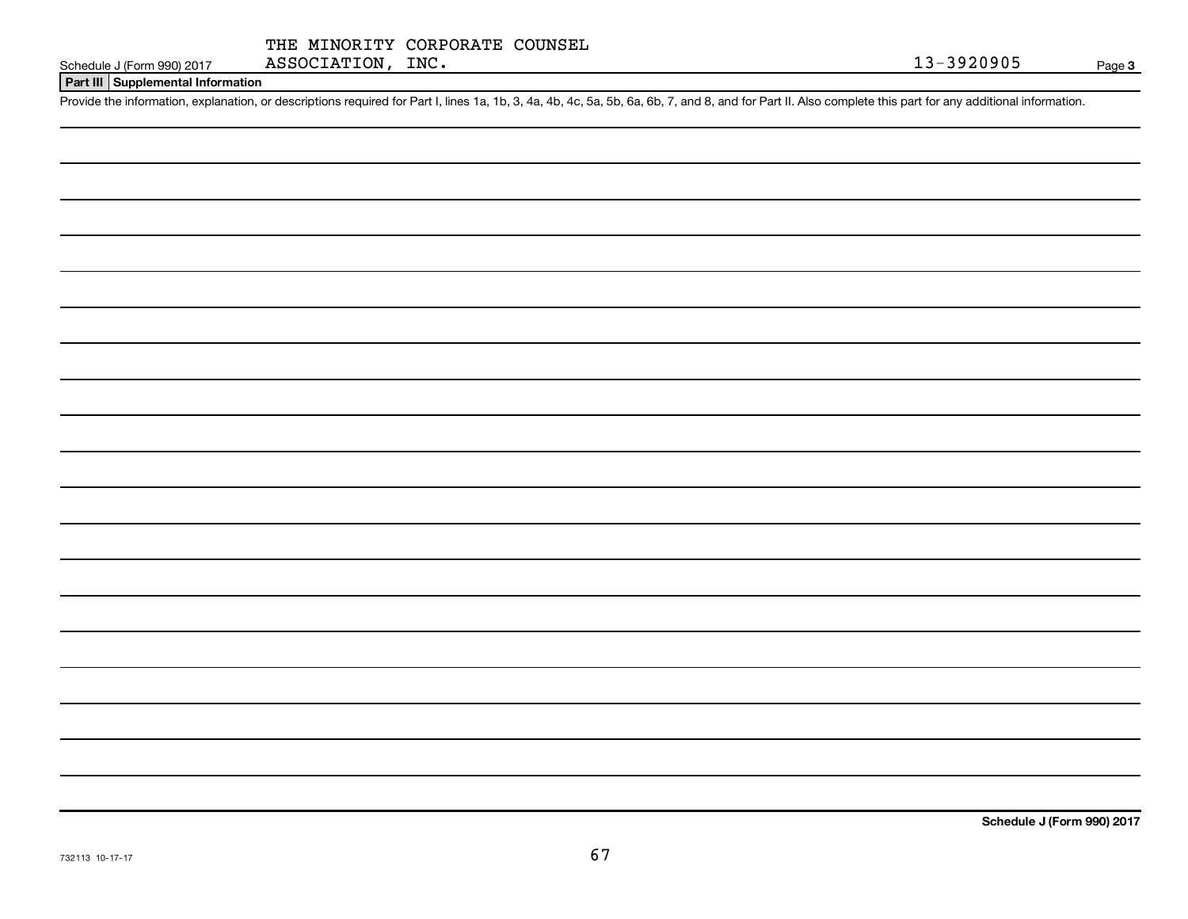THE MINORITY CORPORATE COUNSEL ASSOCIATION, INC. 13-3920905

**Part III Supplemental Information**

Provide the information, explanation, or descriptions required for Part I, lines 1a, 1b, 3, 4a, 4b, 4c, 5a, 5b, 6a, 6b, 7, and 8, and for Part II. Also complete this part for any additional information.

**Schedule J (Form 990) 2017**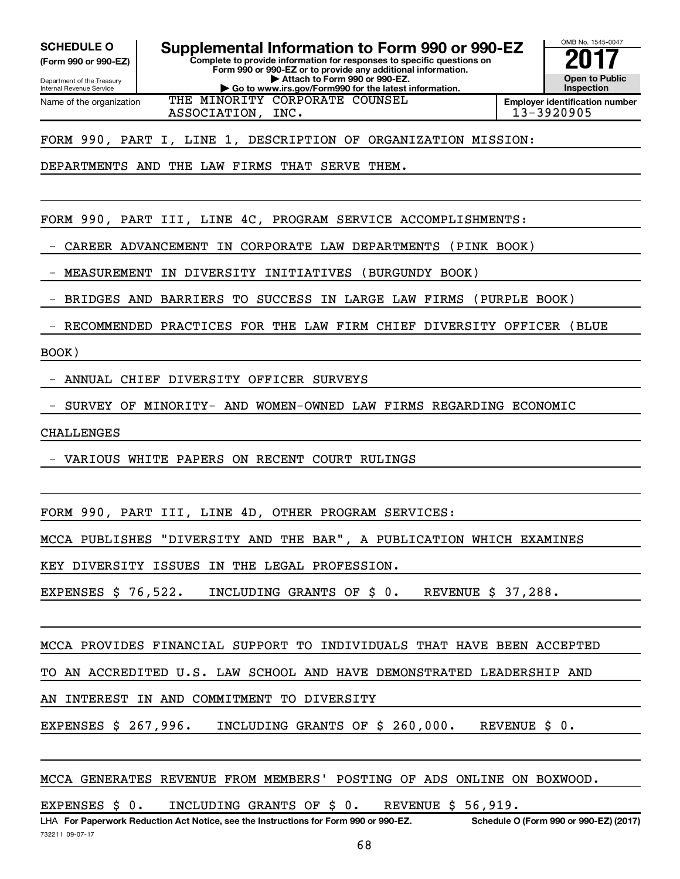**SCHEDULE O (Form 990 or 990-EZ)**

Department of the Treasury
Internal Revenue Service

# Supplemental Information to Form 990 or 990-EZ

**Complete to provide information for responses to specific questions on Form 990 or 990-EZ or to provide any additional information.**
**▶ Attach to Form 990 or 990-EZ.**
**▶ Go to www.irs.gov/Form990 for the latest information.**

OMB No. 1545-0047

**2017**

**Open to Public Inspection**

Name of the organization: THE MINORITY CORPORATE COUNSEL ASSOCIATION, INC.

**Employer identification number** 13-3920905

FORM 990, PART I, LINE 1, DESCRIPTION OF ORGANIZATION MISSION:

DEPARTMENTS AND THE LAW FIRMS THAT SERVE THEM.

FORM 990, PART III, LINE 4C, PROGRAM SERVICE ACCOMPLISHMENTS:

- CAREER ADVANCEMENT IN CORPORATE LAW DEPARTMENTS (PINK BOOK)
- MEASUREMENT IN DIVERSITY INITIATIVES (BURGUNDY BOOK)
- BRIDGES AND BARRIERS TO SUCCESS IN LARGE LAW FIRMS (PURPLE BOOK)
- RECOMMENDED PRACTICES FOR THE LAW FIRM CHIEF DIVERSITY OFFICER (BLUE BOOK)
- ANNUAL CHIEF DIVERSITY OFFICER SURVEYS
- SURVEY OF MINORITY- AND WOMEN-OWNED LAW FIRMS REGARDING ECONOMIC CHALLENGES
- VARIOUS WHITE PAPERS ON RECENT COURT RULINGS

FORM 990, PART III, LINE 4D, OTHER PROGRAM SERVICES:

MCCA PUBLISHES "DIVERSITY AND THE BAR", A PUBLICATION WHICH EXAMINES KEY DIVERSITY ISSUES IN THE LEGAL PROFESSION.

EXPENSES $ 76,522. INCLUDING GRANTS OF $ 0. REVENUE $ 37,288.

MCCA PROVIDES FINANCIAL SUPPORT TO INDIVIDUALS THAT HAVE BEEN ACCEPTED TO AN ACCREDITED U.S. LAW SCHOOL AND HAVE DEMONSTRATED LEADERSHIP AND AN INTEREST IN AND COMMITMENT TO DIVERSITY

EXPENSES $ 267,996. INCLUDING GRANTS OF $ 260,000. REVENUE $ 0.

MCCA GENERATES REVENUE FROM MEMBERS' POSTING OF ADS ONLINE ON BOXWOOD.

EXPENSES $ 0. INCLUDING GRANTS OF $ 0. REVENUE $ 56,919.

LHA **For Paperwork Reduction Act Notice, see the Instructions for Form 990 or 990-EZ.** **Schedule O (Form 990 or 990-EZ) (2017)**

732211 09-07-17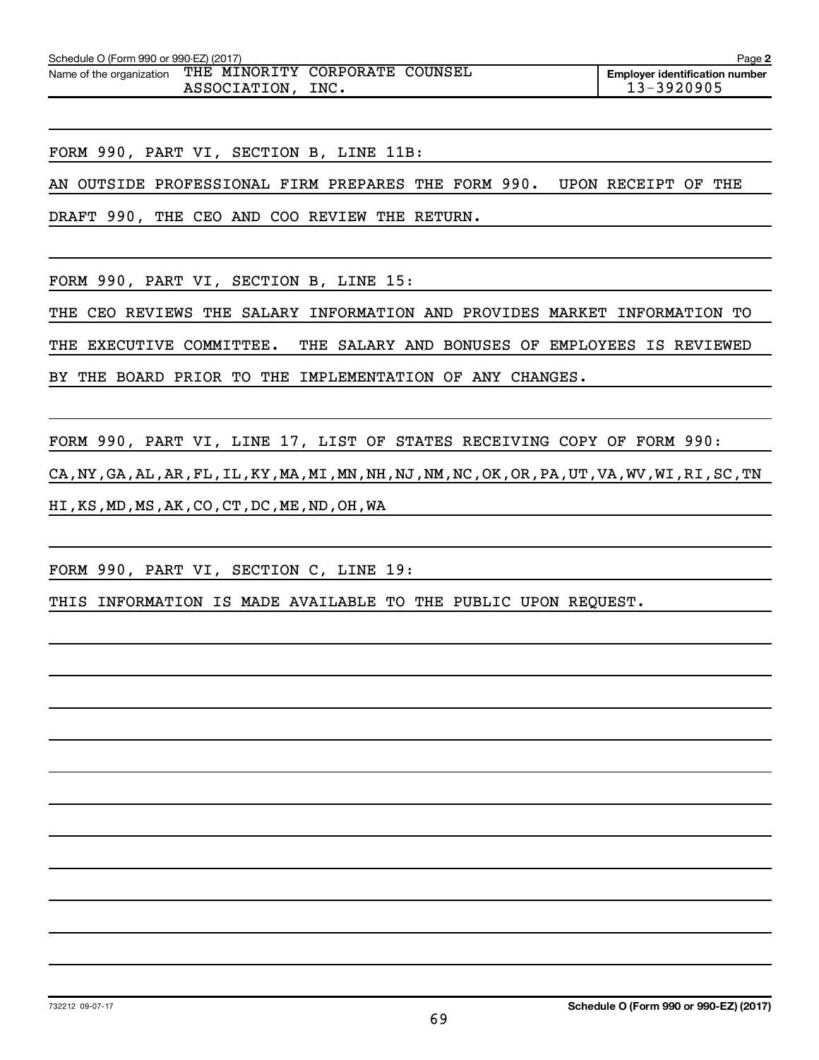Schedule O (Form 990 or 990-EZ) (2017) Page **2**

| Name of the organization | Employer identification number |
|---|---|
| THE MINORITY CORPORATE COUNSEL ASSOCIATION, INC. | 13-3920905 |

FORM 990, PART VI, SECTION B, LINE 11B:

AN OUTSIDE PROFESSIONAL FIRM PREPARES THE FORM 990. UPON RECEIPT OF THE DRAFT 990, THE CEO AND COO REVIEW THE RETURN.

FORM 990, PART VI, SECTION B, LINE 15:

THE CEO REVIEWS THE SALARY INFORMATION AND PROVIDES MARKET INFORMATION TO THE EXECUTIVE COMMITTEE. THE SALARY AND BONUSES OF EMPLOYEES IS REVIEWED BY THE BOARD PRIOR TO THE IMPLEMENTATION OF ANY CHANGES.

FORM 990, PART VI, LINE 17, LIST OF STATES RECEIVING COPY OF FORM 990:

CA,NY,GA,AL,AR,FL,IL,KY,MA,MI,MN,NH,NJ,NM,NC,OK,OR,PA,UT,VA,WV,WI,RI,SC,TN HI,KS,MD,MS,AK,CO,CT,DC,ME,ND,OH,WA

FORM 990, PART VI, SECTION C, LINE 19:

THIS INFORMATION IS MADE AVAILABLE TO THE PUBLIC UPON REQUEST.

732212 09-07-17

**Schedule O (Form 990 or 990-EZ) (2017)**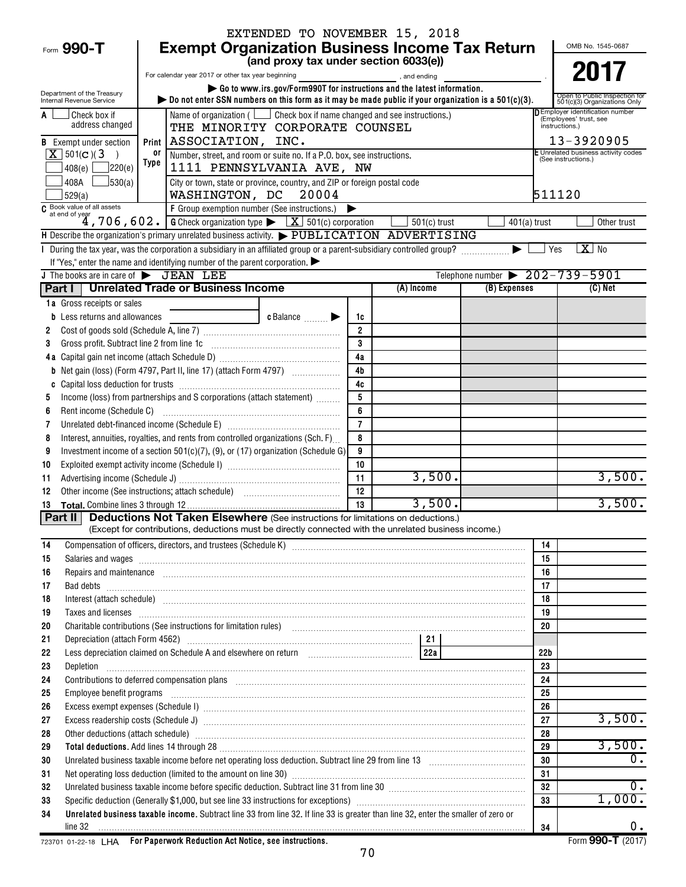EXTENDED TO NOVEMBER 15, 2018

# Form 990-T — Exempt Organization Business Income Tax Return

**(and proxy tax under section 6033(e))**

For calendar year 2017 or other tax year beginning , and ending .

▶ Go to www.irs.gov/Form990T for instructions and the latest information.

▶ Do not enter SSN numbers on this form as it may be made public if your organization is a 501(c)(3).

Department of the Treasury
Internal Revenue Service

OMB No. 1545-0687

**2017**

Open to Public Inspection for 501(c)(3) Organizations Only

**A** ☐ Check box if address changed

**B** Exempt under section
☒ 501(c)(3)
☐ 408(e) ☐ 220(e)
☐ 408A ☐ 530(a)
☐ 529(a)

Name of organization (☐ Check box if name changed and see instructions.)
THE MINORITY CORPORATE COUNSEL ASSOCIATION, INC.

Number, street, and room or suite no. If a P.O. box, see instructions.
1111 PENNSYLVANIA AVE, NW

City or town, state or province, country, and ZIP or foreign postal code
WASHINGTON, DC 20004

**D** Employer identification number (Employees' trust, see instructions.)
13-3920905

**E** Unrelated business activity codes (See instructions.)
511120

**C** Book value of all assets at end of year: 4,706,602.

**F** Group exemption number (See instructions.) ▶

**G** Check organization type ▶ ☒ 501(c) corporation ☐ 501(c) trust ☐ 401(a) trust ☐ Other trust

**H** Describe the organization's primary unrelated business activity. ▶ PUBLICATION ADVERTISING

**I** During the tax year, was the corporation a subsidiary in an affiliated group or a parent-subsidiary controlled group? ▶ ☐ Yes ☒ No

If "Yes," enter the name and identifying number of the parent corporation. ▶

**J** The books are in care of ▶ JEAN LEE  Telephone number ▶ 202-739-5901

## Part I — Unrelated Trade or Business Income

| | | Line | (A) Income | (B) Expenses | (C) Net |
|---|---|---|---|---|---|
| 1a | Gross receipts or sales | | | | |
| b | Less returns and allowances — c Balance ▶ | 1c | | | |
| 2 | Cost of goods sold (Schedule A, line 7) | 2 | | | |
| 3 | Gross profit. Subtract line 2 from line 1c | 3 | | | |
| 4a | Capital gain net income (attach Schedule D) | 4a | | | |
| b | Net gain (loss) (Form 4797, Part II, line 17) (attach Form 4797) | 4b | | | |
| c | Capital loss deduction for trusts | 4c | | | |
| 5 | Income (loss) from partnerships and S corporations (attach statement) | 5 | | | |
| 6 | Rent income (Schedule C) | 6 | | | |
| 7 | Unrelated debt-financed income (Schedule E) | 7 | | | |
| 8 | Interest, annuities, royalties, and rents from controlled organizations (Sch. F) | 8 | | | |
| 9 | Investment income of a section 501(c)(7), (9), or (17) organization (Schedule G) | 9 | | | |
| 10 | Exploited exempt activity income (Schedule I) | 10 | | | |
| 11 | Advertising income (Schedule J) | 11 | 3,500. | | 3,500. |
| 12 | Other income (See instructions; attach schedule) | 12 | | | |
| 13 | **Total.** Combine lines 3 through 12 | 13 | 3,500. | | 3,500. |

## Part II — Deductions Not Taken Elsewhere (See instructions for limitations on deductions.)

(Except for contributions, deductions must be directly connected with the unrelated business income.)

| | | Line | Amount |
|---|---|---|---|
| 14 | Compensation of officers, directors, and trustees (Schedule K) | 14 | |
| 15 | Salaries and wages | 15 | |
| 16 | Repairs and maintenance | 16 | |
| 17 | Bad debts | 17 | |
| 18 | Interest (attach schedule) | 18 | |
| 19 | Taxes and licenses | 19 | |
| 20 | Charitable contributions (See instructions for limitation rules) | 20 | |
| 21 | Depreciation (attach Form 4562) — 21 | | |
| 22 | Less depreciation claimed on Schedule A and elsewhere on return — 22a | 22b | |
| 23 | Depletion | 23 | |
| 24 | Contributions to deferred compensation plans | 24 | |
| 25 | Employee benefit programs | 25 | |
| 26 | Excess exempt expenses (Schedule I) | 26 | |
| 27 | Excess readership costs (Schedule J) | 27 | 3,500. |
| 28 | Other deductions (attach schedule) | 28 | |
| 29 | **Total deductions.** Add lines 14 through 28 | 29 | 3,500. |
| 30 | Unrelated business taxable income before net operating loss deduction. Subtract line 29 from line 13 | 30 | 0. |
| 31 | Net operating loss deduction (limited to the amount on line 30) | 31 | |
| 32 | Unrelated business taxable income before specific deduction. Subtract line 31 from line 30 | 32 | 0. |
| 33 | Specific deduction (Generally $1,000, but see line 33 instructions for exceptions) | 33 | 1,000. |
| 34 | **Unrelated business taxable income.** Subtract line 33 from line 32. If line 33 is greater than line 32, enter the smaller of zero or line 32 | 34 | 0. |

723701 01-22-18 LHA **For Paperwork Reduction Act Notice, see instructions.** Form **990-T** (2017)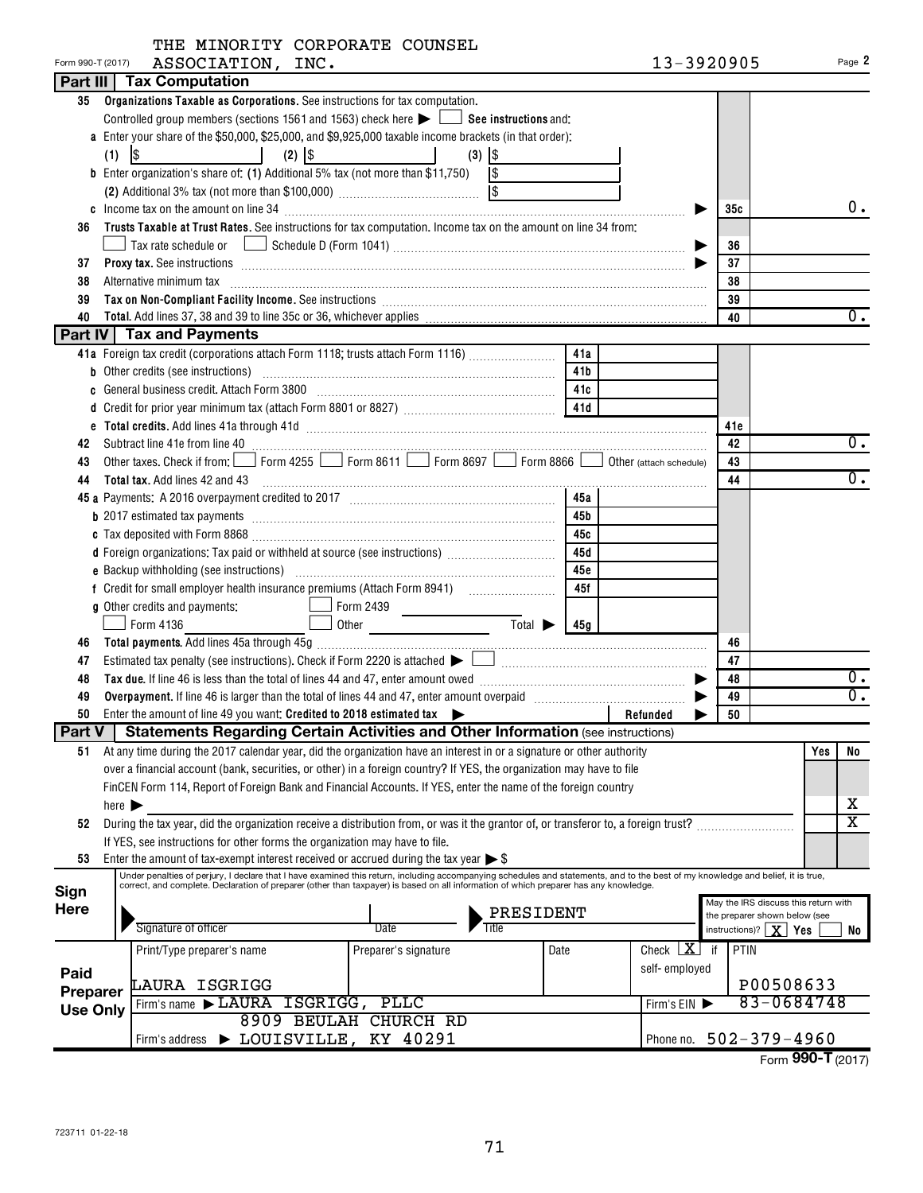THE MINORITY CORPORATE COUNSEL ASSOCIATION, INC.

Form 990-T (2017) — 13-3920905 — Page 2

## Part III Tax Computation

**35 Organizations Taxable as Corporations.** See instructions for tax computation.

Controlled group members (sections 1561 and 1563) check here ☐ **See instructions** and:

a Enter your share of the $50,000, $25,000, and $9,925,000 taxable income brackets (in that order):

(1) $ (2) $ (3) $

b Enter organization's share of: (1) Additional 5% tax (not more than $11,750) $

(2) Additional 3% tax (not more than $100,000) $

| | | | |
|---|---|---|---|
| c | Income tax on the amount on line 34 | 35c | 0. |
| 36 | **Trusts Taxable at Trust Rates.** See instructions for tax computation. Income tax on the amount on line 34 from: ☐ Tax rate schedule or ☐ Schedule D (Form 1041) | 36 | |
| 37 | **Proxy tax.** See instructions | 37 | |
| 38 | Alternative minimum tax | 38 | |
| 39 | **Tax on Non-Compliant Facility Income.** See instructions | 39 | |
| 40 | **Total.** Add lines 37, 38 and 39 to line 35c or 36, whichever applies | 40 | 0. |

## Part IV Tax and Payments

| | | | | | |
|---|---|---|---|---|---|
| 41a | Foreign tax credit (corporations attach Form 1118; trusts attach Form 1116) | 41a | | | |
| b | Other credits (see instructions) | 41b | | | |
| c | General business credit. Attach Form 3800 | 41c | | | |
| d | Credit for prior year minimum tax (attach Form 8801 or 8827) | 41d | | | |
| e | **Total credits.** Add lines 41a through 41d | | | 41e | |
| 42 | Subtract line 41e from line 40 | | | 42 | 0. |
| 43 | Other taxes. Check if from: ☐ Form 4255 ☐ Form 8611 ☐ Form 8697 ☐ Form 8866 ☐ Other (attach schedule) | | | 43 | |
| 44 | **Total tax.** Add lines 42 and 43 | | | 44 | 0. |
| 45a | Payments: A 2016 overpayment credited to 2017 | 45a | | | |
| b | 2017 estimated tax payments | 45b | | | |
| c | Tax deposited with Form 8868 | 45c | | | |
| d | Foreign organizations: Tax paid or withheld at source (see instructions) | 45d | | | |
| e | Backup withholding (see instructions) | 45e | | | |
| f | Credit for small employer health insurance premiums (Attach Form 8941) | 45f | | | |
| g | Other credits and payments: ☐ Form 2439 ☐ Form 4136 ☐ Other Total ▶ | 45g | | | |
| 46 | **Total payments.** Add lines 45a through 45g | | | 46 | |
| 47 | Estimated tax penalty (see instructions). Check if Form 2220 is attached ☐ | | | 47 | |
| 48 | **Tax due.** If line 46 is less than the total of lines 44 and 47, enter amount owed | | | 48 | 0. |
| 49 | **Overpayment.** If line 46 is larger than the total of lines 44 and 47, enter amount overpaid | | | 49 | 0. |
| 50 | Enter the amount of line 49 you want: **Credited to 2018 estimated tax** ▶ | Refunded ▶ | | 50 | |

## Part V Statements Regarding Certain Activities and Other Information (see instructions)

| | | Yes | No |
|---|---|---|---|
| 51 | At any time during the 2017 calendar year, did the organization have an interest in or a signature or other authority over a financial account (bank, securities, or other) in a foreign country? If YES, the organization may have to file FinCEN Form 114, Report of Foreign Bank and Financial Accounts. If YES, enter the name of the foreign country here ▶ | | X |
| 52 | During the tax year, did the organization receive a distribution from, or was it the grantor of, or transferor to, a foreign trust? If YES, see instructions for other forms the organization may have to file. | | X |
| 53 | Enter the amount of tax-exempt interest received or accrued during the tax year ▶ $ | | |

**Sign Here**

Under penalties of perjury, I declare that I have examined this return, including accompanying schedules and statements, and to the best of my knowledge and belief, it is true, correct, and complete. Declaration of preparer (other than taxpayer) is based on all information of which preparer has any knowledge.

Signature of officer — Date — Title: PRESIDENT

May the IRS discuss this return with the preparer shown below (see instructions)? ☒ Yes ☐ No

**Paid Preparer Use Only**

| Print/Type preparer's name | Preparer's signature | Date | Check ☒ if self-employed | PTIN |
|---|---|---|---|---|
| LAURA ISGRIGG | | | | P00508633 |

Firm's name ▶ LAURA ISGRIGG, PLLC — Firm's EIN ▶ 83-0684748

Firm's address ▶ 8909 BEULAH CHURCH RD, LOUISVILLE, KY 40291 — Phone no. 502-379-4960

Form **990-T** (2017)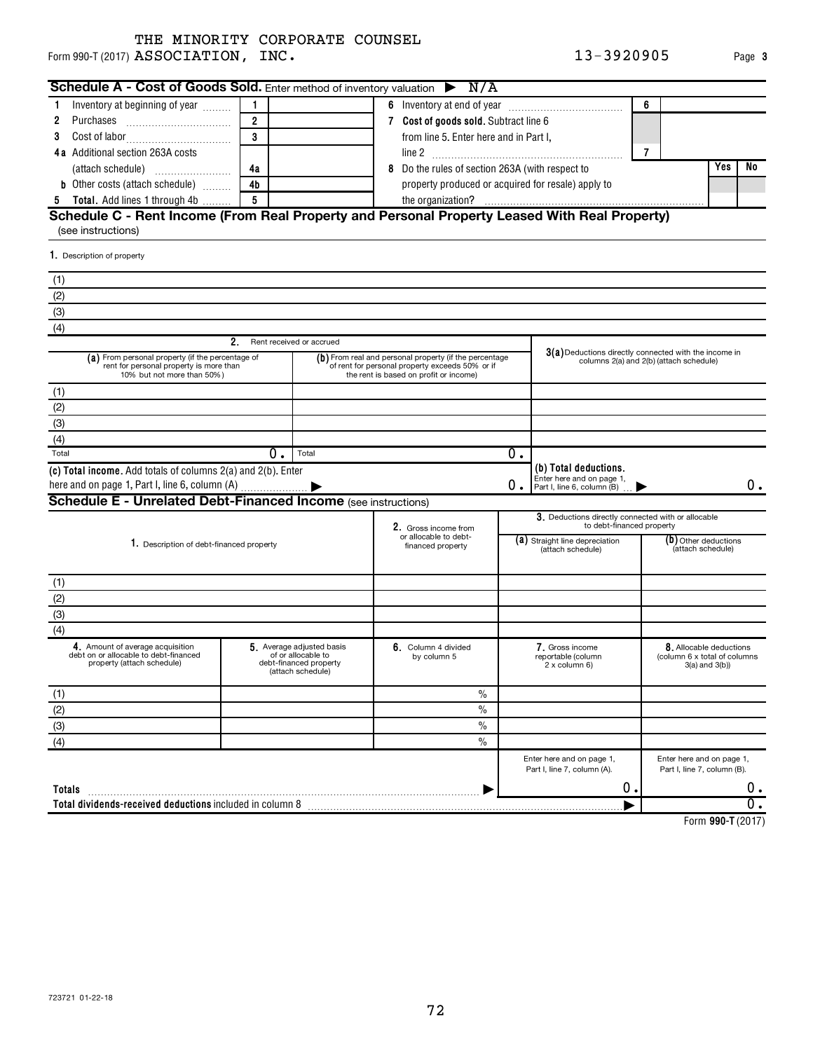THE MINORITY CORPORATE COUNSEL
Form 990-T (2017) ASSOCIATION, INC. 13-3920905 Page 3

## Schedule A - Cost of Goods Sold. Enter method of inventory valuation ▶ N/A

| | | | | | | |
|---|---|---|---|---|---|---|
| 1 Inventory at beginning of year | 1 | | 6 Inventory at end of year | 6 | | |
| 2 Purchases | 2 | | 7 Cost of goods sold. Subtract line 6 from line 5. Enter here and in Part I, line 2 | 7 | | |
| 3 Cost of labor | 3 | | | | Yes | No |
| 4a Additional section 263A costs (attach schedule) | 4a | | 8 Do the rules of section 263A (with respect to property produced or acquired for resale) apply to the organization? | | | |
| b Other costs (attach schedule) | 4b | | | | | |
| 5 Total. Add lines 1 through 4b | 5 | | | | | |

## Schedule C - Rent Income (From Real Property and Personal Property Leased With Real Property)

(see instructions)

| 1. Description of property |
|---|
| (1) |
| (2) |
| (3) |
| (4) |

| | 2. Rent received or accrued | | 3(a) Deductions directly connected with the income in columns 2(a) and 2(b) (attach schedule) |
|---|---|---|---|
| | (a) From personal property (if the percentage of rent for personal property is more than 10% but not more than 50%) | (b) From real and personal property (if the percentage of rent for personal property exceeds 50% or if the rent is based on profit or income) | |
| (1) | | | |
| (2) | | | |
| (3) | | | |
| (4) | | | |
| Total | 0. | 0. | |

(c) Total income. Add totals of columns 2(a) and 2(b). Enter here and on page 1, Part I, line 6, column (A) ▶ 0.

(b) Total deductions. Enter here and on page 1, Part I, line 6, column (B) ▶ 0.

## Schedule E - Unrelated Debt-Financed Income (see instructions)

| 1. Description of debt-financed property | 2. Gross income from or allocable to debt-financed property | 3. Deductions directly connected with or allocable to debt-financed property (a) Straight line depreciation (attach schedule) | (b) Other deductions (attach schedule) |
|---|---|---|---|
| (1) | | | |
| (2) | | | |
| (3) | | | |
| (4) | | | |

| | 4. Amount of average acquisition debt on or allocable to debt-financed property (attach schedule) | 5. Average adjusted basis of or allocable to debt-financed property (attach schedule) | 6. Column 4 divided by column 5 | 7. Gross income reportable (column 2 x column 6) | 8. Allocable deductions (column 6 x total of columns 3(a) and 3(b)) |
|---|---|---|---|---|---|
| (1) | | | % | | |
| (2) | | | % | | |
| (3) | | | % | | |
| (4) | | | % | | |
| | | | | Enter here and on page 1, Part I, line 7, column (A). | Enter here and on page 1, Part I, line 7, column (B). |
| Totals ▶ | | | | 0. | 0. |
| Total dividends-received deductions included in column 8 ▶ | | | | | 0. |

Form 990-T (2017)

723721 01-22-18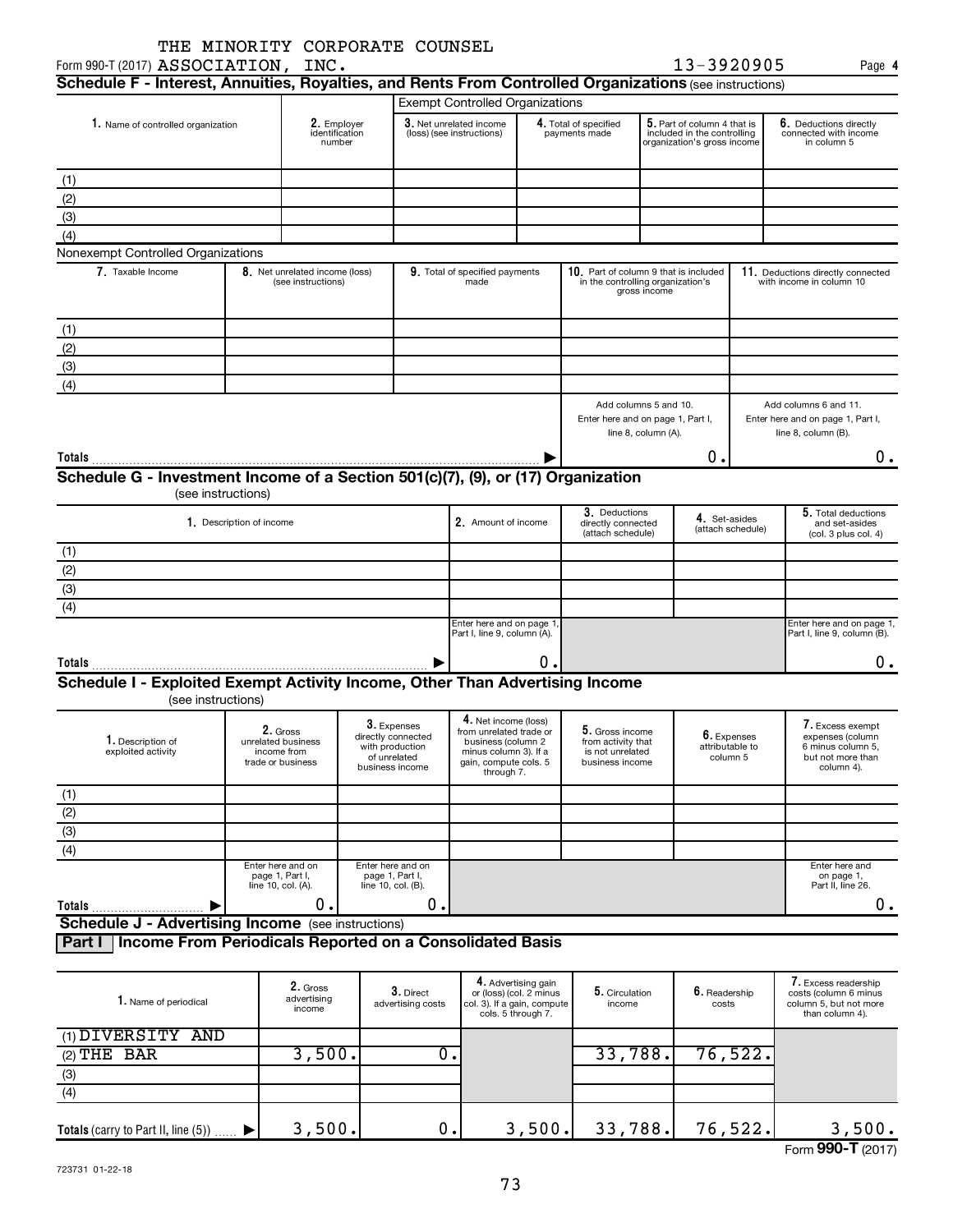THE MINORITY CORPORATE COUNSEL
Form 990-T (2017) ASSOCIATION, INC. 13-3920905 Page 4

## Schedule F - Interest, Annuities, Royalties, and Rents From Controlled Organizations (see instructions)

**Exempt Controlled Organizations**

| 1. Name of controlled organization | 2. Employer identification number | 3. Net unrelated income (loss) (see instructions) | 4. Total of specified payments made | 5. Part of column 4 that is included in the controlling organization's gross income | 6. Deductions directly connected with income in column 5 |
|---|---|---|---|---|---|
| (1) | | | | | |
| (2) | | | | | |
| (3) | | | | | |
| (4) | | | | | |

**Nonexempt Controlled Organizations**

| 7. Taxable Income | 8. Net unrelated income (loss) (see instructions) | 9. Total of specified payments made | 10. Part of column 9 that is included in the controlling organization's gross income | 11. Deductions directly connected with income in column 10 |
|---|---|---|---|---|
| (1) | | | | |
| (2) | | | | |
| (3) | | | | |
| (4) | | | | |
| | | | Add columns 5 and 10. Enter here and on page 1, Part I, line 8, column (A). | Add columns 6 and 11. Enter here and on page 1, Part I, line 8, column (B). |
| **Totals** | | | 0. | 0. |

## Schedule G - Investment Income of a Section 501(c)(7), (9), or (17) Organization
(see instructions)

| 1. Description of income | 2. Amount of income | 3. Deductions directly connected (attach schedule) | 4. Set-asides (attach schedule) | 5. Total deductions and set-asides (col. 3 plus col. 4) |
|---|---|---|---|---|
| (1) | | | | |
| (2) | | | | |
| (3) | | | | |
| (4) | | | | |
| | Enter here and on page 1, Part I, line 9, column (A). | | | Enter here and on page 1, Part I, line 9, column (B). |
| **Totals** | 0. | | | 0. |

## Schedule I - Exploited Exempt Activity Income, Other Than Advertising Income
(see instructions)

| 1. Description of exploited activity | 2. Gross unrelated business income from trade or business | 3. Expenses directly connected with production of unrelated business income | 4. Net income (loss) from unrelated trade or business (column 2 minus column 3). If a gain, compute cols. 5 through 7. | 5. Gross income from activity that is not unrelated business income | 6. Expenses attributable to column 5 | 7. Excess exempt expenses (column 6 minus column 5, but not more than column 4). |
|---|---|---|---|---|---|---|
| (1) | | | | | | |
| (2) | | | | | | |
| (3) | | | | | | |
| (4) | | | | | | |
| | Enter here and on page 1, Part I, line 10, col. (A). | Enter here and on page 1, Part I, line 10, col. (B). | | | | Enter here and on page 1, Part II, line 26. |
| **Totals** | 0. | 0. | | | | 0. |

## Schedule J - Advertising Income (see instructions)

### Part I Income From Periodicals Reported on a Consolidated Basis

| 1. Name of periodical | 2. Gross advertising income | 3. Direct advertising costs | 4. Advertising gain or (loss) (col. 2 minus col. 3). If a gain, compute cols. 5 through 7. | 5. Circulation income | 6. Readership costs | 7. Excess readership costs (column 6 minus column 5, but not more than column 4). |
|---|---|---|---|---|---|---|
| (1) DIVERSITY AND | | | | | | |
| (2) THE BAR | 3,500. | 0. | | 33,788. | 76,522. | |
| (3) | | | | | | |
| (4) | | | | | | |
| **Totals** (carry to Part II, line (5)) | 3,500. | 0. | 3,500. | 33,788. | 76,522. | 3,500. |

Form **990-T** (2017)

723731 01-22-18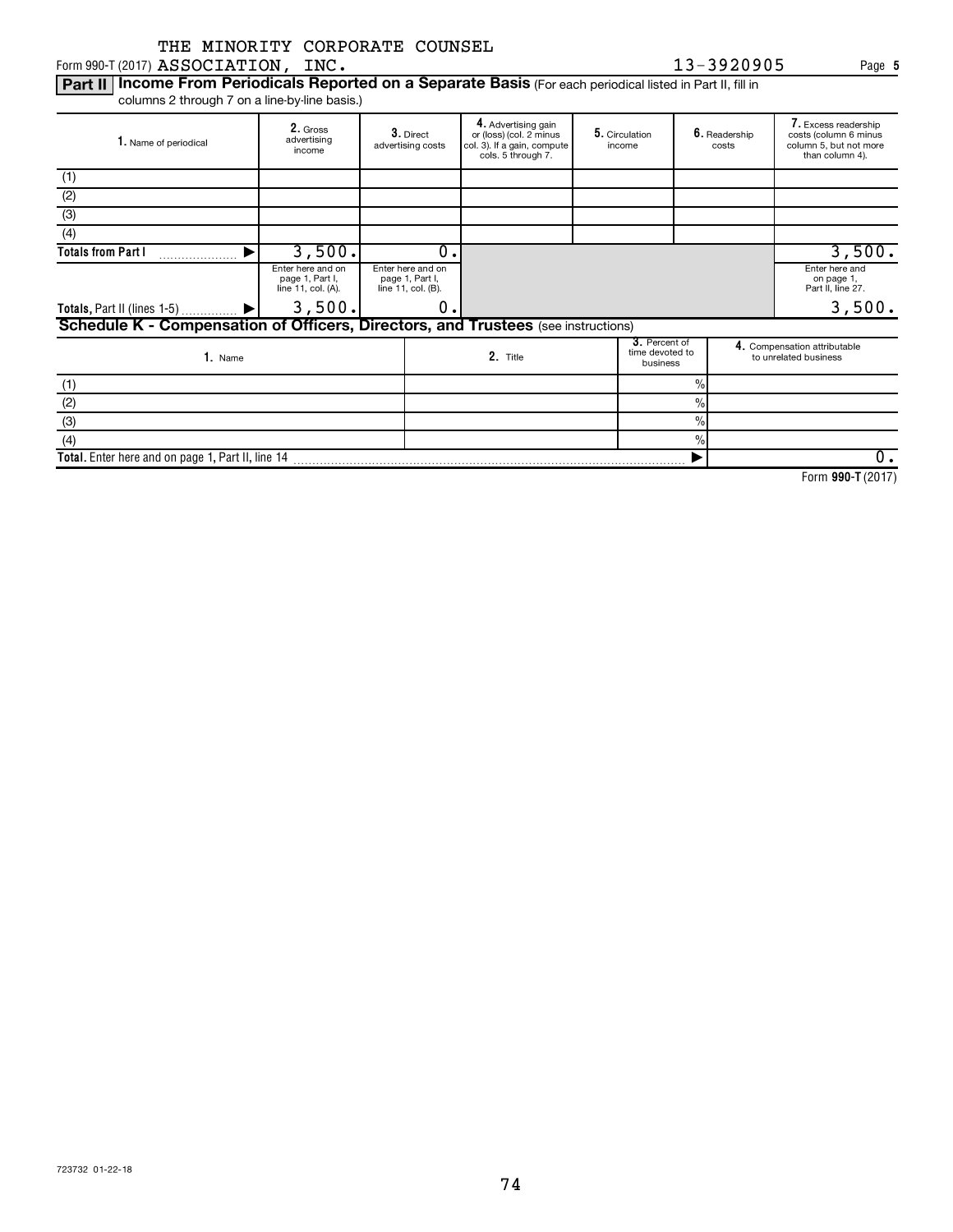THE MINORITY CORPORATE COUNSEL

Form 990-T (2017) ASSOCIATION, INC. 13-3920905 Page **5**

**Part II** **Income From Periodicals Reported on a Separate Basis** (For each periodical listed in Part II, fill in columns 2 through 7 on a line-by-line basis.)

| 1. Name of periodical | 2. Gross advertising income | 3. Direct advertising costs | 4. Advertising gain or (loss) (col. 2 minus col. 3). If a gain, compute cols. 5 through 7. | 5. Circulation income | 6. Readership costs | 7. Excess readership costs (column 6 minus column 5, but not more than column 4). |
|---|---|---|---|---|---|---|
| (1) | | | | | | |
| (2) | | | | | | |
| (3) | | | | | | |
| (4) | | | | | | |
| **Totals from Part I** ▶ | 3,500. | 0. | | | | 3,500. |
| | Enter here and on page 1, Part I, line 11, col. (A). | Enter here and on page 1, Part I, line 11, col. (B). | | | | Enter here and on page 1, Part II, line 27. |
| **Totals,** Part II (lines 1-5) ▶ | 3,500. | 0. | | | | 3,500. |

**Schedule K - Compensation of Officers, Directors, and Trustees** (see instructions)

| 1. Name | 2. Title | 3. Percent of time devoted to business | 4. Compensation attributable to unrelated business |
|---|---|---|---|
| (1) | | % | |
| (2) | | % | |
| (3) | | % | |
| (4) | | % | |
| **Total.** Enter here and on page 1, Part II, line 14 ▶ | | | 0. |

Form **990-T** (2017)

723732 01-22-18